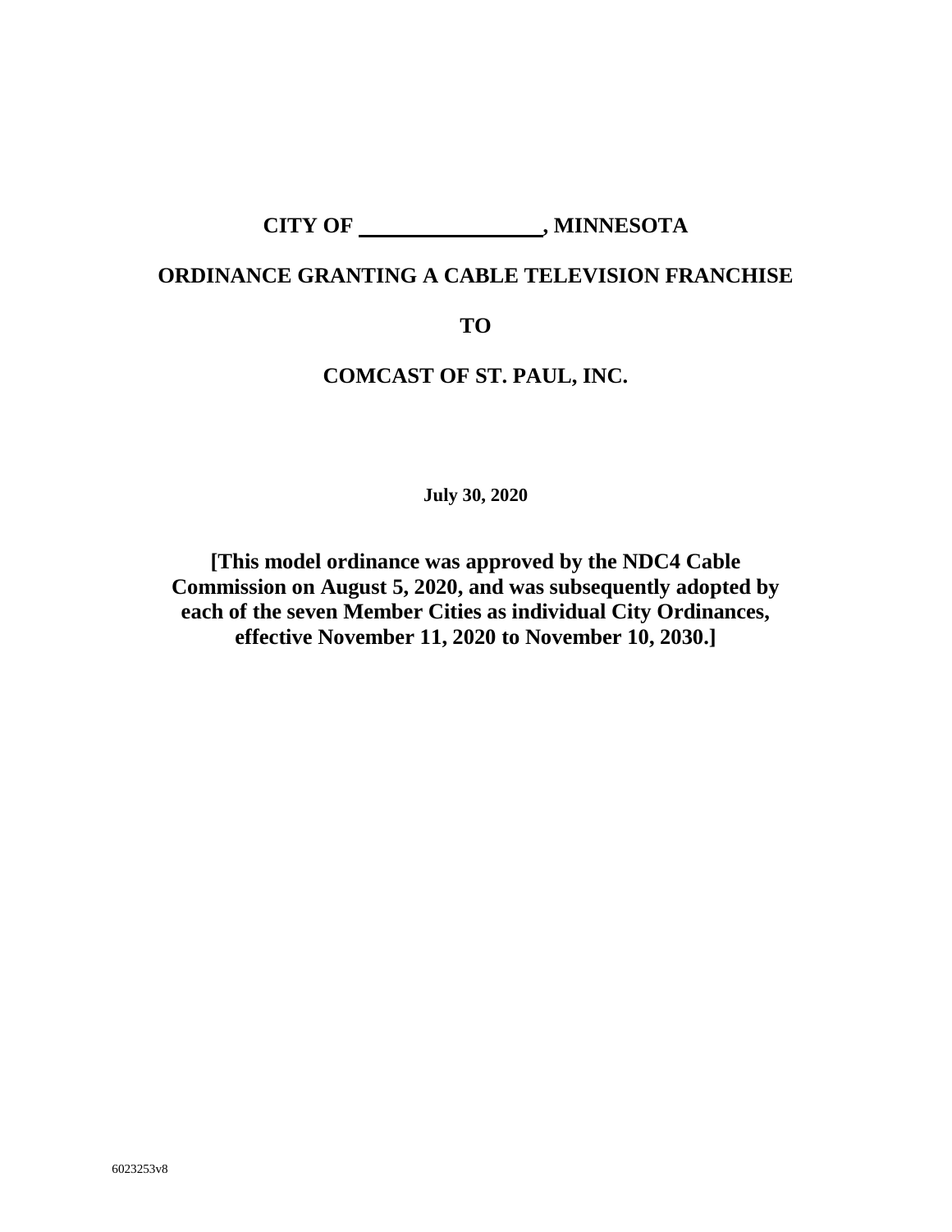# CITY OF \_\_\_\_\_\_\_\_\_\_\_\_\_\_\_\_\_\_, MINNESOTA

# ORDINANCE GRANTING A CABLE TELEVISION FRANCHISE

# TO

# COMCAST OF ST. PAUL, INC.

**July 30, 2020**

**[This model ordinance was approved by the NDC4 Cable Commission on August 5, 2020, and was subsequently adopted by each of the seven Member Cities as individual City Ordinances, effective November 11, 2020 to November 10, 2030.]**

6023253v8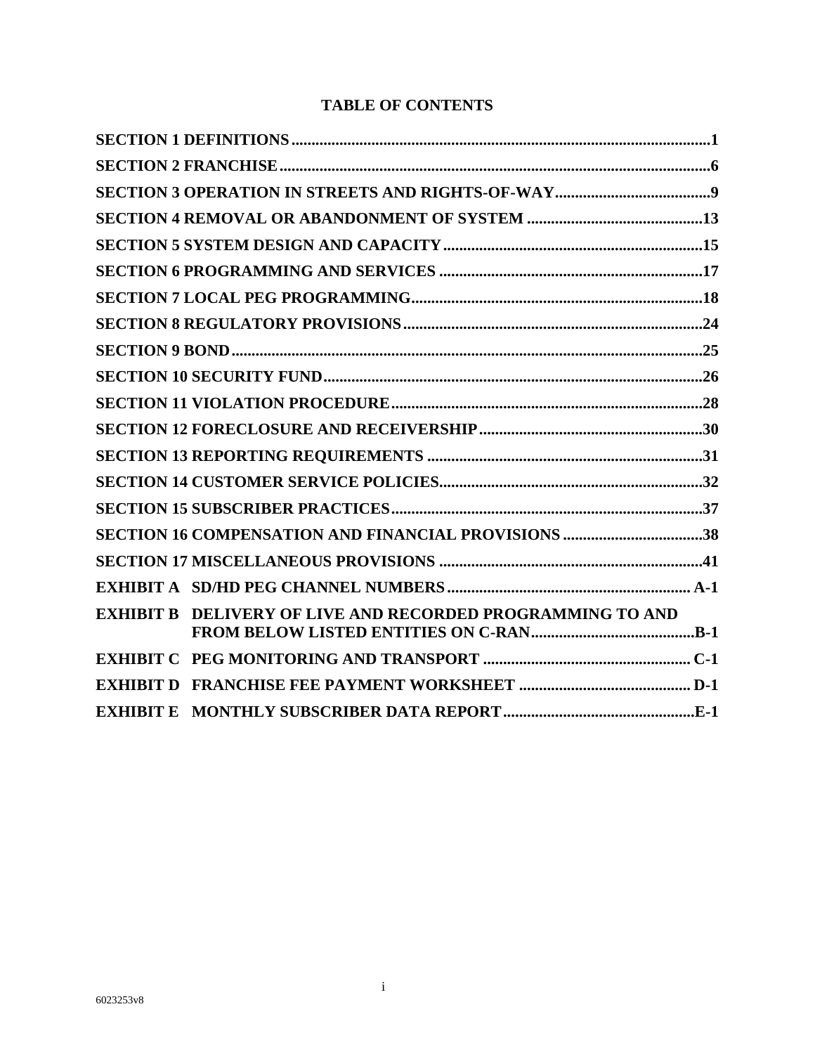# TABLE OF CONTENTS

**SECTION 1 DEFINITIONS**........................................................................................................**1**

**SECTION 2 FRANCHISE**..........................................................................................................**6**

**SECTION 3 OPERATION IN STREETS AND RIGHTS-OF-WAY**........................................**9**

**SECTION 4 REMOVAL OR ABANDONMENT OF SYSTEM**............................................**13**

**SECTION 5 SYSTEM DESIGN AND CAPACITY**..................................................................**15**

**SECTION 6 PROGRAMMING AND SERVICES**...................................................................**17**

**SECTION 7 LOCAL PEG PROGRAMMING**..........................................................................**18**

**SECTION 8 REGULATORY PROVISIONS**............................................................................**24**

**SECTION 9 BOND**......................................................................................................................**25**

**SECTION 10 SECURITY FUND**.................................................................................................**26**

**SECTION 11 VIOLATION PROCEDURE**..............................................................................**28**

**SECTION 12 FORECLOSURE AND RECEIVERSHIP**..........................................................**30**

**SECTION 13 REPORTING REQUIREMENTS**......................................................................**31**

**SECTION 14 CUSTOMER SERVICE POLICIES**...................................................................**32**

**SECTION 15 SUBSCRIBER PRACTICES**................................................................................**37**

**SECTION 16 COMPENSATION AND FINANCIAL PROVISIONS**....................................**38**

**SECTION 17 MISCELLANEOUS PROVISIONS**...................................................................**41**

**EXHIBIT A SD/HD PEG CHANNEL NUMBERS**...............................................................**A-1**

**EXHIBIT B DELIVERY OF LIVE AND RECORDED PROGRAMMING TO AND FROM BELOW LISTED ENTITIES ON C-RAN**..........................................**B-1**

**EXHIBIT C PEG MONITORING AND TRANSPORT**......................................................**C-1**

**EXHIBIT D FRANCHISE FEE PAYMENT WORKSHEET**.............................................**D-1**

**EXHIBIT E MONTHLY SUBSCRIBER DATA REPORT**..................................................**E-1**

6023253v8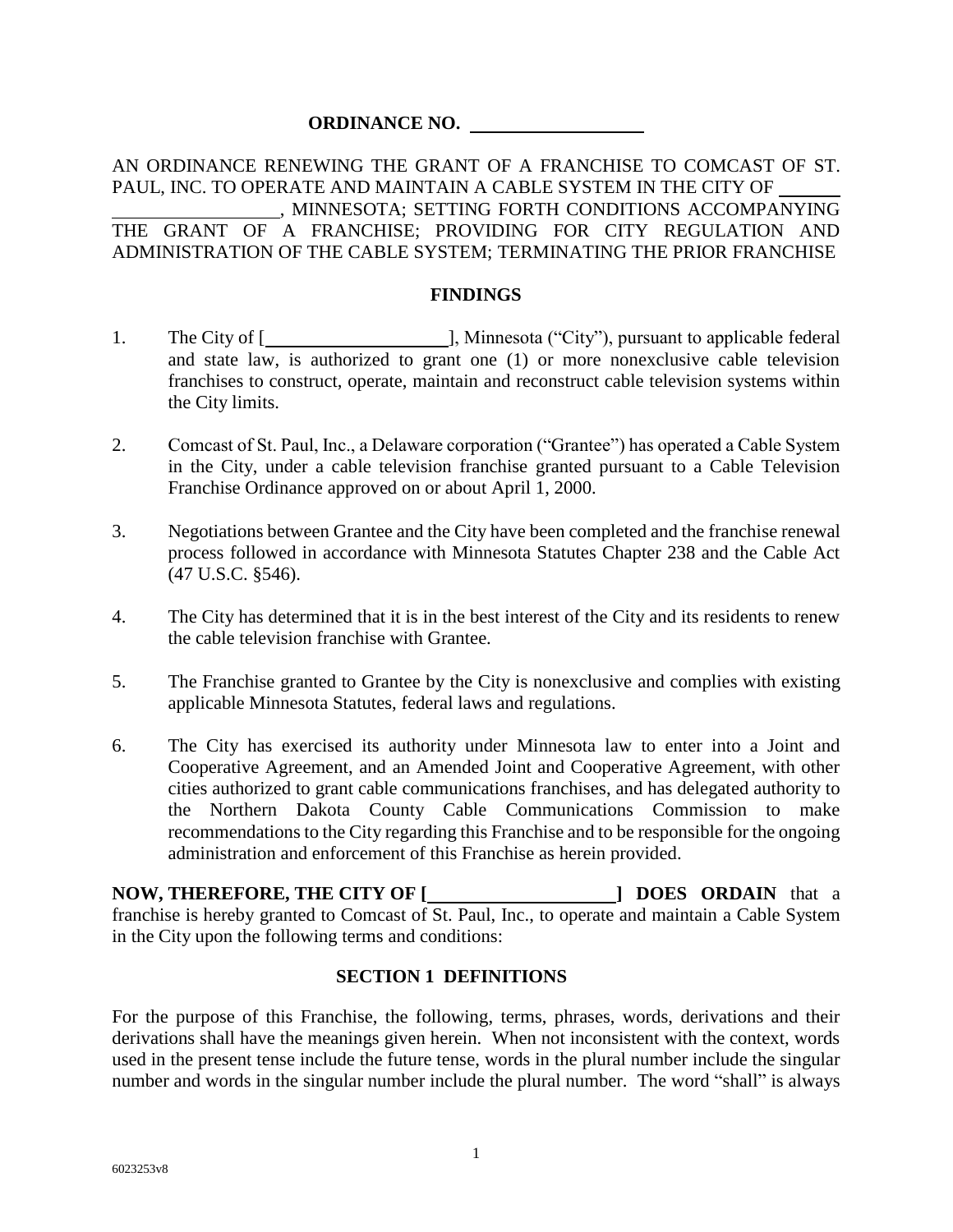**ORDINANCE NO. \_\_\_\_\_\_\_\_\_\_\_\_\_\_\_\_\_\_**

AN ORDINANCE RENEWING THE GRANT OF A FRANCHISE TO COMCAST OF ST. PAUL, INC. TO OPERATE AND MAINTAIN A CABLE SYSTEM IN THE CITY OF \_\_\_\_\_\_\_\_\_\_\_\_\_\_\_\_\_\_\_\_\_\_\_\_, MINNESOTA; SETTING FORTH CONDITIONS ACCOMPANYING THE GRANT OF A FRANCHISE; PROVIDING FOR CITY REGULATION AND ADMINISTRATION OF THE CABLE SYSTEM; TERMINATING THE PRIOR FRANCHISE

## FINDINGS

1. The City of [\_\_\_\_\_\_\_\_\_\_\_\_\_\_\_\_\_\_\_\_], Minnesota ("City"), pursuant to applicable federal and state law, is authorized to grant one (1) or more nonexclusive cable television franchises to construct, operate, maintain and reconstruct cable television systems within the City limits.

2. Comcast of St. Paul, Inc., a Delaware corporation ("Grantee") has operated a Cable System in the City, under a cable television franchise granted pursuant to a Cable Television Franchise Ordinance approved on or about April 1, 2000.

3. Negotiations between Grantee and the City have been completed and the franchise renewal process followed in accordance with Minnesota Statutes Chapter 238 and the Cable Act (47 U.S.C. §546).

4. The City has determined that it is in the best interest of the City and its residents to renew the cable television franchise with Grantee.

5. The Franchise granted to Grantee by the City is nonexclusive and complies with existing applicable Minnesota Statutes, federal laws and regulations.

6. The City has exercised its authority under Minnesota law to enter into a Joint and Cooperative Agreement, and an Amended Joint and Cooperative Agreement, with other cities authorized to grant cable communications franchises, and has delegated authority to the Northern Dakota County Cable Communications Commission to make recommendations to the City regarding this Franchise and to be responsible for the ongoing administration and enforcement of this Franchise as herein provided.

**NOW, THEREFORE, THE CITY OF [\_\_\_\_\_\_\_\_\_\_\_\_\_\_\_\_\_\_\_\_] DOES ORDAIN** that a franchise is hereby granted to Comcast of St. Paul, Inc., to operate and maintain a Cable System in the City upon the following terms and conditions:

## SECTION 1 DEFINITIONS

For the purpose of this Franchise, the following, terms, phrases, words, derivations and their derivations shall have the meanings given herein. When not inconsistent with the context, words used in the present tense include the future tense, words in the plural number include the singular number and words in the singular number include the plural number. The word "shall" is always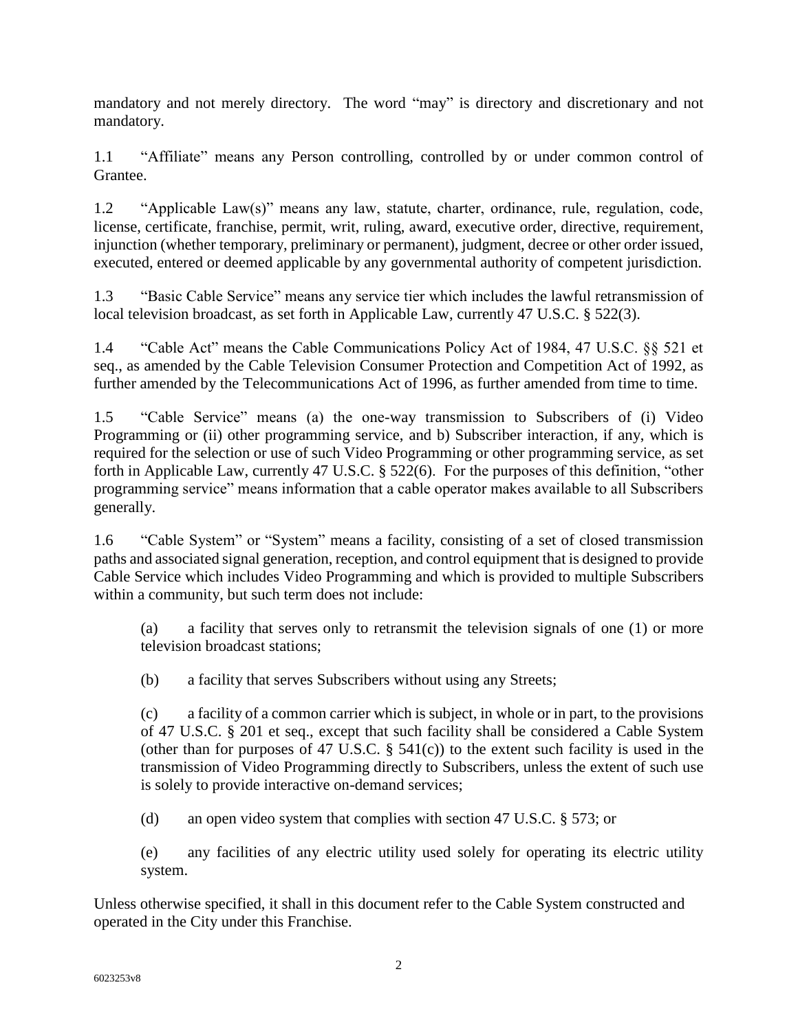mandatory and not merely directory. The word "may" is directory and discretionary and not mandatory.

1.1 "Affiliate" means any Person controlling, controlled by or under common control of Grantee.

1.2 "Applicable Law(s)" means any law, statute, charter, ordinance, rule, regulation, code, license, certificate, franchise, permit, writ, ruling, award, executive order, directive, requirement, injunction (whether temporary, preliminary or permanent), judgment, decree or other order issued, executed, entered or deemed applicable by any governmental authority of competent jurisdiction.

1.3 "Basic Cable Service" means any service tier which includes the lawful retransmission of local television broadcast, as set forth in Applicable Law, currently 47 U.S.C. § 522(3).

1.4 "Cable Act" means the Cable Communications Policy Act of 1984, 47 U.S.C. §§ 521 et seq., as amended by the Cable Television Consumer Protection and Competition Act of 1992, as further amended by the Telecommunications Act of 1996, as further amended from time to time.

1.5 "Cable Service" means (a) the one-way transmission to Subscribers of (i) Video Programming or (ii) other programming service, and b) Subscriber interaction, if any, which is required for the selection or use of such Video Programming or other programming service, as set forth in Applicable Law, currently 47 U.S.C. § 522(6). For the purposes of this definition, "other programming service" means information that a cable operator makes available to all Subscribers generally.

1.6 "Cable System" or "System" means a facility, consisting of a set of closed transmission paths and associated signal generation, reception, and control equipment that is designed to provide Cable Service which includes Video Programming and which is provided to multiple Subscribers within a community, but such term does not include:

(a) a facility that serves only to retransmit the television signals of one (1) or more television broadcast stations;

(b) a facility that serves Subscribers without using any Streets;

(c) a facility of a common carrier which is subject, in whole or in part, to the provisions of 47 U.S.C. § 201 et seq., except that such facility shall be considered a Cable System (other than for purposes of 47 U.S.C. § 541(c)) to the extent such facility is used in the transmission of Video Programming directly to Subscribers, unless the extent of such use is solely to provide interactive on-demand services;

(d) an open video system that complies with section 47 U.S.C. § 573; or

(e) any facilities of any electric utility used solely for operating its electric utility system.

Unless otherwise specified, it shall in this document refer to the Cable System constructed and operated in the City under this Franchise.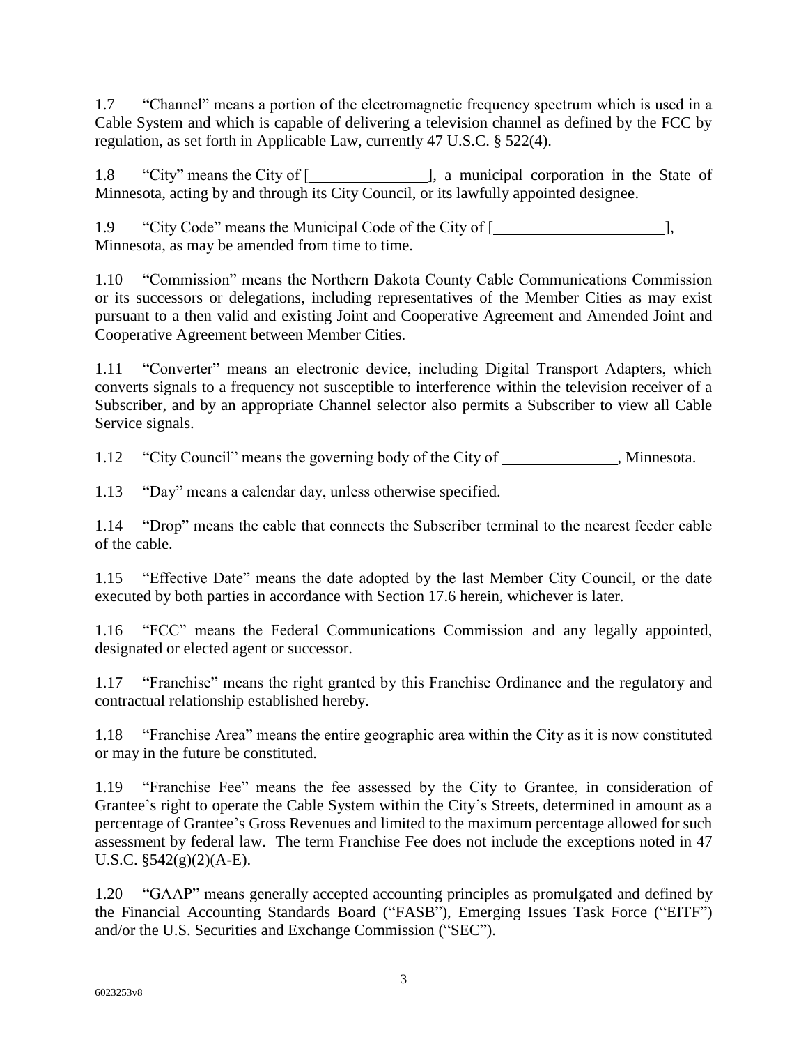1.7 "Channel" means a portion of the electromagnetic frequency spectrum which is used in a Cable System and which is capable of delivering a television channel as defined by the FCC by regulation, as set forth in Applicable Law, currently 47 U.S.C. § 522(4).

1.8 "City" means the City of [\_\_\_\_\_\_\_\_\_\_\_\_\_\_\_], a municipal corporation in the State of Minnesota, acting by and through its City Council, or its lawfully appointed designee.

1.9 "City Code" means the Municipal Code of the City of [\_\_\_\_\_\_\_\_\_\_\_\_\_\_\_\_\_\_\_\_\_\_], Minnesota, as may be amended from time to time.

1.10 "Commission" means the Northern Dakota County Cable Communications Commission or its successors or delegations, including representatives of the Member Cities as may exist pursuant to a then valid and existing Joint and Cooperative Agreement and Amended Joint and Cooperative Agreement between Member Cities.

1.11 "Converter" means an electronic device, including Digital Transport Adapters, which converts signals to a frequency not susceptible to interference within the television receiver of a Subscriber, and by an appropriate Channel selector also permits a Subscriber to view all Cable Service signals.

1.12 "City Council" means the governing body of the City of \_\_\_\_\_\_\_\_\_\_\_\_\_\_\_, Minnesota.

1.13 "Day" means a calendar day, unless otherwise specified.

1.14 "Drop" means the cable that connects the Subscriber terminal to the nearest feeder cable of the cable.

1.15 "Effective Date" means the date adopted by the last Member City Council, or the date executed by both parties in accordance with Section 17.6 herein, whichever is later.

1.16 "FCC" means the Federal Communications Commission and any legally appointed, designated or elected agent or successor.

1.17 "Franchise" means the right granted by this Franchise Ordinance and the regulatory and contractual relationship established hereby.

1.18 "Franchise Area" means the entire geographic area within the City as it is now constituted or may in the future be constituted.

1.19 "Franchise Fee" means the fee assessed by the City to Grantee, in consideration of Grantee's right to operate the Cable System within the City's Streets, determined in amount as a percentage of Grantee's Gross Revenues and limited to the maximum percentage allowed for such assessment by federal law. The term Franchise Fee does not include the exceptions noted in 47 U.S.C. §542(g)(2)(A-E).

1.20 "GAAP" means generally accepted accounting principles as promulgated and defined by the Financial Accounting Standards Board ("FASB"), Emerging Issues Task Force ("EITF") and/or the U.S. Securities and Exchange Commission ("SEC").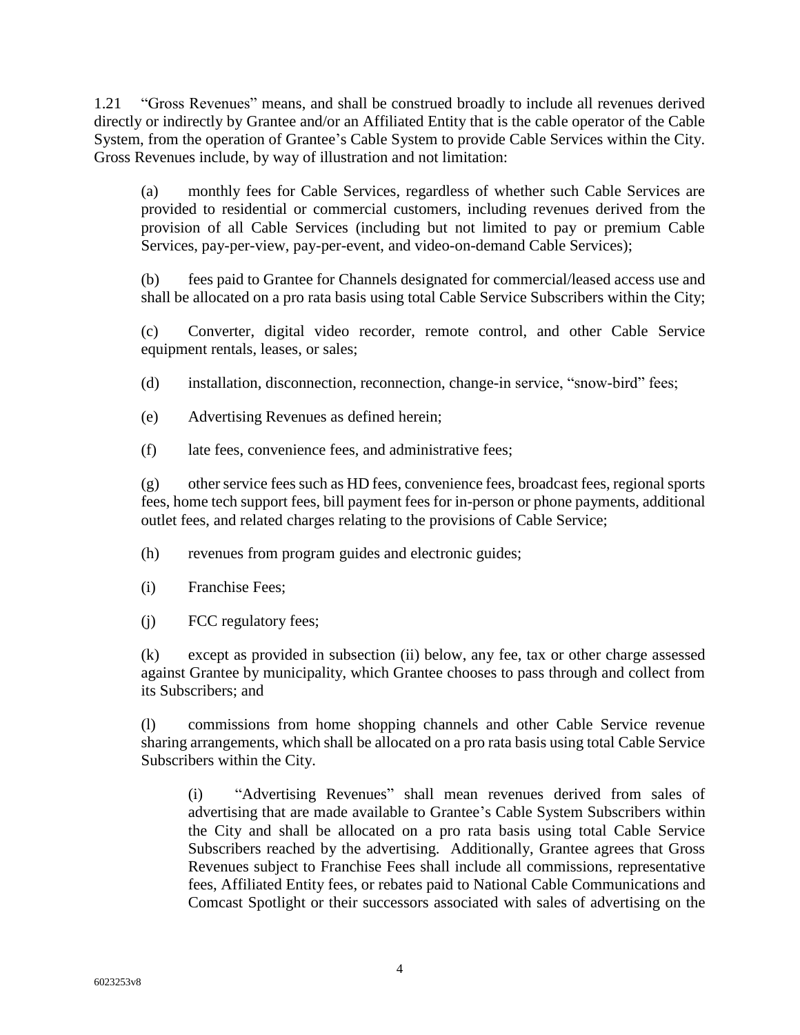1.21 “Gross Revenues” means, and shall be construed broadly to include all revenues derived directly or indirectly by Grantee and/or an Affiliated Entity that is the cable operator of the Cable System, from the operation of Grantee’s Cable System to provide Cable Services within the City. Gross Revenues include, by way of illustration and not limitation:

(a) monthly fees for Cable Services, regardless of whether such Cable Services are provided to residential or commercial customers, including revenues derived from the provision of all Cable Services (including but not limited to pay or premium Cable Services, pay-per-view, pay-per-event, and video-on-demand Cable Services);

(b) fees paid to Grantee for Channels designated for commercial/leased access use and shall be allocated on a pro rata basis using total Cable Service Subscribers within the City;

(c) Converter, digital video recorder, remote control, and other Cable Service equipment rentals, leases, or sales;

(d) installation, disconnection, reconnection, change-in service, “snow-bird” fees;

(e) Advertising Revenues as defined herein;

(f) late fees, convenience fees, and administrative fees;

(g) other service fees such as HD fees, convenience fees, broadcast fees, regional sports fees, home tech support fees, bill payment fees for in-person or phone payments, additional outlet fees, and related charges relating to the provisions of Cable Service;

(h) revenues from program guides and electronic guides;

(i) Franchise Fees;

(j) FCC regulatory fees;

(k) except as provided in subsection (ii) below, any fee, tax or other charge assessed against Grantee by municipality, which Grantee chooses to pass through and collect from its Subscribers; and

(l) commissions from home shopping channels and other Cable Service revenue sharing arrangements, which shall be allocated on a pro rata basis using total Cable Service Subscribers within the City.

(i) “Advertising Revenues” shall mean revenues derived from sales of advertising that are made available to Grantee’s Cable System Subscribers within the City and shall be allocated on a pro rata basis using total Cable Service Subscribers reached by the advertising. Additionally, Grantee agrees that Gross Revenues subject to Franchise Fees shall include all commissions, representative fees, Affiliated Entity fees, or rebates paid to National Cable Communications and Comcast Spotlight or their successors associated with sales of advertising on the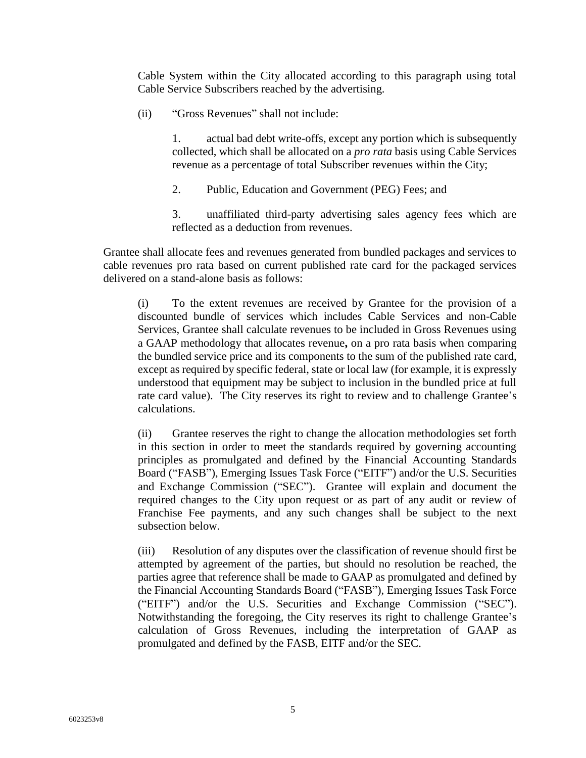Cable System within the City allocated according to this paragraph using total Cable Service Subscribers reached by the advertising.

(ii) "Gross Revenues" shall not include:

1. actual bad debt write-offs, except any portion which is subsequently collected, which shall be allocated on a *pro rata* basis using Cable Services revenue as a percentage of total Subscriber revenues within the City;

2. Public, Education and Government (PEG) Fees; and

3. unaffiliated third-party advertising sales agency fees which are reflected as a deduction from revenues.

Grantee shall allocate fees and revenues generated from bundled packages and services to cable revenues pro rata based on current published rate card for the packaged services delivered on a stand-alone basis as follows:

(i) To the extent revenues are received by Grantee for the provision of a discounted bundle of services which includes Cable Services and non-Cable Services, Grantee shall calculate revenues to be included in Gross Revenues using a GAAP methodology that allocates revenue**,** on a pro rata basis when comparing the bundled service price and its components to the sum of the published rate card, except as required by specific federal, state or local law (for example, it is expressly understood that equipment may be subject to inclusion in the bundled price at full rate card value). The City reserves its right to review and to challenge Grantee's calculations.

(ii) Grantee reserves the right to change the allocation methodologies set forth in this section in order to meet the standards required by governing accounting principles as promulgated and defined by the Financial Accounting Standards Board ("FASB"), Emerging Issues Task Force ("EITF") and/or the U.S. Securities and Exchange Commission ("SEC"). Grantee will explain and document the required changes to the City upon request or as part of any audit or review of Franchise Fee payments, and any such changes shall be subject to the next subsection below.

(iii) Resolution of any disputes over the classification of revenue should first be attempted by agreement of the parties, but should no resolution be reached, the parties agree that reference shall be made to GAAP as promulgated and defined by the Financial Accounting Standards Board ("FASB"), Emerging Issues Task Force ("EITF") and/or the U.S. Securities and Exchange Commission ("SEC"). Notwithstanding the foregoing, the City reserves its right to challenge Grantee's calculation of Gross Revenues, including the interpretation of GAAP as promulgated and defined by the FASB, EITF and/or the SEC.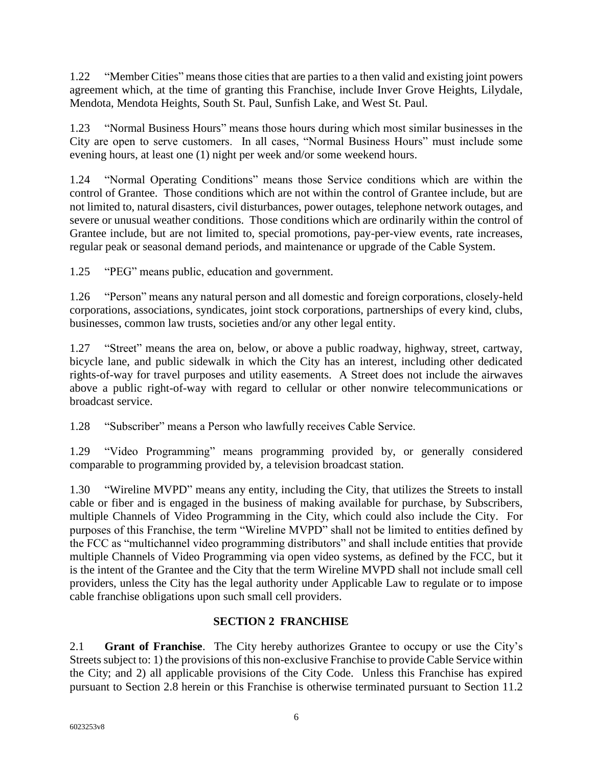1.22 "Member Cities" means those cities that are parties to a then valid and existing joint powers agreement which, at the time of granting this Franchise, include Inver Grove Heights, Lilydale, Mendota, Mendota Heights, South St. Paul, Sunfish Lake, and West St. Paul.

1.23 "Normal Business Hours" means those hours during which most similar businesses in the City are open to serve customers. In all cases, "Normal Business Hours" must include some evening hours, at least one (1) night per week and/or some weekend hours.

1.24 "Normal Operating Conditions" means those Service conditions which are within the control of Grantee. Those conditions which are not within the control of Grantee include, but are not limited to, natural disasters, civil disturbances, power outages, telephone network outages, and severe or unusual weather conditions. Those conditions which are ordinarily within the control of Grantee include, but are not limited to, special promotions, pay-per-view events, rate increases, regular peak or seasonal demand periods, and maintenance or upgrade of the Cable System.

1.25 "PEG" means public, education and government.

1.26 "Person" means any natural person and all domestic and foreign corporations, closely-held corporations, associations, syndicates, joint stock corporations, partnerships of every kind, clubs, businesses, common law trusts, societies and/or any other legal entity.

1.27 "Street" means the area on, below, or above a public roadway, highway, street, cartway, bicycle lane, and public sidewalk in which the City has an interest, including other dedicated rights-of-way for travel purposes and utility easements. A Street does not include the airwaves above a public right-of-way with regard to cellular or other nonwire telecommunications or broadcast service.

1.28 "Subscriber" means a Person who lawfully receives Cable Service.

1.29 "Video Programming" means programming provided by, or generally considered comparable to programming provided by, a television broadcast station.

1.30 "Wireline MVPD" means any entity, including the City, that utilizes the Streets to install cable or fiber and is engaged in the business of making available for purchase, by Subscribers, multiple Channels of Video Programming in the City, which could also include the City. For purposes of this Franchise, the term "Wireline MVPD" shall not be limited to entities defined by the FCC as "multichannel video programming distributors" and shall include entities that provide multiple Channels of Video Programming via open video systems, as defined by the FCC, but it is the intent of the Grantee and the City that the term Wireline MVPD shall not include small cell providers, unless the City has the legal authority under Applicable Law to regulate or to impose cable franchise obligations upon such small cell providers.

## SECTION 2 FRANCHISE

2.1 **Grant of Franchise**. The City hereby authorizes Grantee to occupy or use the City's Streets subject to: 1) the provisions of this non-exclusive Franchise to provide Cable Service within the City; and 2) all applicable provisions of the City Code. Unless this Franchise has expired pursuant to Section 2.8 herein or this Franchise is otherwise terminated pursuant to Section 11.2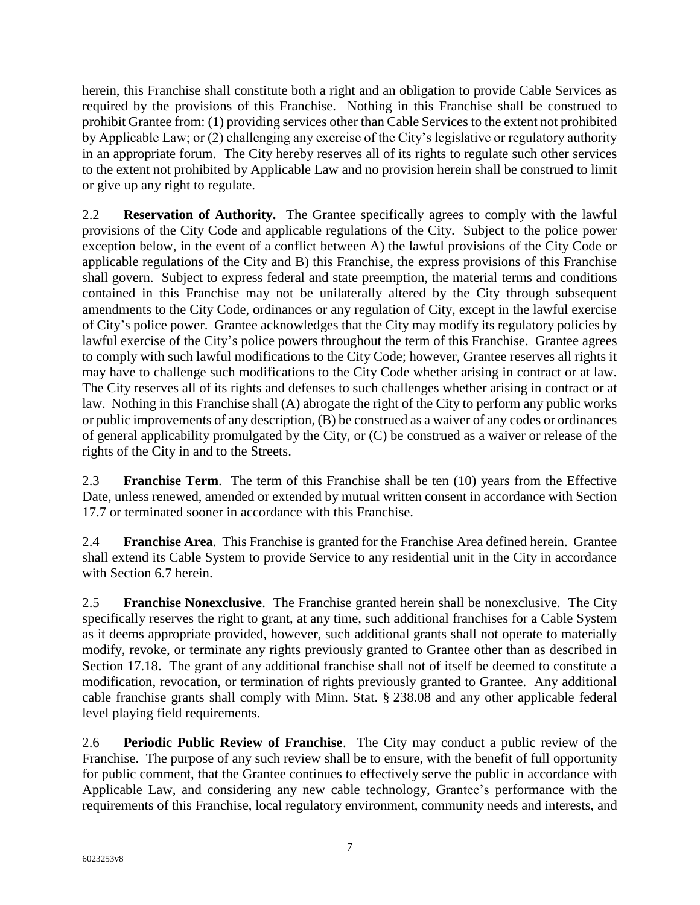herein, this Franchise shall constitute both a right and an obligation to provide Cable Services as required by the provisions of this Franchise. Nothing in this Franchise shall be construed to prohibit Grantee from: (1) providing services other than Cable Services to the extent not prohibited by Applicable Law; or (2) challenging any exercise of the City's legislative or regulatory authority in an appropriate forum. The City hereby reserves all of its rights to regulate such other services to the extent not prohibited by Applicable Law and no provision herein shall be construed to limit or give up any right to regulate.

2.2 **Reservation of Authority.** The Grantee specifically agrees to comply with the lawful provisions of the City Code and applicable regulations of the City. Subject to the police power exception below, in the event of a conflict between A) the lawful provisions of the City Code or applicable regulations of the City and B) this Franchise, the express provisions of this Franchise shall govern. Subject to express federal and state preemption, the material terms and conditions contained in this Franchise may not be unilaterally altered by the City through subsequent amendments to the City Code, ordinances or any regulation of City, except in the lawful exercise of City's police power. Grantee acknowledges that the City may modify its regulatory policies by lawful exercise of the City's police powers throughout the term of this Franchise. Grantee agrees to comply with such lawful modifications to the City Code; however, Grantee reserves all rights it may have to challenge such modifications to the City Code whether arising in contract or at law. The City reserves all of its rights and defenses to such challenges whether arising in contract or at law. Nothing in this Franchise shall (A) abrogate the right of the City to perform any public works or public improvements of any description, (B) be construed as a waiver of any codes or ordinances of general applicability promulgated by the City, or (C) be construed as a waiver or release of the rights of the City in and to the Streets.

2.3 **Franchise Term**. The term of this Franchise shall be ten (10) years from the Effective Date, unless renewed, amended or extended by mutual written consent in accordance with Section 17.7 or terminated sooner in accordance with this Franchise.

2.4 **Franchise Area**. This Franchise is granted for the Franchise Area defined herein. Grantee shall extend its Cable System to provide Service to any residential unit in the City in accordance with Section 6.7 herein.

2.5 **Franchise Nonexclusive**. The Franchise granted herein shall be nonexclusive. The City specifically reserves the right to grant, at any time, such additional franchises for a Cable System as it deems appropriate provided, however, such additional grants shall not operate to materially modify, revoke, or terminate any rights previously granted to Grantee other than as described in Section 17.18. The grant of any additional franchise shall not of itself be deemed to constitute a modification, revocation, or termination of rights previously granted to Grantee. Any additional cable franchise grants shall comply with Minn. Stat. § 238.08 and any other applicable federal level playing field requirements.

2.6 **Periodic Public Review of Franchise**. The City may conduct a public review of the Franchise. The purpose of any such review shall be to ensure, with the benefit of full opportunity for public comment, that the Grantee continues to effectively serve the public in accordance with Applicable Law, and considering any new cable technology, Grantee's performance with the requirements of this Franchise, local regulatory environment, community needs and interests, and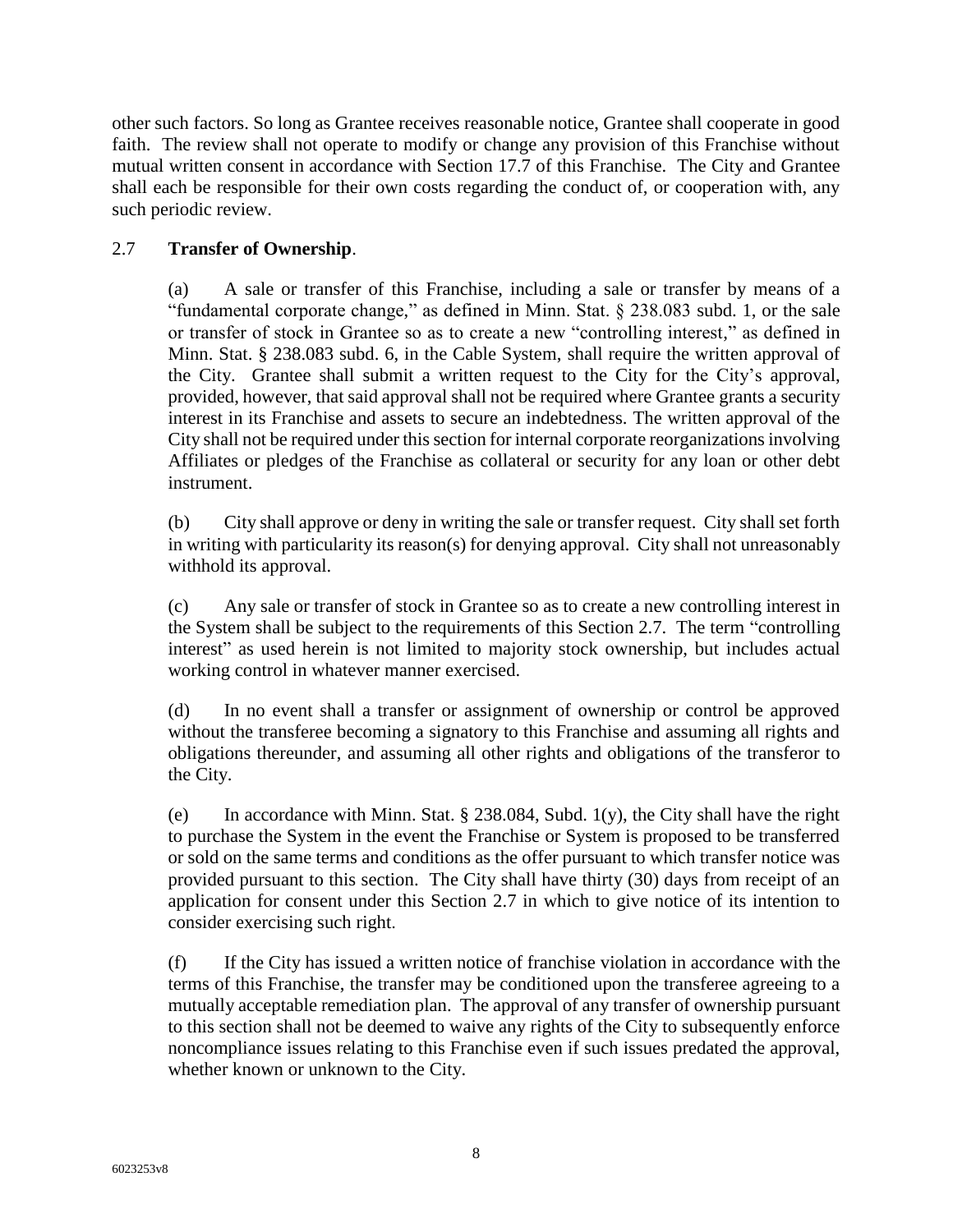other such factors. So long as Grantee receives reasonable notice, Grantee shall cooperate in good faith. The review shall not operate to modify or change any provision of this Franchise without mutual written consent in accordance with Section 17.7 of this Franchise. The City and Grantee shall each be responsible for their own costs regarding the conduct of, or cooperation with, any such periodic review.

## 2.7 **Transfer of Ownership**.

(a) A sale or transfer of this Franchise, including a sale or transfer by means of a "fundamental corporate change," as defined in Minn. Stat. § 238.083 subd. 1, or the sale or transfer of stock in Grantee so as to create a new "controlling interest," as defined in Minn. Stat. § 238.083 subd. 6, in the Cable System, shall require the written approval of the City. Grantee shall submit a written request to the City for the City's approval, provided, however, that said approval shall not be required where Grantee grants a security interest in its Franchise and assets to secure an indebtedness. The written approval of the City shall not be required under this section for internal corporate reorganizations involving Affiliates or pledges of the Franchise as collateral or security for any loan or other debt instrument.

(b) City shall approve or deny in writing the sale or transfer request. City shall set forth in writing with particularity its reason(s) for denying approval. City shall not unreasonably withhold its approval.

(c) Any sale or transfer of stock in Grantee so as to create a new controlling interest in the System shall be subject to the requirements of this Section 2.7. The term "controlling interest" as used herein is not limited to majority stock ownership, but includes actual working control in whatever manner exercised.

(d) In no event shall a transfer or assignment of ownership or control be approved without the transferee becoming a signatory to this Franchise and assuming all rights and obligations thereunder, and assuming all other rights and obligations of the transferor to the City.

(e) In accordance with Minn. Stat. § 238.084, Subd. 1(y), the City shall have the right to purchase the System in the event the Franchise or System is proposed to be transferred or sold on the same terms and conditions as the offer pursuant to which transfer notice was provided pursuant to this section. The City shall have thirty (30) days from receipt of an application for consent under this Section 2.7 in which to give notice of its intention to consider exercising such right.

(f) If the City has issued a written notice of franchise violation in accordance with the terms of this Franchise, the transfer may be conditioned upon the transferee agreeing to a mutually acceptable remediation plan. The approval of any transfer of ownership pursuant to this section shall not be deemed to waive any rights of the City to subsequently enforce noncompliance issues relating to this Franchise even if such issues predated the approval, whether known or unknown to the City.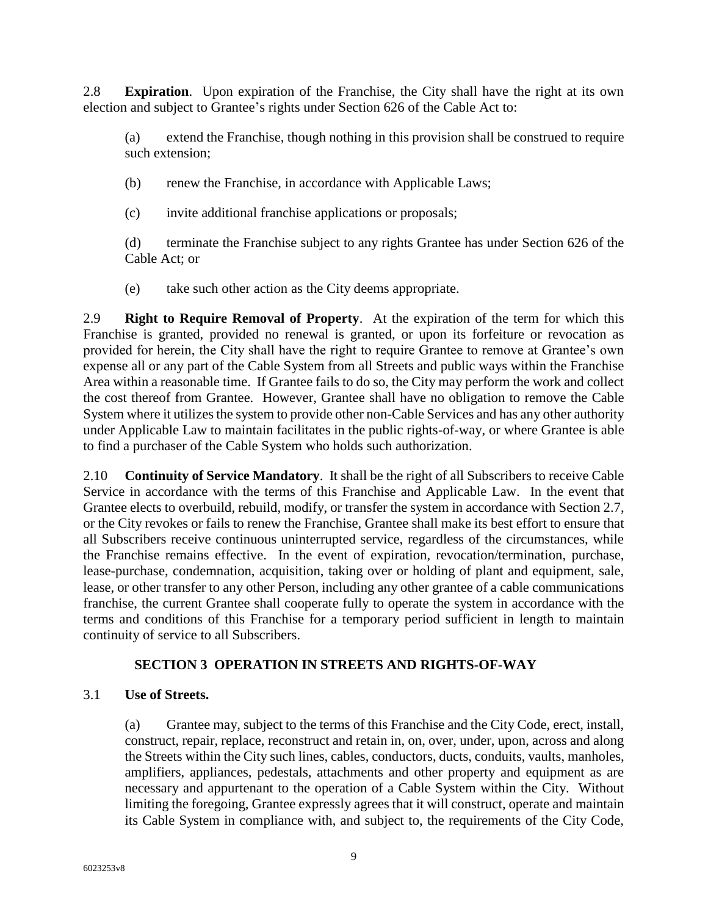2.8 **Expiration**. Upon expiration of the Franchise, the City shall have the right at its own election and subject to Grantee's rights under Section 626 of the Cable Act to:

(a) extend the Franchise, though nothing in this provision shall be construed to require such extension;

(b) renew the Franchise, in accordance with Applicable Laws;

(c) invite additional franchise applications or proposals;

(d) terminate the Franchise subject to any rights Grantee has under Section 626 of the Cable Act; or

(e) take such other action as the City deems appropriate.

2.9 **Right to Require Removal of Property**. At the expiration of the term for which this Franchise is granted, provided no renewal is granted, or upon its forfeiture or revocation as provided for herein, the City shall have the right to require Grantee to remove at Grantee's own expense all or any part of the Cable System from all Streets and public ways within the Franchise Area within a reasonable time. If Grantee fails to do so, the City may perform the work and collect the cost thereof from Grantee. However, Grantee shall have no obligation to remove the Cable System where it utilizes the system to provide other non-Cable Services and has any other authority under Applicable Law to maintain facilitates in the public rights-of-way, or where Grantee is able to find a purchaser of the Cable System who holds such authorization.

2.10 **Continuity of Service Mandatory**. It shall be the right of all Subscribers to receive Cable Service in accordance with the terms of this Franchise and Applicable Law. In the event that Grantee elects to overbuild, rebuild, modify, or transfer the system in accordance with Section 2.7, or the City revokes or fails to renew the Franchise, Grantee shall make its best effort to ensure that all Subscribers receive continuous uninterrupted service, regardless of the circumstances, while the Franchise remains effective. In the event of expiration, revocation/termination, purchase, lease-purchase, condemnation, acquisition, taking over or holding of plant and equipment, sale, lease, or other transfer to any other Person, including any other grantee of a cable communications franchise, the current Grantee shall cooperate fully to operate the system in accordance with the terms and conditions of this Franchise for a temporary period sufficient in length to maintain continuity of service to all Subscribers.

## SECTION 3 OPERATION IN STREETS AND RIGHTS-OF-WAY

3.1 **Use of Streets.**

(a) Grantee may, subject to the terms of this Franchise and the City Code, erect, install, construct, repair, replace, reconstruct and retain in, on, over, under, upon, across and along the Streets within the City such lines, cables, conductors, ducts, conduits, vaults, manholes, amplifiers, appliances, pedestals, attachments and other property and equipment as are necessary and appurtenant to the operation of a Cable System within the City. Without limiting the foregoing, Grantee expressly agrees that it will construct, operate and maintain its Cable System in compliance with, and subject to, the requirements of the City Code,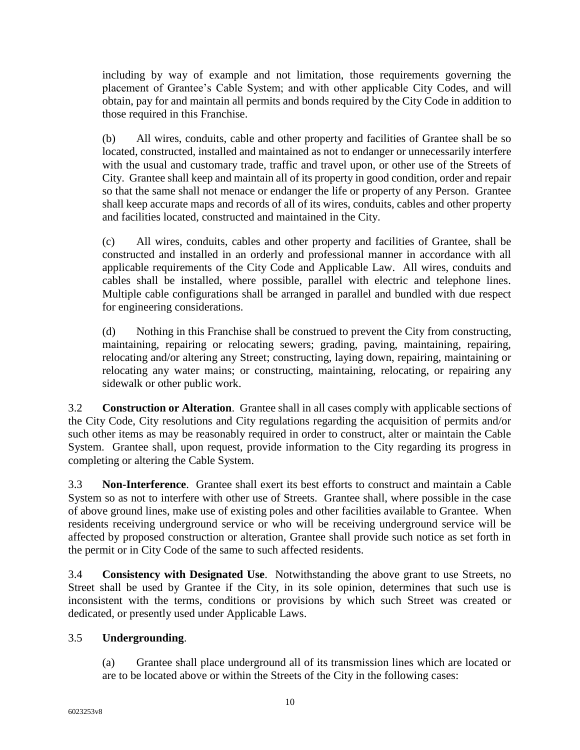including by way of example and not limitation, those requirements governing the placement of Grantee's Cable System; and with other applicable City Codes, and will obtain, pay for and maintain all permits and bonds required by the City Code in addition to those required in this Franchise.

(b) All wires, conduits, cable and other property and facilities of Grantee shall be so located, constructed, installed and maintained as not to endanger or unnecessarily interfere with the usual and customary trade, traffic and travel upon, or other use of the Streets of City. Grantee shall keep and maintain all of its property in good condition, order and repair so that the same shall not menace or endanger the life or property of any Person. Grantee shall keep accurate maps and records of all of its wires, conduits, cables and other property and facilities located, constructed and maintained in the City.

(c) All wires, conduits, cables and other property and facilities of Grantee, shall be constructed and installed in an orderly and professional manner in accordance with all applicable requirements of the City Code and Applicable Law. All wires, conduits and cables shall be installed, where possible, parallel with electric and telephone lines. Multiple cable configurations shall be arranged in parallel and bundled with due respect for engineering considerations.

(d) Nothing in this Franchise shall be construed to prevent the City from constructing, maintaining, repairing or relocating sewers; grading, paving, maintaining, repairing, relocating and/or altering any Street; constructing, laying down, repairing, maintaining or relocating any water mains; or constructing, maintaining, relocating, or repairing any sidewalk or other public work.

3.2 **Construction or Alteration**. Grantee shall in all cases comply with applicable sections of the City Code, City resolutions and City regulations regarding the acquisition of permits and/or such other items as may be reasonably required in order to construct, alter or maintain the Cable System. Grantee shall, upon request, provide information to the City regarding its progress in completing or altering the Cable System.

3.3 **Non-Interference**. Grantee shall exert its best efforts to construct and maintain a Cable System so as not to interfere with other use of Streets. Grantee shall, where possible in the case of above ground lines, make use of existing poles and other facilities available to Grantee. When residents receiving underground service or who will be receiving underground service will be affected by proposed construction or alteration, Grantee shall provide such notice as set forth in the permit or in City Code of the same to such affected residents.

3.4 **Consistency with Designated Use**. Notwithstanding the above grant to use Streets, no Street shall be used by Grantee if the City, in its sole opinion, determines that such use is inconsistent with the terms, conditions or provisions by which such Street was created or dedicated, or presently used under Applicable Laws.

3.5 **Undergrounding**.

(a) Grantee shall place underground all of its transmission lines which are located or are to be located above or within the Streets of the City in the following cases: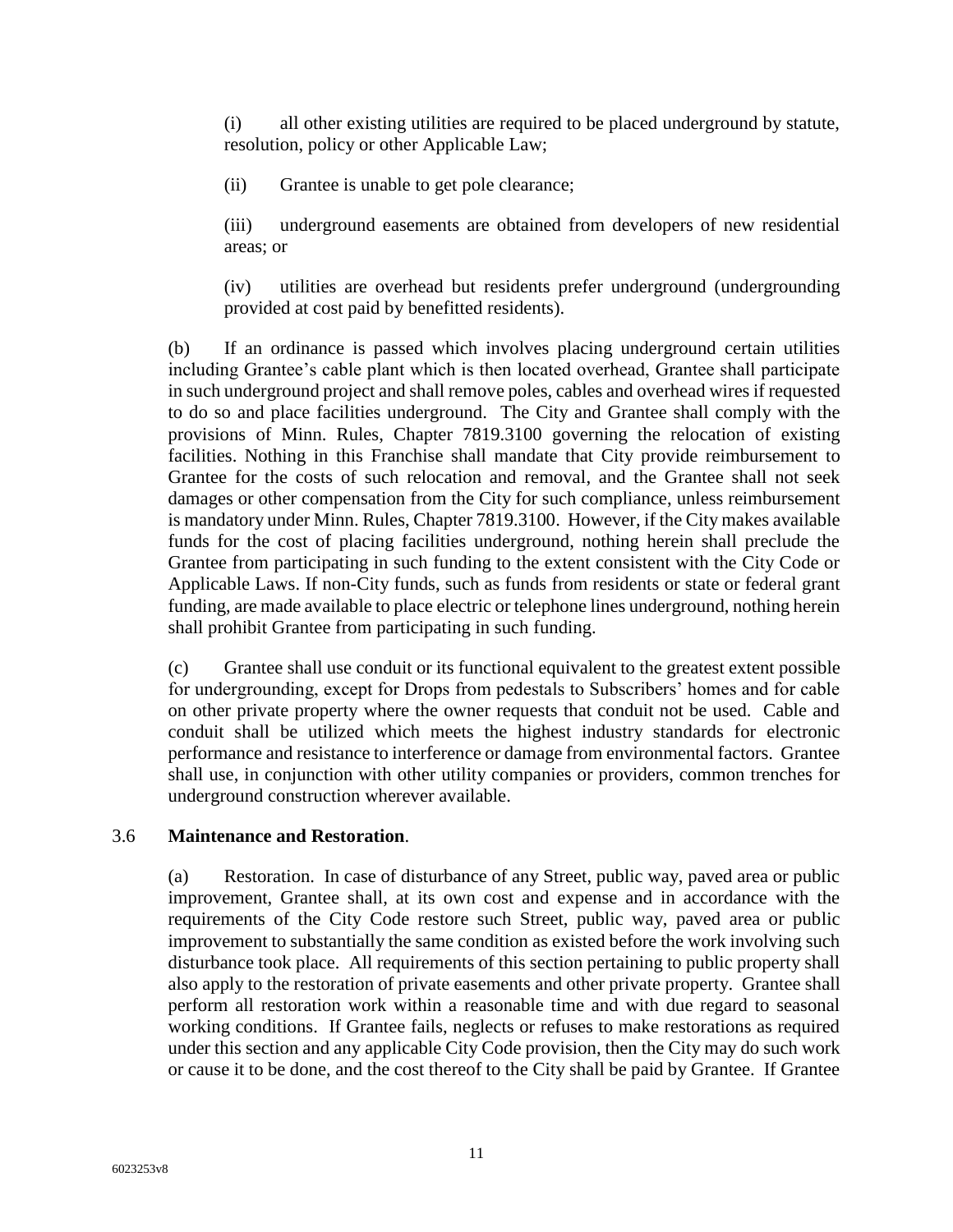(i) all other existing utilities are required to be placed underground by statute, resolution, policy or other Applicable Law;

(ii) Grantee is unable to get pole clearance;

(iii) underground easements are obtained from developers of new residential areas; or

(iv) utilities are overhead but residents prefer underground (undergrounding provided at cost paid by benefitted residents).

(b) If an ordinance is passed which involves placing underground certain utilities including Grantee's cable plant which is then located overhead, Grantee shall participate in such underground project and shall remove poles, cables and overhead wires if requested to do so and place facilities underground. The City and Grantee shall comply with the provisions of Minn. Rules, Chapter 7819.3100 governing the relocation of existing facilities. Nothing in this Franchise shall mandate that City provide reimbursement to Grantee for the costs of such relocation and removal, and the Grantee shall not seek damages or other compensation from the City for such compliance, unless reimbursement is mandatory under Minn. Rules, Chapter 7819.3100. However, if the City makes available funds for the cost of placing facilities underground, nothing herein shall preclude the Grantee from participating in such funding to the extent consistent with the City Code or Applicable Laws. If non-City funds, such as funds from residents or state or federal grant funding, are made available to place electric or telephone lines underground, nothing herein shall prohibit Grantee from participating in such funding.

(c) Grantee shall use conduit or its functional equivalent to the greatest extent possible for undergrounding, except for Drops from pedestals to Subscribers' homes and for cable on other private property where the owner requests that conduit not be used. Cable and conduit shall be utilized which meets the highest industry standards for electronic performance and resistance to interference or damage from environmental factors. Grantee shall use, in conjunction with other utility companies or providers, common trenches for underground construction wherever available.

### 3.6 Maintenance and Restoration.

(a) Restoration. In case of disturbance of any Street, public way, paved area or public improvement, Grantee shall, at its own cost and expense and in accordance with the requirements of the City Code restore such Street, public way, paved area or public improvement to substantially the same condition as existed before the work involving such disturbance took place. All requirements of this section pertaining to public property shall also apply to the restoration of private easements and other private property. Grantee shall perform all restoration work within a reasonable time and with due regard to seasonal working conditions. If Grantee fails, neglects or refuses to make restorations as required under this section and any applicable City Code provision, then the City may do such work or cause it to be done, and the cost thereof to the City shall be paid by Grantee. If Grantee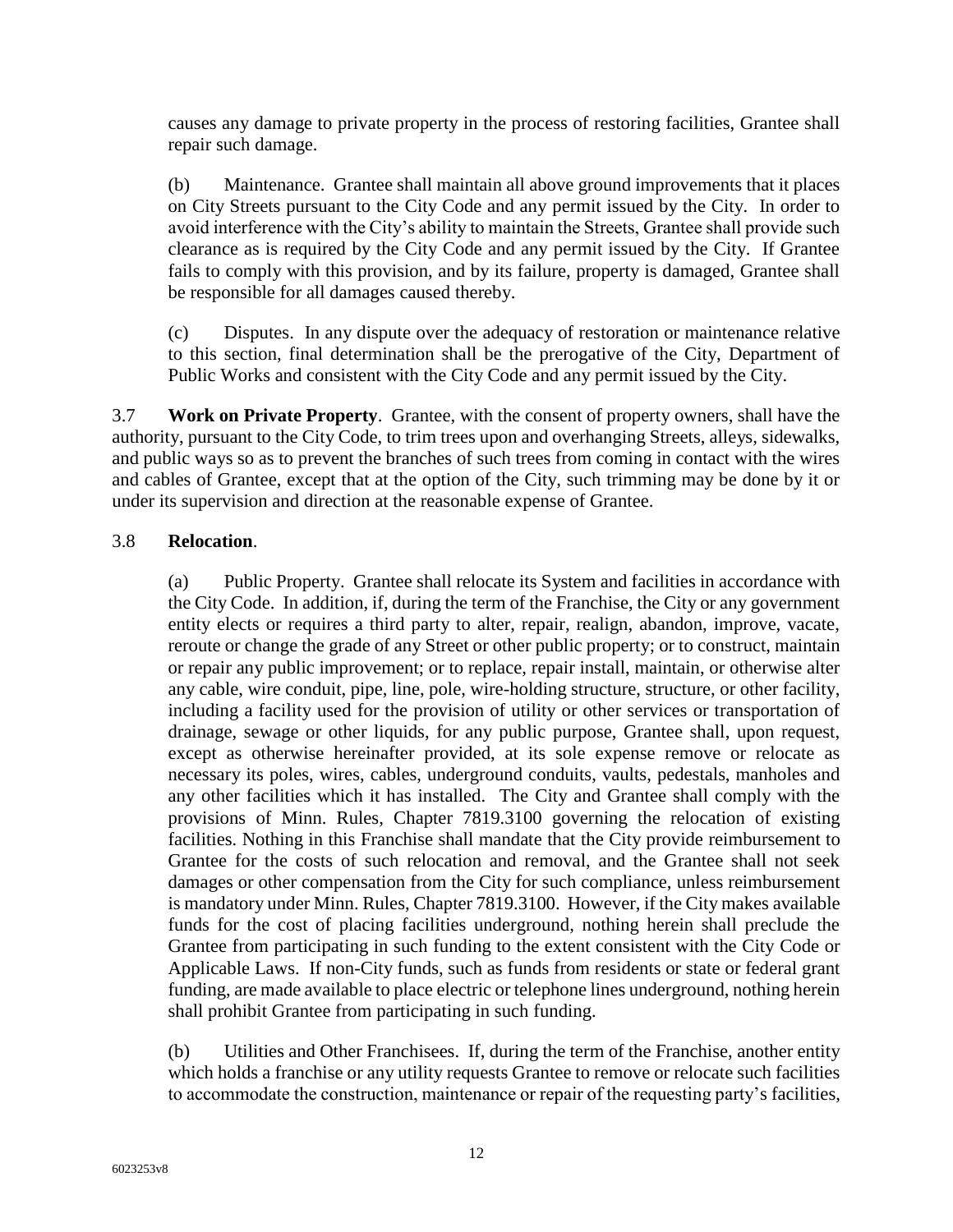causes any damage to private property in the process of restoring facilities, Grantee shall repair such damage.

(b) Maintenance. Grantee shall maintain all above ground improvements that it places on City Streets pursuant to the City Code and any permit issued by the City. In order to avoid interference with the City's ability to maintain the Streets, Grantee shall provide such clearance as is required by the City Code and any permit issued by the City. If Grantee fails to comply with this provision, and by its failure, property is damaged, Grantee shall be responsible for all damages caused thereby.

(c) Disputes. In any dispute over the adequacy of restoration or maintenance relative to this section, final determination shall be the prerogative of the City, Department of Public Works and consistent with the City Code and any permit issued by the City.

3.7 **Work on Private Property**. Grantee, with the consent of property owners, shall have the authority, pursuant to the City Code, to trim trees upon and overhanging Streets, alleys, sidewalks, and public ways so as to prevent the branches of such trees from coming in contact with the wires and cables of Grantee, except that at the option of the City, such trimming may be done by it or under its supervision and direction at the reasonable expense of Grantee.

3.8 **Relocation**.

(a) Public Property. Grantee shall relocate its System and facilities in accordance with the City Code. In addition, if, during the term of the Franchise, the City or any government entity elects or requires a third party to alter, repair, realign, abandon, improve, vacate, reroute or change the grade of any Street or other public property; or to construct, maintain or repair any public improvement; or to replace, repair install, maintain, or otherwise alter any cable, wire conduit, pipe, line, pole, wire-holding structure, structure, or other facility, including a facility used for the provision of utility or other services or transportation of drainage, sewage or other liquids, for any public purpose, Grantee shall, upon request, except as otherwise hereinafter provided, at its sole expense remove or relocate as necessary its poles, wires, cables, underground conduits, vaults, pedestals, manholes and any other facilities which it has installed. The City and Grantee shall comply with the provisions of Minn. Rules, Chapter 7819.3100 governing the relocation of existing facilities. Nothing in this Franchise shall mandate that the City provide reimbursement to Grantee for the costs of such relocation and removal, and the Grantee shall not seek damages or other compensation from the City for such compliance, unless reimbursement is mandatory under Minn. Rules, Chapter 7819.3100. However, if the City makes available funds for the cost of placing facilities underground, nothing herein shall preclude the Grantee from participating in such funding to the extent consistent with the City Code or Applicable Laws. If non-City funds, such as funds from residents or state or federal grant funding, are made available to place electric or telephone lines underground, nothing herein shall prohibit Grantee from participating in such funding.

(b) Utilities and Other Franchisees. If, during the term of the Franchise, another entity which holds a franchise or any utility requests Grantee to remove or relocate such facilities to accommodate the construction, maintenance or repair of the requesting party's facilities,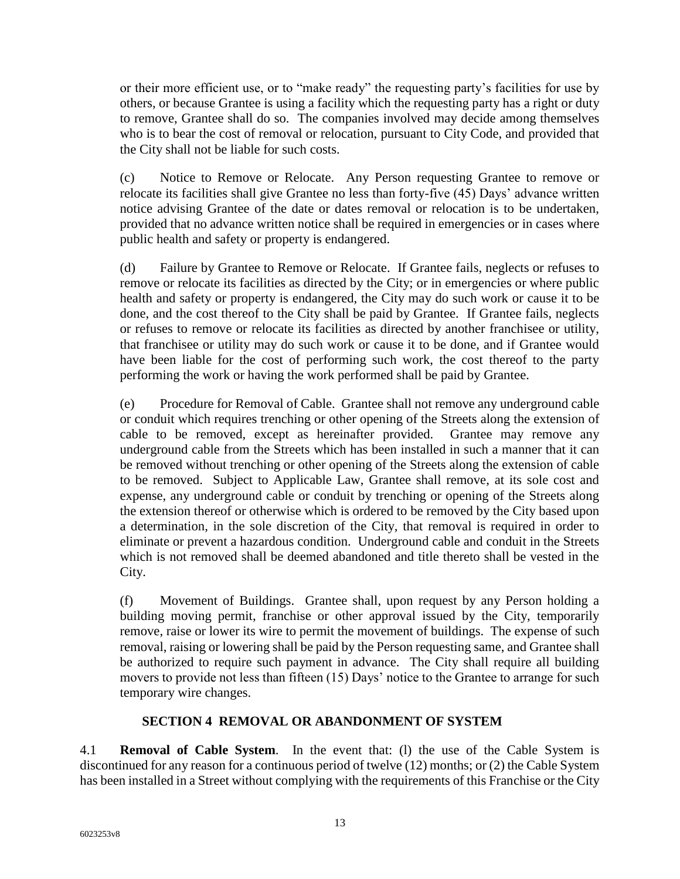or their more efficient use, or to "make ready" the requesting party's facilities for use by others, or because Grantee is using a facility which the requesting party has a right or duty to remove, Grantee shall do so. The companies involved may decide among themselves who is to bear the cost of removal or relocation, pursuant to City Code, and provided that the City shall not be liable for such costs.

(c) Notice to Remove or Relocate. Any Person requesting Grantee to remove or relocate its facilities shall give Grantee no less than forty-five (45) Days' advance written notice advising Grantee of the date or dates removal or relocation is to be undertaken, provided that no advance written notice shall be required in emergencies or in cases where public health and safety or property is endangered.

(d) Failure by Grantee to Remove or Relocate. If Grantee fails, neglects or refuses to remove or relocate its facilities as directed by the City; or in emergencies or where public health and safety or property is endangered, the City may do such work or cause it to be done, and the cost thereof to the City shall be paid by Grantee. If Grantee fails, neglects or refuses to remove or relocate its facilities as directed by another franchisee or utility, that franchisee or utility may do such work or cause it to be done, and if Grantee would have been liable for the cost of performing such work, the cost thereof to the party performing the work or having the work performed shall be paid by Grantee.

(e) Procedure for Removal of Cable. Grantee shall not remove any underground cable or conduit which requires trenching or other opening of the Streets along the extension of cable to be removed, except as hereinafter provided. Grantee may remove any underground cable from the Streets which has been installed in such a manner that it can be removed without trenching or other opening of the Streets along the extension of cable to be removed. Subject to Applicable Law, Grantee shall remove, at its sole cost and expense, any underground cable or conduit by trenching or opening of the Streets along the extension thereof or otherwise which is ordered to be removed by the City based upon a determination, in the sole discretion of the City, that removal is required in order to eliminate or prevent a hazardous condition. Underground cable and conduit in the Streets which is not removed shall be deemed abandoned and title thereto shall be vested in the City.

(f) Movement of Buildings. Grantee shall, upon request by any Person holding a building moving permit, franchise or other approval issued by the City, temporarily remove, raise or lower its wire to permit the movement of buildings. The expense of such removal, raising or lowering shall be paid by the Person requesting same, and Grantee shall be authorized to require such payment in advance. The City shall require all building movers to provide not less than fifteen (15) Days' notice to the Grantee to arrange for such temporary wire changes.

## SECTION 4 REMOVAL OR ABANDONMENT OF SYSTEM

4.1 **Removal of Cable System**. In the event that: (l) the use of the Cable System is discontinued for any reason for a continuous period of twelve (12) months; or (2) the Cable System has been installed in a Street without complying with the requirements of this Franchise or the City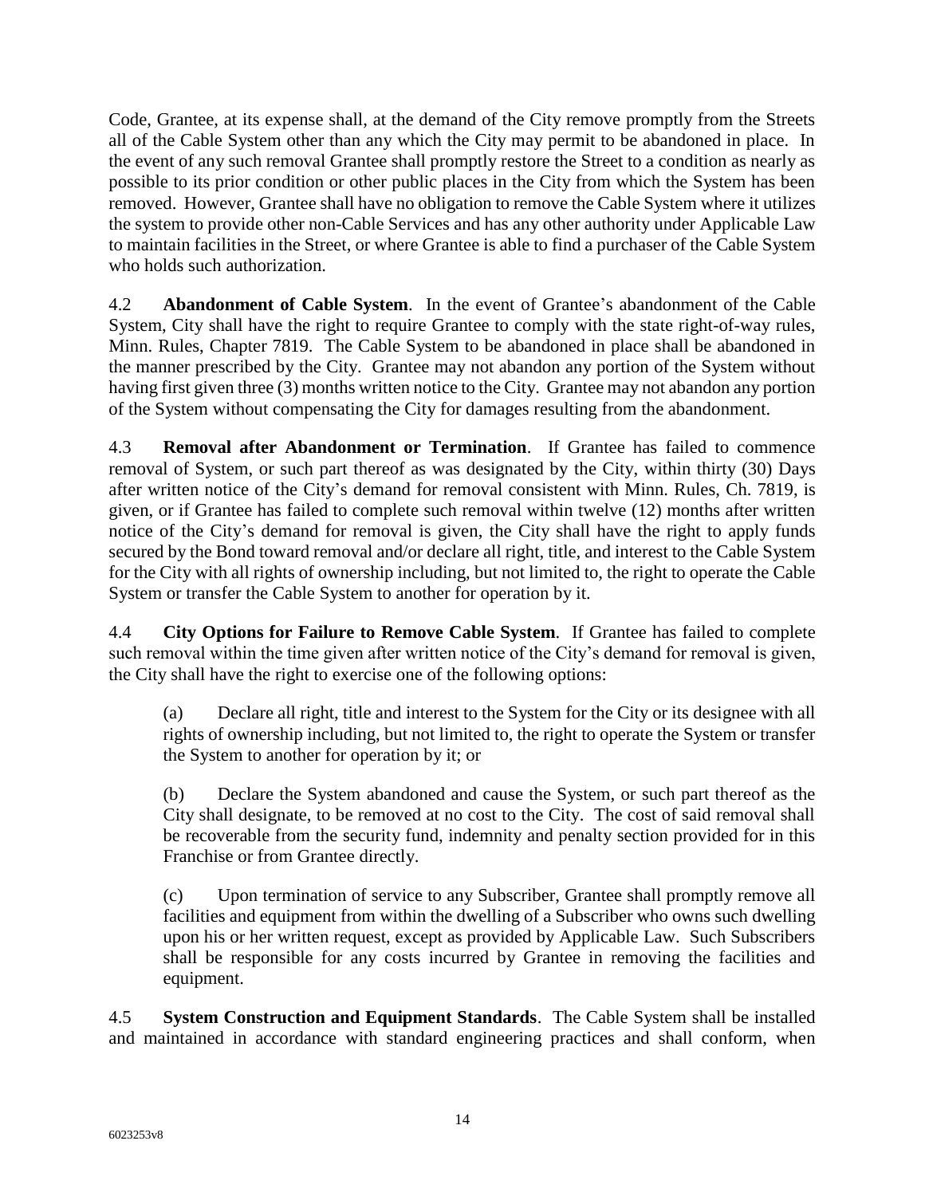Code, Grantee, at its expense shall, at the demand of the City remove promptly from the Streets all of the Cable System other than any which the City may permit to be abandoned in place. In the event of any such removal Grantee shall promptly restore the Street to a condition as nearly as possible to its prior condition or other public places in the City from which the System has been removed. However, Grantee shall have no obligation to remove the Cable System where it utilizes the system to provide other non-Cable Services and has any other authority under Applicable Law to maintain facilities in the Street, or where Grantee is able to find a purchaser of the Cable System who holds such authorization.

4.2 **Abandonment of Cable System**. In the event of Grantee's abandonment of the Cable System, City shall have the right to require Grantee to comply with the state right-of-way rules, Minn. Rules, Chapter 7819. The Cable System to be abandoned in place shall be abandoned in the manner prescribed by the City. Grantee may not abandon any portion of the System without having first given three (3) months written notice to the City. Grantee may not abandon any portion of the System without compensating the City for damages resulting from the abandonment.

4.3 **Removal after Abandonment or Termination**. If Grantee has failed to commence removal of System, or such part thereof as was designated by the City, within thirty (30) Days after written notice of the City's demand for removal consistent with Minn. Rules, Ch. 7819, is given, or if Grantee has failed to complete such removal within twelve (12) months after written notice of the City's demand for removal is given, the City shall have the right to apply funds secured by the Bond toward removal and/or declare all right, title, and interest to the Cable System for the City with all rights of ownership including, but not limited to, the right to operate the Cable System or transfer the Cable System to another for operation by it.

4.4 **City Options for Failure to Remove Cable System**. If Grantee has failed to complete such removal within the time given after written notice of the City's demand for removal is given, the City shall have the right to exercise one of the following options:

(a) Declare all right, title and interest to the System for the City or its designee with all rights of ownership including, but not limited to, the right to operate the System or transfer the System to another for operation by it; or

(b) Declare the System abandoned and cause the System, or such part thereof as the City shall designate, to be removed at no cost to the City. The cost of said removal shall be recoverable from the security fund, indemnity and penalty section provided for in this Franchise or from Grantee directly.

(c) Upon termination of service to any Subscriber, Grantee shall promptly remove all facilities and equipment from within the dwelling of a Subscriber who owns such dwelling upon his or her written request, except as provided by Applicable Law. Such Subscribers shall be responsible for any costs incurred by Grantee in removing the facilities and equipment.

4.5 **System Construction and Equipment Standards**. The Cable System shall be installed and maintained in accordance with standard engineering practices and shall conform, when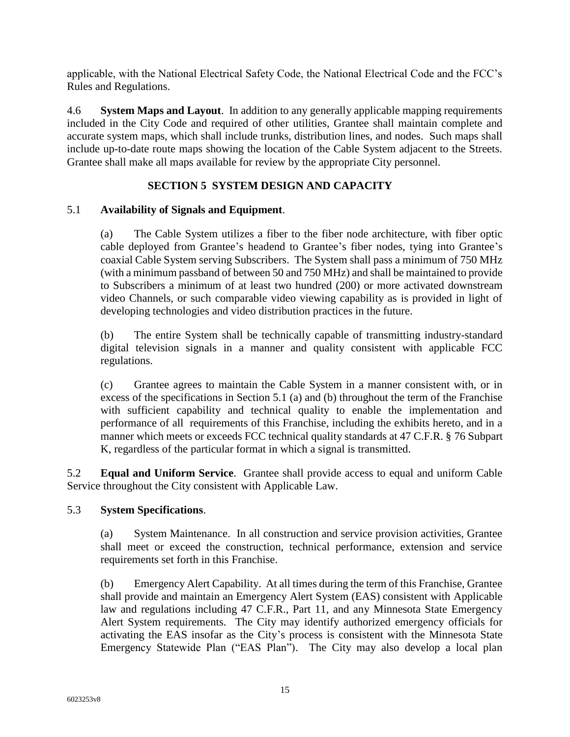applicable, with the National Electrical Safety Code, the National Electrical Code and the FCC's Rules and Regulations.

4.6 **System Maps and Layout**. In addition to any generally applicable mapping requirements included in the City Code and required of other utilities, Grantee shall maintain complete and accurate system maps, which shall include trunks, distribution lines, and nodes. Such maps shall include up-to-date route maps showing the location of the Cable System adjacent to the Streets. Grantee shall make all maps available for review by the appropriate City personnel.

## SECTION 5 SYSTEM DESIGN AND CAPACITY

5.1 **Availability of Signals and Equipment**.

(a) The Cable System utilizes a fiber to the fiber node architecture, with fiber optic cable deployed from Grantee's headend to Grantee's fiber nodes, tying into Grantee's coaxial Cable System serving Subscribers. The System shall pass a minimum of 750 MHz (with a minimum passband of between 50 and 750 MHz) and shall be maintained to provide to Subscribers a minimum of at least two hundred (200) or more activated downstream video Channels, or such comparable video viewing capability as is provided in light of developing technologies and video distribution practices in the future.

(b) The entire System shall be technically capable of transmitting industry-standard digital television signals in a manner and quality consistent with applicable FCC regulations.

(c) Grantee agrees to maintain the Cable System in a manner consistent with, or in excess of the specifications in Section 5.1 (a) and (b) throughout the term of the Franchise with sufficient capability and technical quality to enable the implementation and performance of all requirements of this Franchise, including the exhibits hereto, and in a manner which meets or exceeds FCC technical quality standards at 47 C.F.R. § 76 Subpart K, regardless of the particular format in which a signal is transmitted.

5.2 **Equal and Uniform Service**. Grantee shall provide access to equal and uniform Cable Service throughout the City consistent with Applicable Law.

5.3 **System Specifications**.

(a) System Maintenance. In all construction and service provision activities, Grantee shall meet or exceed the construction, technical performance, extension and service requirements set forth in this Franchise.

(b) Emergency Alert Capability. At all times during the term of this Franchise, Grantee shall provide and maintain an Emergency Alert System (EAS) consistent with Applicable law and regulations including 47 C.F.R., Part 11, and any Minnesota State Emergency Alert System requirements. The City may identify authorized emergency officials for activating the EAS insofar as the City's process is consistent with the Minnesota State Emergency Statewide Plan ("EAS Plan"). The City may also develop a local plan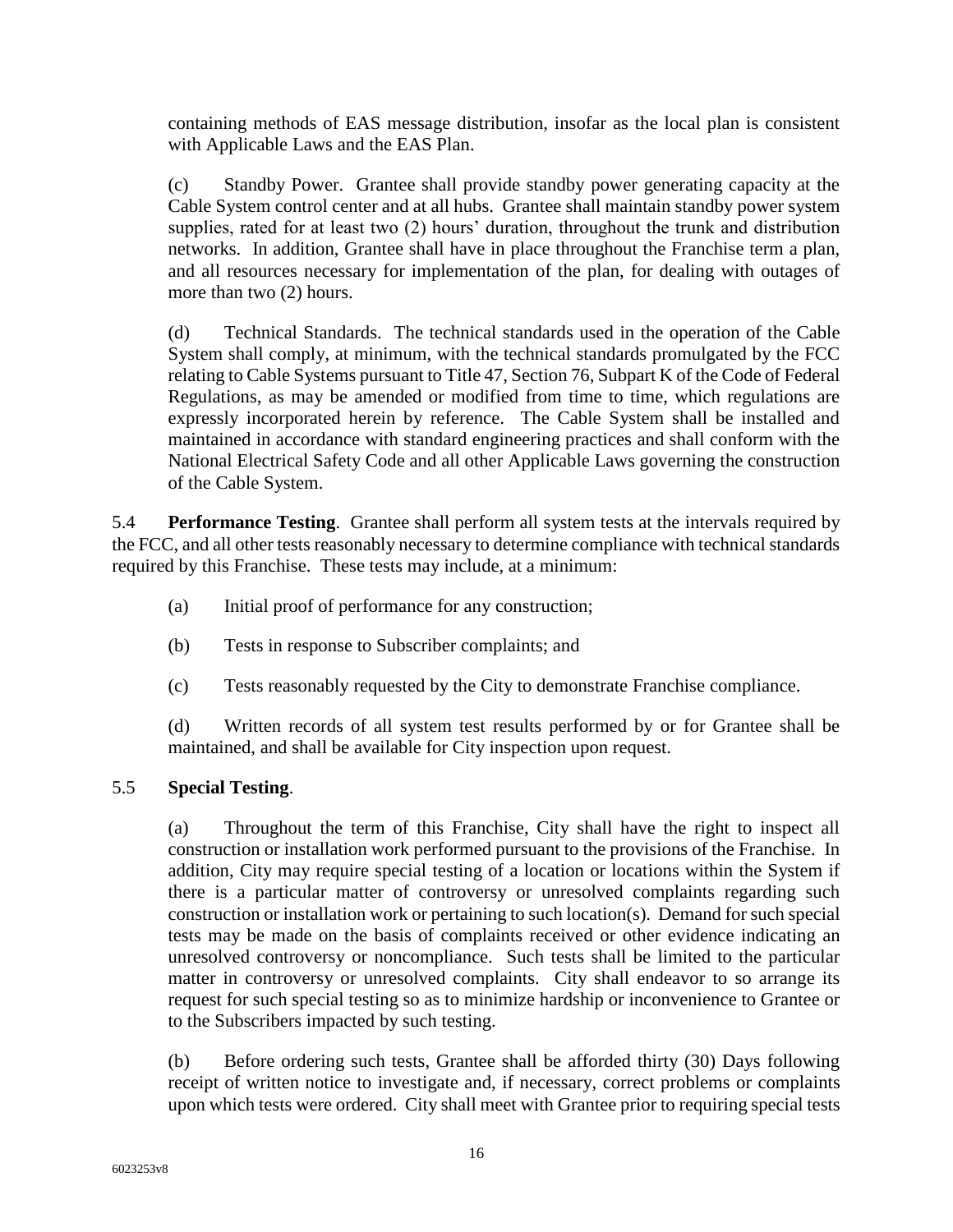containing methods of EAS message distribution, insofar as the local plan is consistent with Applicable Laws and the EAS Plan.

(c) Standby Power. Grantee shall provide standby power generating capacity at the Cable System control center and at all hubs. Grantee shall maintain standby power system supplies, rated for at least two (2) hours' duration, throughout the trunk and distribution networks. In addition, Grantee shall have in place throughout the Franchise term a plan, and all resources necessary for implementation of the plan, for dealing with outages of more than two (2) hours.

(d) Technical Standards. The technical standards used in the operation of the Cable System shall comply, at minimum, with the technical standards promulgated by the FCC relating to Cable Systems pursuant to Title 47, Section 76, Subpart K of the Code of Federal Regulations, as may be amended or modified from time to time, which regulations are expressly incorporated herein by reference. The Cable System shall be installed and maintained in accordance with standard engineering practices and shall conform with the National Electrical Safety Code and all other Applicable Laws governing the construction of the Cable System.

5.4 **Performance Testing**. Grantee shall perform all system tests at the intervals required by the FCC, and all other tests reasonably necessary to determine compliance with technical standards required by this Franchise. These tests may include, at a minimum:

(a) Initial proof of performance for any construction;

(b) Tests in response to Subscriber complaints; and

(c) Tests reasonably requested by the City to demonstrate Franchise compliance.

(d) Written records of all system test results performed by or for Grantee shall be maintained, and shall be available for City inspection upon request.

5.5 **Special Testing**.

(a) Throughout the term of this Franchise, City shall have the right to inspect all construction or installation work performed pursuant to the provisions of the Franchise. In addition, City may require special testing of a location or locations within the System if there is a particular matter of controversy or unresolved complaints regarding such construction or installation work or pertaining to such location(s). Demand for such special tests may be made on the basis of complaints received or other evidence indicating an unresolved controversy or noncompliance. Such tests shall be limited to the particular matter in controversy or unresolved complaints. City shall endeavor to so arrange its request for such special testing so as to minimize hardship or inconvenience to Grantee or to the Subscribers impacted by such testing.

(b) Before ordering such tests, Grantee shall be afforded thirty (30) Days following receipt of written notice to investigate and, if necessary, correct problems or complaints upon which tests were ordered. City shall meet with Grantee prior to requiring special tests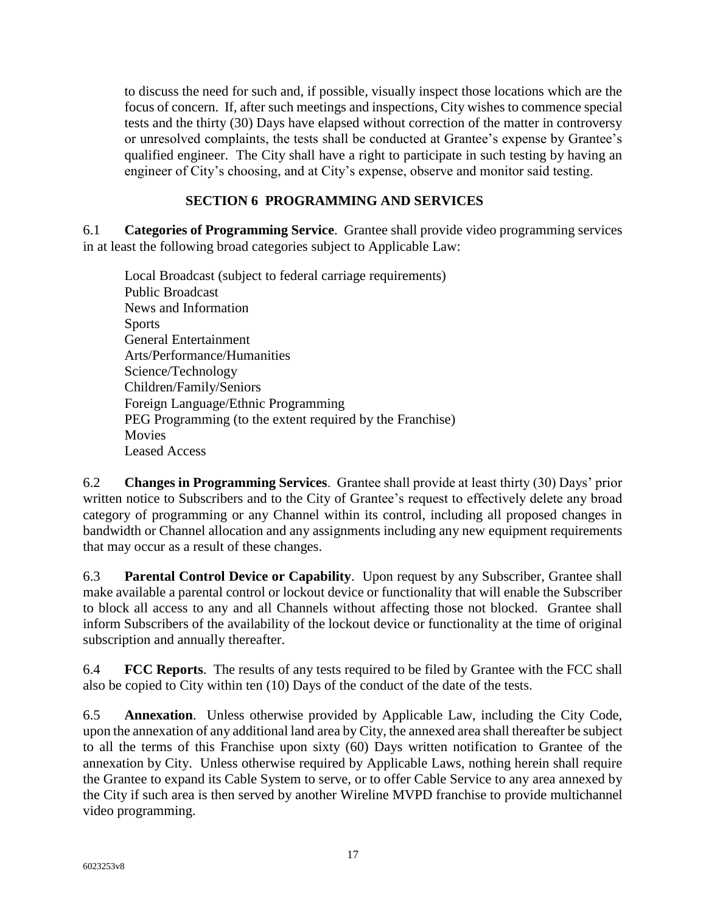to discuss the need for such and, if possible, visually inspect those locations which are the focus of concern. If, after such meetings and inspections, City wishes to commence special tests and the thirty (30) Days have elapsed without correction of the matter in controversy or unresolved complaints, the tests shall be conducted at Grantee's expense by Grantee's qualified engineer. The City shall have a right to participate in such testing by having an engineer of City's choosing, and at City's expense, observe and monitor said testing.

## SECTION 6 PROGRAMMING AND SERVICES

6.1 **Categories of Programming Service**. Grantee shall provide video programming services in at least the following broad categories subject to Applicable Law:

Local Broadcast (subject to federal carriage requirements)
Public Broadcast
News and Information
Sports
General Entertainment
Arts/Performance/Humanities
Science/Technology
Children/Family/Seniors
Foreign Language/Ethnic Programming
PEG Programming (to the extent required by the Franchise)
Movies
Leased Access

6.2 **Changes in Programming Services**. Grantee shall provide at least thirty (30) Days' prior written notice to Subscribers and to the City of Grantee's request to effectively delete any broad category of programming or any Channel within its control, including all proposed changes in bandwidth or Channel allocation and any assignments including any new equipment requirements that may occur as a result of these changes.

6.3 **Parental Control Device or Capability**. Upon request by any Subscriber, Grantee shall make available a parental control or lockout device or functionality that will enable the Subscriber to block all access to any and all Channels without affecting those not blocked. Grantee shall inform Subscribers of the availability of the lockout device or functionality at the time of original subscription and annually thereafter.

6.4 **FCC Reports**. The results of any tests required to be filed by Grantee with the FCC shall also be copied to City within ten (10) Days of the conduct of the date of the tests.

6.5 **Annexation**. Unless otherwise provided by Applicable Law, including the City Code, upon the annexation of any additional land area by City, the annexed area shall thereafter be subject to all the terms of this Franchise upon sixty (60) Days written notification to Grantee of the annexation by City. Unless otherwise required by Applicable Laws, nothing herein shall require the Grantee to expand its Cable System to serve, or to offer Cable Service to any area annexed by the City if such area is then served by another Wireline MVPD franchise to provide multichannel video programming.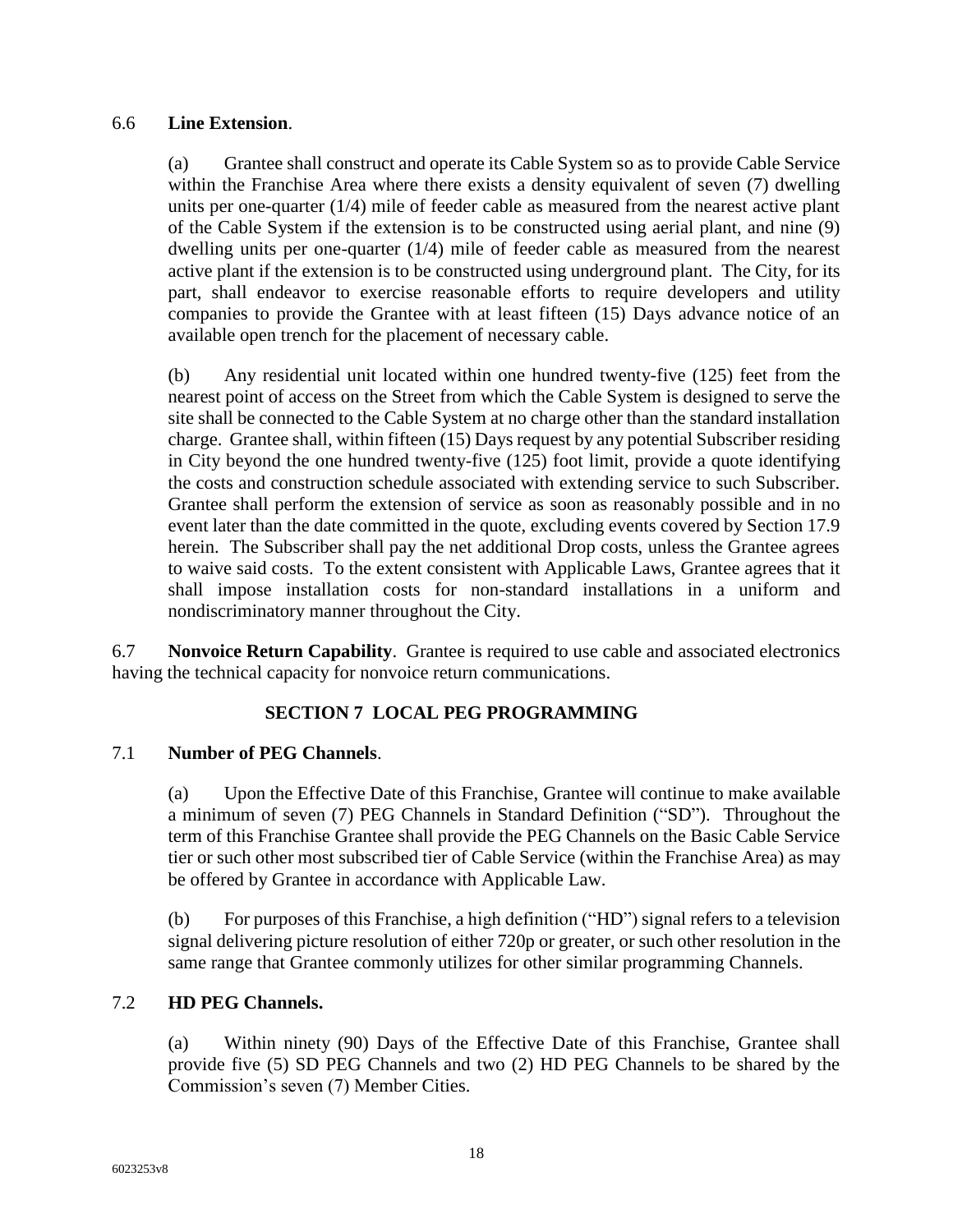6.6 **Line Extension**.

(a) Grantee shall construct and operate its Cable System so as to provide Cable Service within the Franchise Area where there exists a density equivalent of seven (7) dwelling units per one-quarter (1/4) mile of feeder cable as measured from the nearest active plant of the Cable System if the extension is to be constructed using aerial plant, and nine (9) dwelling units per one-quarter (1/4) mile of feeder cable as measured from the nearest active plant if the extension is to be constructed using underground plant. The City, for its part, shall endeavor to exercise reasonable efforts to require developers and utility companies to provide the Grantee with at least fifteen (15) Days advance notice of an available open trench for the placement of necessary cable.

(b) Any residential unit located within one hundred twenty-five (125) feet from the nearest point of access on the Street from which the Cable System is designed to serve the site shall be connected to the Cable System at no charge other than the standard installation charge. Grantee shall, within fifteen (15) Days request by any potential Subscriber residing in City beyond the one hundred twenty-five (125) foot limit, provide a quote identifying the costs and construction schedule associated with extending service to such Subscriber. Grantee shall perform the extension of service as soon as reasonably possible and in no event later than the date committed in the quote, excluding events covered by Section 17.9 herein. The Subscriber shall pay the net additional Drop costs, unless the Grantee agrees to waive said costs. To the extent consistent with Applicable Laws, Grantee agrees that it shall impose installation costs for non-standard installations in a uniform and nondiscriminatory manner throughout the City.

6.7 **Nonvoice Return Capability**. Grantee is required to use cable and associated electronics having the technical capacity for nonvoice return communications.

## SECTION 7 LOCAL PEG PROGRAMMING

7.1 **Number of PEG Channels**.

(a) Upon the Effective Date of this Franchise, Grantee will continue to make available a minimum of seven (7) PEG Channels in Standard Definition ("SD"). Throughout the term of this Franchise Grantee shall provide the PEG Channels on the Basic Cable Service tier or such other most subscribed tier of Cable Service (within the Franchise Area) as may be offered by Grantee in accordance with Applicable Law.

(b) For purposes of this Franchise, a high definition ("HD") signal refers to a television signal delivering picture resolution of either 720p or greater, or such other resolution in the same range that Grantee commonly utilizes for other similar programming Channels.

7.2 **HD PEG Channels.**

(a) Within ninety (90) Days of the Effective Date of this Franchise, Grantee shall provide five (5) SD PEG Channels and two (2) HD PEG Channels to be shared by the Commission's seven (7) Member Cities.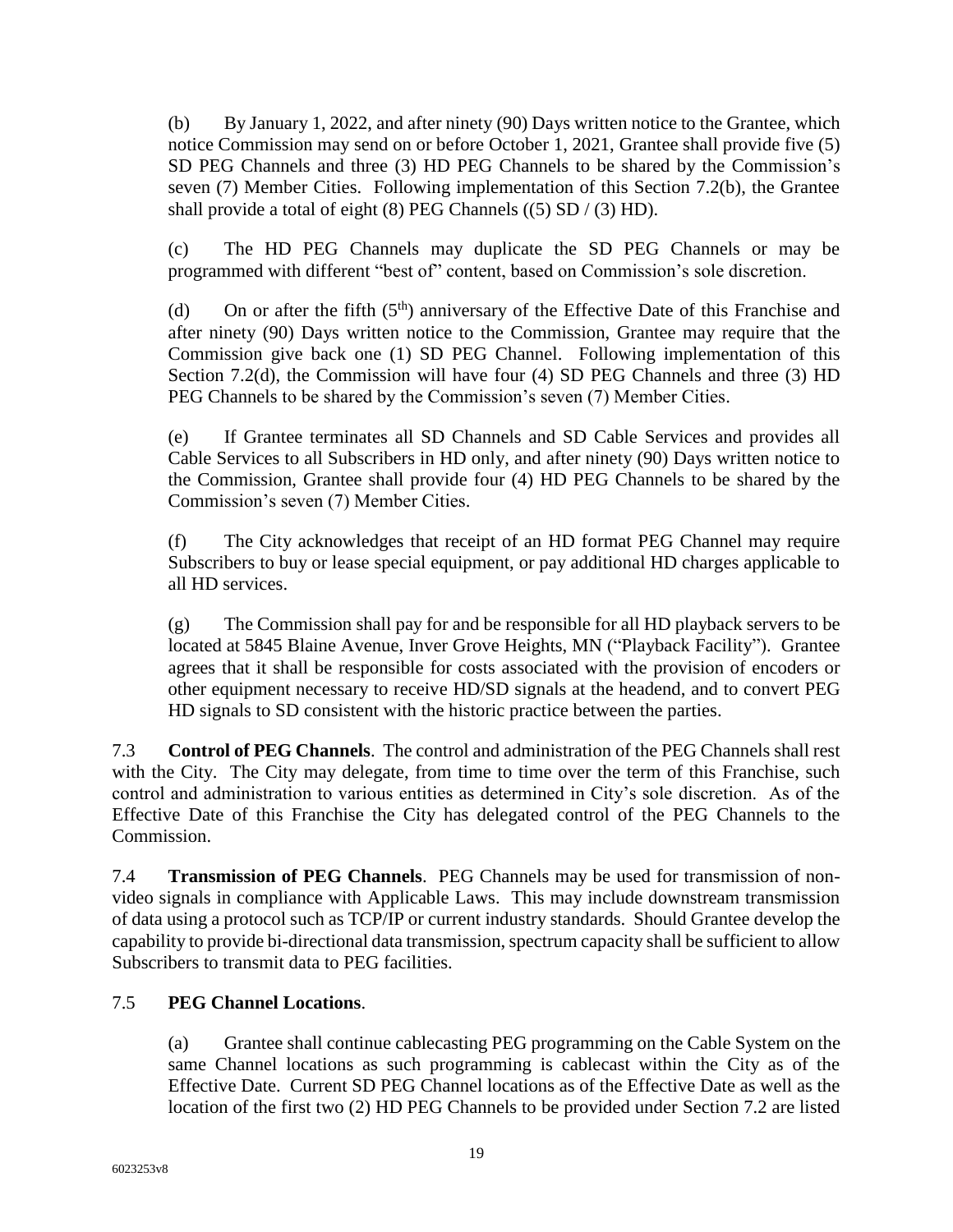(b) By January 1, 2022, and after ninety (90) Days written notice to the Grantee, which notice Commission may send on or before October 1, 2021, Grantee shall provide five (5) SD PEG Channels and three (3) HD PEG Channels to be shared by the Commission's seven (7) Member Cities. Following implementation of this Section 7.2(b), the Grantee shall provide a total of eight (8) PEG Channels ((5) SD / (3) HD).

(c) The HD PEG Channels may duplicate the SD PEG Channels or may be programmed with different "best of" content, based on Commission's sole discretion.

(d) On or after the fifth (5th) anniversary of the Effective Date of this Franchise and after ninety (90) Days written notice to the Commission, Grantee may require that the Commission give back one (1) SD PEG Channel. Following implementation of this Section 7.2(d), the Commission will have four (4) SD PEG Channels and three (3) HD PEG Channels to be shared by the Commission's seven (7) Member Cities.

(e) If Grantee terminates all SD Channels and SD Cable Services and provides all Cable Services to all Subscribers in HD only, and after ninety (90) Days written notice to the Commission, Grantee shall provide four (4) HD PEG Channels to be shared by the Commission's seven (7) Member Cities.

(f) The City acknowledges that receipt of an HD format PEG Channel may require Subscribers to buy or lease special equipment, or pay additional HD charges applicable to all HD services.

(g) The Commission shall pay for and be responsible for all HD playback servers to be located at 5845 Blaine Avenue, Inver Grove Heights, MN ("Playback Facility"). Grantee agrees that it shall be responsible for costs associated with the provision of encoders or other equipment necessary to receive HD/SD signals at the headend, and to convert PEG HD signals to SD consistent with the historic practice between the parties.

7.3 **Control of PEG Channels**. The control and administration of the PEG Channels shall rest with the City. The City may delegate, from time to time over the term of this Franchise, such control and administration to various entities as determined in City's sole discretion. As of the Effective Date of this Franchise the City has delegated control of the PEG Channels to the Commission.

7.4 **Transmission of PEG Channels**. PEG Channels may be used for transmission of non-video signals in compliance with Applicable Laws. This may include downstream transmission of data using a protocol such as TCP/IP or current industry standards. Should Grantee develop the capability to provide bi-directional data transmission, spectrum capacity shall be sufficient to allow Subscribers to transmit data to PEG facilities.

7.5 **PEG Channel Locations**.

(a) Grantee shall continue cablecasting PEG programming on the Cable System on the same Channel locations as such programming is cablecast within the City as of the Effective Date. Current SD PEG Channel locations as of the Effective Date as well as the location of the first two (2) HD PEG Channels to be provided under Section 7.2 are listed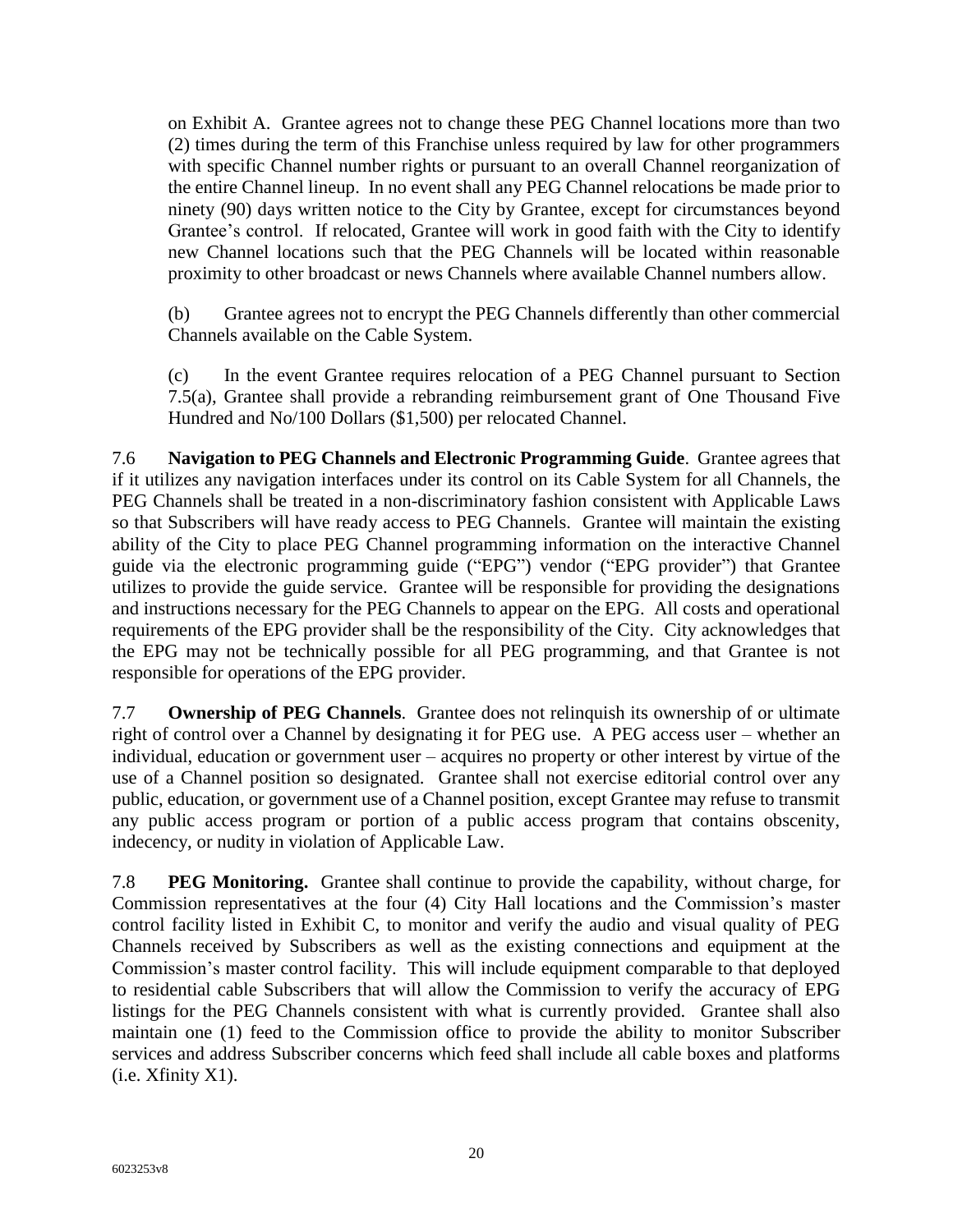on Exhibit A. Grantee agrees not to change these PEG Channel locations more than two (2) times during the term of this Franchise unless required by law for other programmers with specific Channel number rights or pursuant to an overall Channel reorganization of the entire Channel lineup. In no event shall any PEG Channel relocations be made prior to ninety (90) days written notice to the City by Grantee, except for circumstances beyond Grantee's control. If relocated, Grantee will work in good faith with the City to identify new Channel locations such that the PEG Channels will be located within reasonable proximity to other broadcast or news Channels where available Channel numbers allow.

(b) Grantee agrees not to encrypt the PEG Channels differently than other commercial Channels available on the Cable System.

(c) In the event Grantee requires relocation of a PEG Channel pursuant to Section 7.5(a), Grantee shall provide a rebranding reimbursement grant of One Thousand Five Hundred and No/100 Dollars ($1,500) per relocated Channel.

7.6 **Navigation to PEG Channels and Electronic Programming Guide**. Grantee agrees that if it utilizes any navigation interfaces under its control on its Cable System for all Channels, the PEG Channels shall be treated in a non-discriminatory fashion consistent with Applicable Laws so that Subscribers will have ready access to PEG Channels. Grantee will maintain the existing ability of the City to place PEG Channel programming information on the interactive Channel guide via the electronic programming guide ("EPG") vendor ("EPG provider") that Grantee utilizes to provide the guide service. Grantee will be responsible for providing the designations and instructions necessary for the PEG Channels to appear on the EPG. All costs and operational requirements of the EPG provider shall be the responsibility of the City. City acknowledges that the EPG may not be technically possible for all PEG programming, and that Grantee is not responsible for operations of the EPG provider.

7.7 **Ownership of PEG Channels**. Grantee does not relinquish its ownership of or ultimate right of control over a Channel by designating it for PEG use. A PEG access user – whether an individual, education or government user – acquires no property or other interest by virtue of the use of a Channel position so designated. Grantee shall not exercise editorial control over any public, education, or government use of a Channel position, except Grantee may refuse to transmit any public access program or portion of a public access program that contains obscenity, indecency, or nudity in violation of Applicable Law.

7.8 **PEG Monitoring.** Grantee shall continue to provide the capability, without charge, for Commission representatives at the four (4) City Hall locations and the Commission's master control facility listed in Exhibit C, to monitor and verify the audio and visual quality of PEG Channels received by Subscribers as well as the existing connections and equipment at the Commission's master control facility. This will include equipment comparable to that deployed to residential cable Subscribers that will allow the Commission to verify the accuracy of EPG listings for the PEG Channels consistent with what is currently provided. Grantee shall also maintain one (1) feed to the Commission office to provide the ability to monitor Subscriber services and address Subscriber concerns which feed shall include all cable boxes and platforms (i.e. Xfinity X1).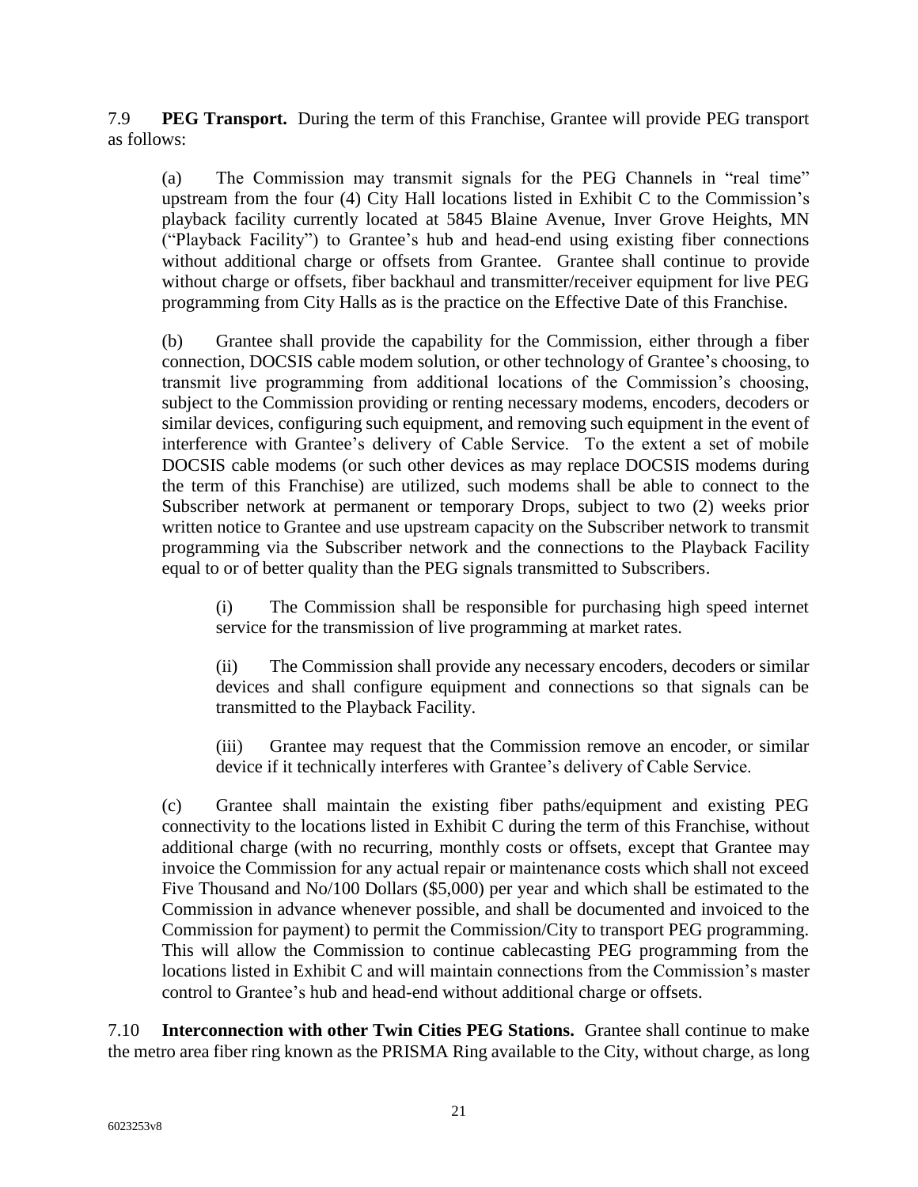7.9 **PEG Transport.** During the term of this Franchise, Grantee will provide PEG transport as follows:

(a) The Commission may transmit signals for the PEG Channels in "real time" upstream from the four (4) City Hall locations listed in Exhibit C to the Commission's playback facility currently located at 5845 Blaine Avenue, Inver Grove Heights, MN ("Playback Facility") to Grantee's hub and head-end using existing fiber connections without additional charge or offsets from Grantee. Grantee shall continue to provide without charge or offsets, fiber backhaul and transmitter/receiver equipment for live PEG programming from City Halls as is the practice on the Effective Date of this Franchise.

(b) Grantee shall provide the capability for the Commission, either through a fiber connection, DOCSIS cable modem solution, or other technology of Grantee's choosing, to transmit live programming from additional locations of the Commission's choosing, subject to the Commission providing or renting necessary modems, encoders, decoders or similar devices, configuring such equipment, and removing such equipment in the event of interference with Grantee's delivery of Cable Service. To the extent a set of mobile DOCSIS cable modems (or such other devices as may replace DOCSIS modems during the term of this Franchise) are utilized, such modems shall be able to connect to the Subscriber network at permanent or temporary Drops, subject to two (2) weeks prior written notice to Grantee and use upstream capacity on the Subscriber network to transmit programming via the Subscriber network and the connections to the Playback Facility equal to or of better quality than the PEG signals transmitted to Subscribers.

(i) The Commission shall be responsible for purchasing high speed internet service for the transmission of live programming at market rates.

(ii) The Commission shall provide any necessary encoders, decoders or similar devices and shall configure equipment and connections so that signals can be transmitted to the Playback Facility.

(iii) Grantee may request that the Commission remove an encoder, or similar device if it technically interferes with Grantee's delivery of Cable Service.

(c) Grantee shall maintain the existing fiber paths/equipment and existing PEG connectivity to the locations listed in Exhibit C during the term of this Franchise, without additional charge (with no recurring, monthly costs or offsets, except that Grantee may invoice the Commission for any actual repair or maintenance costs which shall not exceed Five Thousand and No/100 Dollars ($5,000) per year and which shall be estimated to the Commission in advance whenever possible, and shall be documented and invoiced to the Commission for payment) to permit the Commission/City to transport PEG programming. This will allow the Commission to continue cablecasting PEG programming from the locations listed in Exhibit C and will maintain connections from the Commission's master control to Grantee's hub and head-end without additional charge or offsets.

7.10 **Interconnection with other Twin Cities PEG Stations.** Grantee shall continue to make the metro area fiber ring known as the PRISMA Ring available to the City, without charge, as long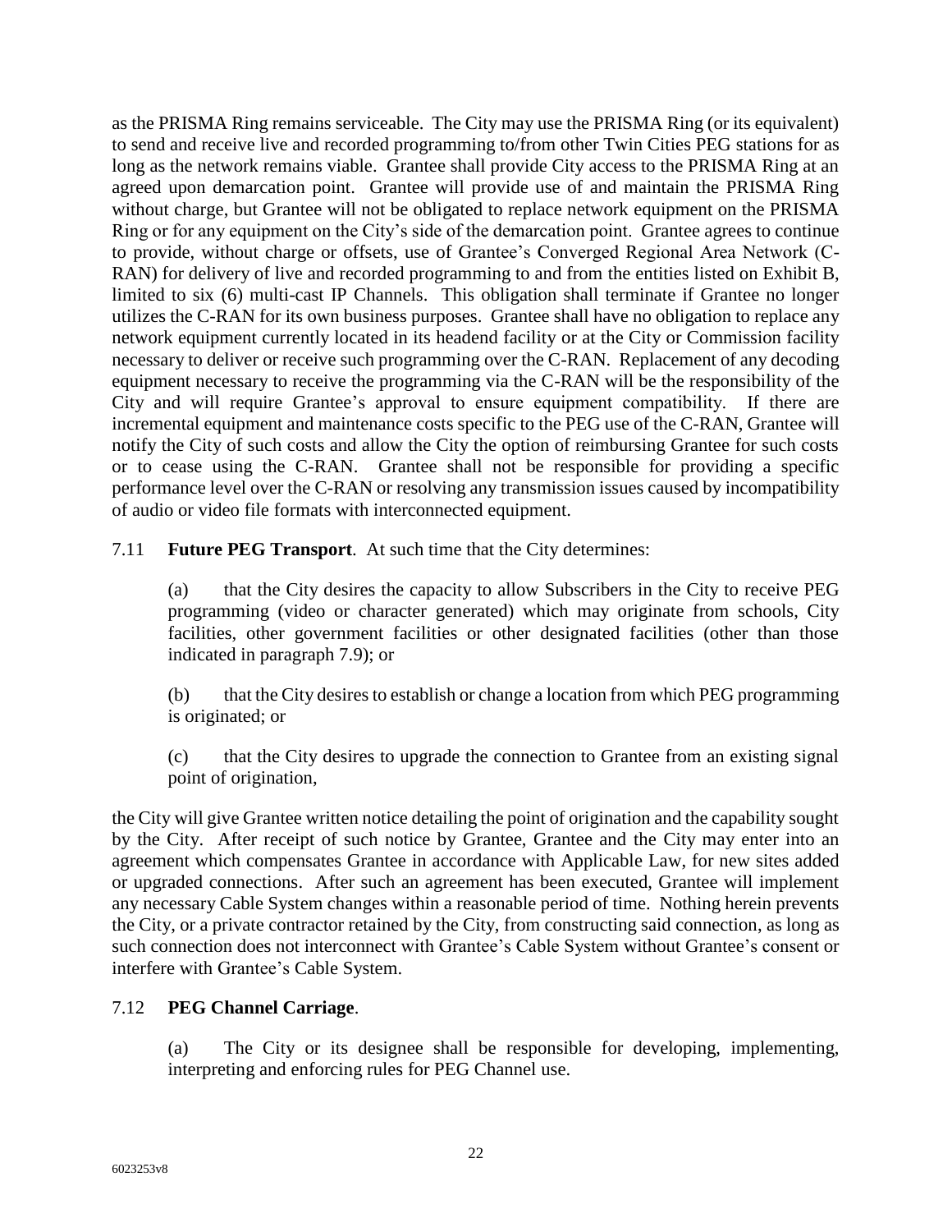as the PRISMA Ring remains serviceable. The City may use the PRISMA Ring (or its equivalent) to send and receive live and recorded programming to/from other Twin Cities PEG stations for as long as the network remains viable. Grantee shall provide City access to the PRISMA Ring at an agreed upon demarcation point. Grantee will provide use of and maintain the PRISMA Ring without charge, but Grantee will not be obligated to replace network equipment on the PRISMA Ring or for any equipment on the City's side of the demarcation point. Grantee agrees to continue to provide, without charge or offsets, use of Grantee's Converged Regional Area Network (C-RAN) for delivery of live and recorded programming to and from the entities listed on Exhibit B, limited to six (6) multi-cast IP Channels. This obligation shall terminate if Grantee no longer utilizes the C-RAN for its own business purposes. Grantee shall have no obligation to replace any network equipment currently located in its headend facility or at the City or Commission facility necessary to deliver or receive such programming over the C-RAN. Replacement of any decoding equipment necessary to receive the programming via the C-RAN will be the responsibility of the City and will require Grantee's approval to ensure equipment compatibility. If there are incremental equipment and maintenance costs specific to the PEG use of the C-RAN, Grantee will notify the City of such costs and allow the City the option of reimbursing Grantee for such costs or to cease using the C-RAN. Grantee shall not be responsible for providing a specific performance level over the C-RAN or resolving any transmission issues caused by incompatibility of audio or video file formats with interconnected equipment.

7.11 **Future PEG Transport**. At such time that the City determines:

(a) that the City desires the capacity to allow Subscribers in the City to receive PEG programming (video or character generated) which may originate from schools, City facilities, other government facilities or other designated facilities (other than those indicated in paragraph 7.9); or

(b) that the City desires to establish or change a location from which PEG programming is originated; or

(c) that the City desires to upgrade the connection to Grantee from an existing signal point of origination,

the City will give Grantee written notice detailing the point of origination and the capability sought by the City. After receipt of such notice by Grantee, Grantee and the City may enter into an agreement which compensates Grantee in accordance with Applicable Law, for new sites added or upgraded connections. After such an agreement has been executed, Grantee will implement any necessary Cable System changes within a reasonable period of time. Nothing herein prevents the City, or a private contractor retained by the City, from constructing said connection, as long as such connection does not interconnect with Grantee's Cable System without Grantee's consent or interfere with Grantee's Cable System.

7.12 **PEG Channel Carriage**.

(a) The City or its designee shall be responsible for developing, implementing, interpreting and enforcing rules for PEG Channel use.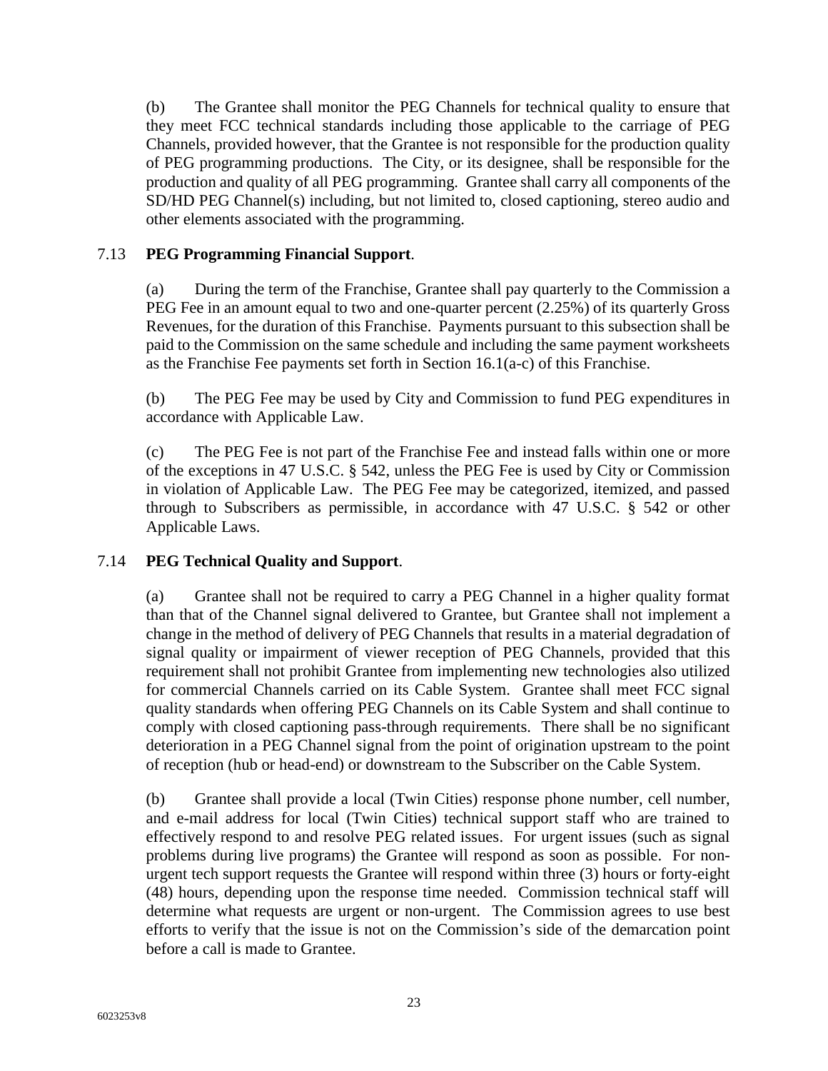(b) The Grantee shall monitor the PEG Channels for technical quality to ensure that they meet FCC technical standards including those applicable to the carriage of PEG Channels, provided however, that the Grantee is not responsible for the production quality of PEG programming productions. The City, or its designee, shall be responsible for the production and quality of all PEG programming. Grantee shall carry all components of the SD/HD PEG Channel(s) including, but not limited to, closed captioning, stereo audio and other elements associated with the programming.

### 7.13 **PEG Programming Financial Support**.

(a) During the term of the Franchise, Grantee shall pay quarterly to the Commission a PEG Fee in an amount equal to two and one-quarter percent (2.25%) of its quarterly Gross Revenues, for the duration of this Franchise. Payments pursuant to this subsection shall be paid to the Commission on the same schedule and including the same payment worksheets as the Franchise Fee payments set forth in Section 16.1(a-c) of this Franchise.

(b) The PEG Fee may be used by City and Commission to fund PEG expenditures in accordance with Applicable Law.

(c) The PEG Fee is not part of the Franchise Fee and instead falls within one or more of the exceptions in 47 U.S.C. § 542, unless the PEG Fee is used by City or Commission in violation of Applicable Law. The PEG Fee may be categorized, itemized, and passed through to Subscribers as permissible, in accordance with 47 U.S.C. § 542 or other Applicable Laws.

### 7.14 **PEG Technical Quality and Support**.

(a) Grantee shall not be required to carry a PEG Channel in a higher quality format than that of the Channel signal delivered to Grantee, but Grantee shall not implement a change in the method of delivery of PEG Channels that results in a material degradation of signal quality or impairment of viewer reception of PEG Channels, provided that this requirement shall not prohibit Grantee from implementing new technologies also utilized for commercial Channels carried on its Cable System. Grantee shall meet FCC signal quality standards when offering PEG Channels on its Cable System and shall continue to comply with closed captioning pass-through requirements. There shall be no significant deterioration in a PEG Channel signal from the point of origination upstream to the point of reception (hub or head-end) or downstream to the Subscriber on the Cable System.

(b) Grantee shall provide a local (Twin Cities) response phone number, cell number, and e-mail address for local (Twin Cities) technical support staff who are trained to effectively respond to and resolve PEG related issues. For urgent issues (such as signal problems during live programs) the Grantee will respond as soon as possible. For non-urgent tech support requests the Grantee will respond within three (3) hours or forty-eight (48) hours, depending upon the response time needed. Commission technical staff will determine what requests are urgent or non-urgent. The Commission agrees to use best efforts to verify that the issue is not on the Commission's side of the demarcation point before a call is made to Grantee.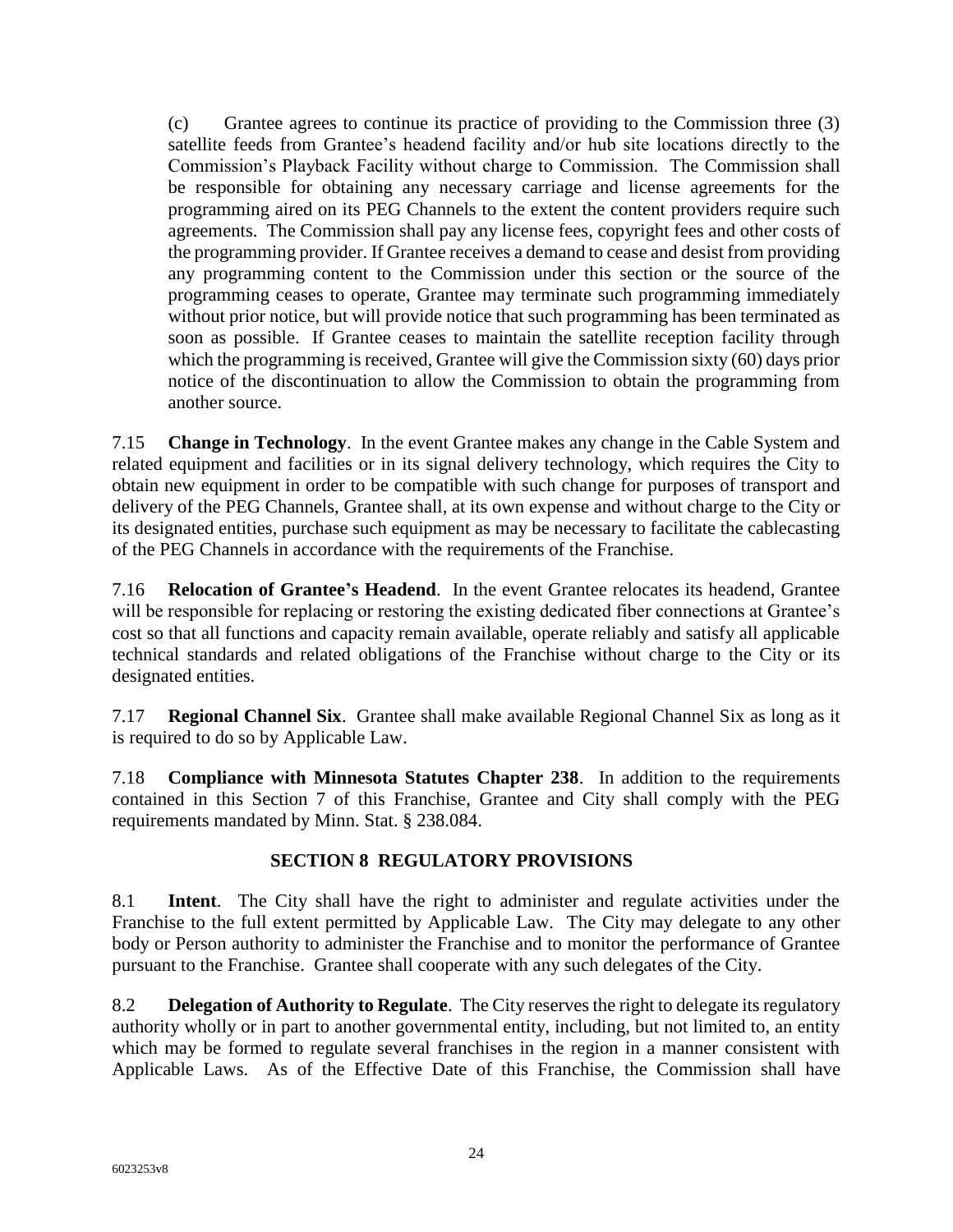(c) Grantee agrees to continue its practice of providing to the Commission three (3) satellite feeds from Grantee's headend facility and/or hub site locations directly to the Commission's Playback Facility without charge to Commission. The Commission shall be responsible for obtaining any necessary carriage and license agreements for the programming aired on its PEG Channels to the extent the content providers require such agreements. The Commission shall pay any license fees, copyright fees and other costs of the programming provider. If Grantee receives a demand to cease and desist from providing any programming content to the Commission under this section or the source of the programming ceases to operate, Grantee may terminate such programming immediately without prior notice, but will provide notice that such programming has been terminated as soon as possible. If Grantee ceases to maintain the satellite reception facility through which the programming is received, Grantee will give the Commission sixty (60) days prior notice of the discontinuation to allow the Commission to obtain the programming from another source.

7.15 **Change in Technology**. In the event Grantee makes any change in the Cable System and related equipment and facilities or in its signal delivery technology, which requires the City to obtain new equipment in order to be compatible with such change for purposes of transport and delivery of the PEG Channels, Grantee shall, at its own expense and without charge to the City or its designated entities, purchase such equipment as may be necessary to facilitate the cablecasting of the PEG Channels in accordance with the requirements of the Franchise.

7.16 **Relocation of Grantee's Headend**. In the event Grantee relocates its headend, Grantee will be responsible for replacing or restoring the existing dedicated fiber connections at Grantee's cost so that all functions and capacity remain available, operate reliably and satisfy all applicable technical standards and related obligations of the Franchise without charge to the City or its designated entities.

7.17 **Regional Channel Six**. Grantee shall make available Regional Channel Six as long as it is required to do so by Applicable Law.

7.18 **Compliance with Minnesota Statutes Chapter 238**. In addition to the requirements contained in this Section 7 of this Franchise, Grantee and City shall comply with the PEG requirements mandated by Minn. Stat. § 238.084.

## SECTION 8 REGULATORY PROVISIONS

8.1 **Intent**. The City shall have the right to administer and regulate activities under the Franchise to the full extent permitted by Applicable Law. The City may delegate to any other body or Person authority to administer the Franchise and to monitor the performance of Grantee pursuant to the Franchise. Grantee shall cooperate with any such delegates of the City.

8.2 **Delegation of Authority to Regulate**. The City reserves the right to delegate its regulatory authority wholly or in part to another governmental entity, including, but not limited to, an entity which may be formed to regulate several franchises in the region in a manner consistent with Applicable Laws. As of the Effective Date of this Franchise, the Commission shall have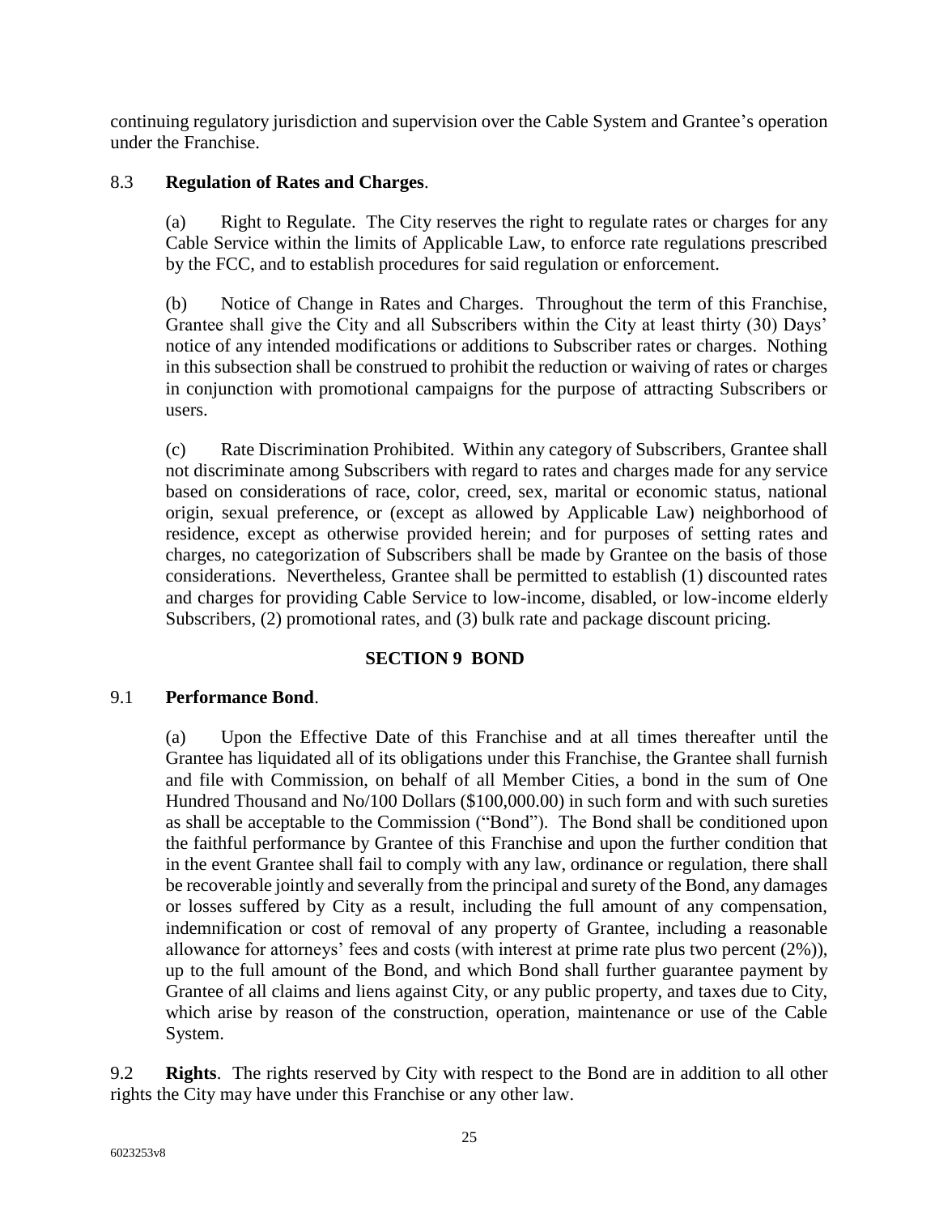continuing regulatory jurisdiction and supervision over the Cable System and Grantee's operation under the Franchise.

8.3 **Regulation of Rates and Charges**.

(a) Right to Regulate. The City reserves the right to regulate rates or charges for any Cable Service within the limits of Applicable Law, to enforce rate regulations prescribed by the FCC, and to establish procedures for said regulation or enforcement.

(b) Notice of Change in Rates and Charges. Throughout the term of this Franchise, Grantee shall give the City and all Subscribers within the City at least thirty (30) Days' notice of any intended modifications or additions to Subscriber rates or charges. Nothing in this subsection shall be construed to prohibit the reduction or waiving of rates or charges in conjunction with promotional campaigns for the purpose of attracting Subscribers or users.

(c) Rate Discrimination Prohibited. Within any category of Subscribers, Grantee shall not discriminate among Subscribers with regard to rates and charges made for any service based on considerations of race, color, creed, sex, marital or economic status, national origin, sexual preference, or (except as allowed by Applicable Law) neighborhood of residence, except as otherwise provided herein; and for purposes of setting rates and charges, no categorization of Subscribers shall be made by Grantee on the basis of those considerations. Nevertheless, Grantee shall be permitted to establish (1) discounted rates and charges for providing Cable Service to low-income, disabled, or low-income elderly Subscribers, (2) promotional rates, and (3) bulk rate and package discount pricing.

## SECTION 9 BOND

9.1 **Performance Bond**.

(a) Upon the Effective Date of this Franchise and at all times thereafter until the Grantee has liquidated all of its obligations under this Franchise, the Grantee shall furnish and file with Commission, on behalf of all Member Cities, a bond in the sum of One Hundred Thousand and No/100 Dollars ($100,000.00) in such form and with such sureties as shall be acceptable to the Commission ("Bond"). The Bond shall be conditioned upon the faithful performance by Grantee of this Franchise and upon the further condition that in the event Grantee shall fail to comply with any law, ordinance or regulation, there shall be recoverable jointly and severally from the principal and surety of the Bond, any damages or losses suffered by City as a result, including the full amount of any compensation, indemnification or cost of removal of any property of Grantee, including a reasonable allowance for attorneys' fees and costs (with interest at prime rate plus two percent (2%)), up to the full amount of the Bond, and which Bond shall further guarantee payment by Grantee of all claims and liens against City, or any public property, and taxes due to City, which arise by reason of the construction, operation, maintenance or use of the Cable System.

9.2 **Rights**. The rights reserved by City with respect to the Bond are in addition to all other rights the City may have under this Franchise or any other law.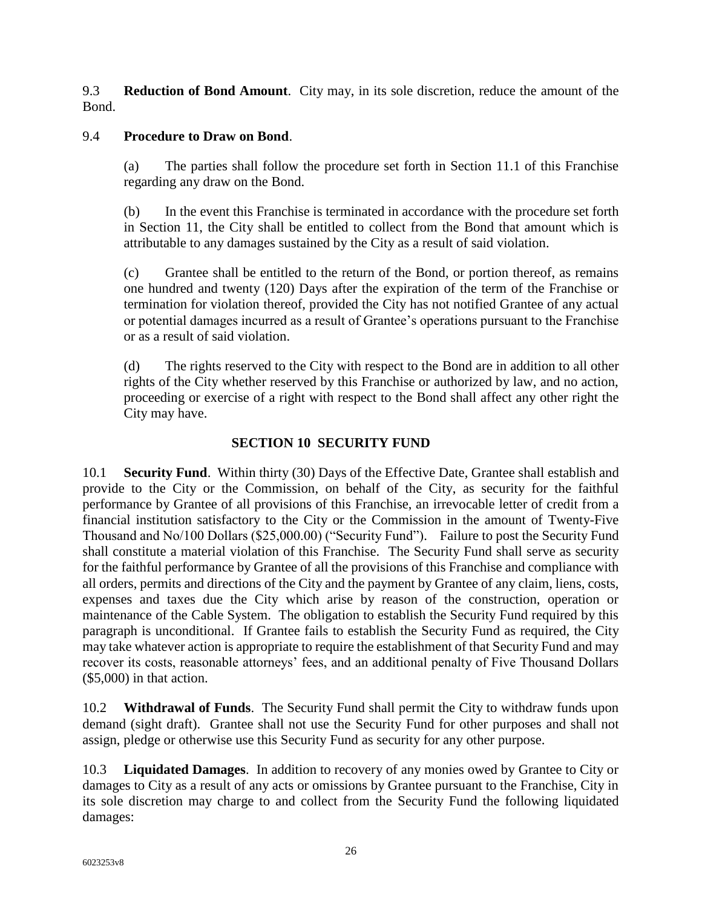9.3 **Reduction of Bond Amount**. City may, in its sole discretion, reduce the amount of the Bond.

9.4 **Procedure to Draw on Bond**.

(a) The parties shall follow the procedure set forth in Section 11.1 of this Franchise regarding any draw on the Bond.

(b) In the event this Franchise is terminated in accordance with the procedure set forth in Section 11, the City shall be entitled to collect from the Bond that amount which is attributable to any damages sustained by the City as a result of said violation.

(c) Grantee shall be entitled to the return of the Bond, or portion thereof, as remains one hundred and twenty (120) Days after the expiration of the term of the Franchise or termination for violation thereof, provided the City has not notified Grantee of any actual or potential damages incurred as a result of Grantee's operations pursuant to the Franchise or as a result of said violation.

(d) The rights reserved to the City with respect to the Bond are in addition to all other rights of the City whether reserved by this Franchise or authorized by law, and no action, proceeding or exercise of a right with respect to the Bond shall affect any other right the City may have.

## SECTION 10 SECURITY FUND

10.1 **Security Fund**. Within thirty (30) Days of the Effective Date, Grantee shall establish and provide to the City or the Commission, on behalf of the City, as security for the faithful performance by Grantee of all provisions of this Franchise, an irrevocable letter of credit from a financial institution satisfactory to the City or the Commission in the amount of Twenty-Five Thousand and No/100 Dollars ($25,000.00) ("Security Fund"). Failure to post the Security Fund shall constitute a material violation of this Franchise. The Security Fund shall serve as security for the faithful performance by Grantee of all the provisions of this Franchise and compliance with all orders, permits and directions of the City and the payment by Grantee of any claim, liens, costs, expenses and taxes due the City which arise by reason of the construction, operation or maintenance of the Cable System. The obligation to establish the Security Fund required by this paragraph is unconditional. If Grantee fails to establish the Security Fund as required, the City may take whatever action is appropriate to require the establishment of that Security Fund and may recover its costs, reasonable attorneys' fees, and an additional penalty of Five Thousand Dollars ($5,000) in that action.

10.2 **Withdrawal of Funds**. The Security Fund shall permit the City to withdraw funds upon demand (sight draft). Grantee shall not use the Security Fund for other purposes and shall not assign, pledge or otherwise use this Security Fund as security for any other purpose.

10.3 **Liquidated Damages**. In addition to recovery of any monies owed by Grantee to City or damages to City as a result of any acts or omissions by Grantee pursuant to the Franchise, City in its sole discretion may charge to and collect from the Security Fund the following liquidated damages: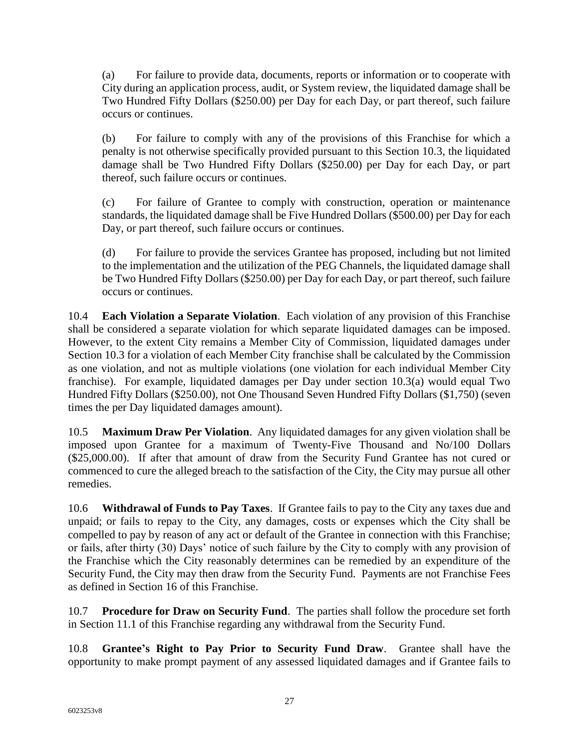(a) For failure to provide data, documents, reports or information or to cooperate with City during an application process, audit, or System review, the liquidated damage shall be Two Hundred Fifty Dollars ($250.00) per Day for each Day, or part thereof, such failure occurs or continues.

(b) For failure to comply with any of the provisions of this Franchise for which a penalty is not otherwise specifically provided pursuant to this Section 10.3, the liquidated damage shall be Two Hundred Fifty Dollars ($250.00) per Day for each Day, or part thereof, such failure occurs or continues.

(c) For failure of Grantee to comply with construction, operation or maintenance standards, the liquidated damage shall be Five Hundred Dollars ($500.00) per Day for each Day, or part thereof, such failure occurs or continues.

(d) For failure to provide the services Grantee has proposed, including but not limited to the implementation and the utilization of the PEG Channels, the liquidated damage shall be Two Hundred Fifty Dollars ($250.00) per Day for each Day, or part thereof, such failure occurs or continues.

10.4 **Each Violation a Separate Violation**. Each violation of any provision of this Franchise shall be considered a separate violation for which separate liquidated damages can be imposed. However, to the extent City remains a Member City of Commission, liquidated damages under Section 10.3 for a violation of each Member City franchise shall be calculated by the Commission as one violation, and not as multiple violations (one violation for each individual Member City franchise). For example, liquidated damages per Day under section 10.3(a) would equal Two Hundred Fifty Dollars ($250.00), not One Thousand Seven Hundred Fifty Dollars ($1,750) (seven times the per Day liquidated damages amount).

10.5 **Maximum Draw Per Violation**. Any liquidated damages for any given violation shall be imposed upon Grantee for a maximum of Twenty-Five Thousand and No/100 Dollars ($25,000.00). If after that amount of draw from the Security Fund Grantee has not cured or commenced to cure the alleged breach to the satisfaction of the City, the City may pursue all other remedies.

10.6 **Withdrawal of Funds to Pay Taxes**. If Grantee fails to pay to the City any taxes due and unpaid; or fails to repay to the City, any damages, costs or expenses which the City shall be compelled to pay by reason of any act or default of the Grantee in connection with this Franchise; or fails, after thirty (30) Days' notice of such failure by the City to comply with any provision of the Franchise which the City reasonably determines can be remedied by an expenditure of the Security Fund, the City may then draw from the Security Fund. Payments are not Franchise Fees as defined in Section 16 of this Franchise.

10.7 **Procedure for Draw on Security Fund**. The parties shall follow the procedure set forth in Section 11.1 of this Franchise regarding any withdrawal from the Security Fund.

10.8 **Grantee's Right to Pay Prior to Security Fund Draw**. Grantee shall have the opportunity to make prompt payment of any assessed liquidated damages and if Grantee fails to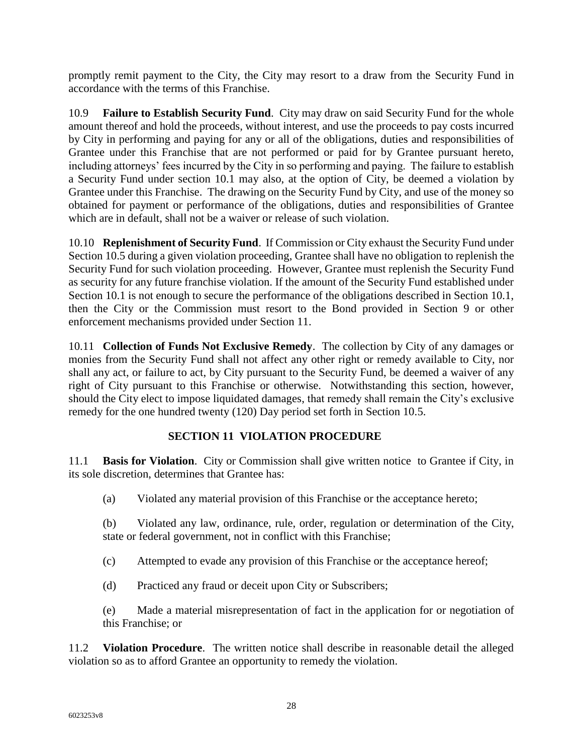promptly remit payment to the City, the City may resort to a draw from the Security Fund in accordance with the terms of this Franchise.

10.9 **Failure to Establish Security Fund**. City may draw on said Security Fund for the whole amount thereof and hold the proceeds, without interest, and use the proceeds to pay costs incurred by City in performing and paying for any or all of the obligations, duties and responsibilities of Grantee under this Franchise that are not performed or paid for by Grantee pursuant hereto, including attorneys' fees incurred by the City in so performing and paying. The failure to establish a Security Fund under section 10.1 may also, at the option of City, be deemed a violation by Grantee under this Franchise. The drawing on the Security Fund by City, and use of the money so obtained for payment or performance of the obligations, duties and responsibilities of Grantee which are in default, shall not be a waiver or release of such violation.

10.10 **Replenishment of Security Fund**. If Commission or City exhaust the Security Fund under Section 10.5 during a given violation proceeding, Grantee shall have no obligation to replenish the Security Fund for such violation proceeding. However, Grantee must replenish the Security Fund as security for any future franchise violation. If the amount of the Security Fund established under Section 10.1 is not enough to secure the performance of the obligations described in Section 10.1, then the City or the Commission must resort to the Bond provided in Section 9 or other enforcement mechanisms provided under Section 11.

10.11 **Collection of Funds Not Exclusive Remedy**. The collection by City of any damages or monies from the Security Fund shall not affect any other right or remedy available to City, nor shall any act, or failure to act, by City pursuant to the Security Fund, be deemed a waiver of any right of City pursuant to this Franchise or otherwise. Notwithstanding this section, however, should the City elect to impose liquidated damages, that remedy shall remain the City's exclusive remedy for the one hundred twenty (120) Day period set forth in Section 10.5.

## SECTION 11 VIOLATION PROCEDURE

11.1 **Basis for Violation**. City or Commission shall give written notice to Grantee if City, in its sole discretion, determines that Grantee has:

(a) Violated any material provision of this Franchise or the acceptance hereto;

(b) Violated any law, ordinance, rule, order, regulation or determination of the City, state or federal government, not in conflict with this Franchise;

(c) Attempted to evade any provision of this Franchise or the acceptance hereof;

(d) Practiced any fraud or deceit upon City or Subscribers;

(e) Made a material misrepresentation of fact in the application for or negotiation of this Franchise; or

11.2 **Violation Procedure**. The written notice shall describe in reasonable detail the alleged violation so as to afford Grantee an opportunity to remedy the violation.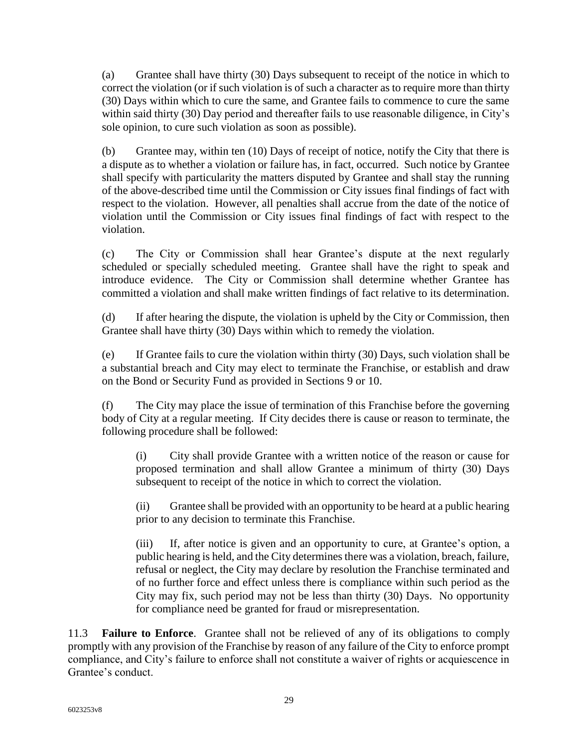(a) Grantee shall have thirty (30) Days subsequent to receipt of the notice in which to correct the violation (or if such violation is of such a character as to require more than thirty (30) Days within which to cure the same, and Grantee fails to commence to cure the same within said thirty (30) Day period and thereafter fails to use reasonable diligence, in City's sole opinion, to cure such violation as soon as possible).

(b) Grantee may, within ten (10) Days of receipt of notice, notify the City that there is a dispute as to whether a violation or failure has, in fact, occurred. Such notice by Grantee shall specify with particularity the matters disputed by Grantee and shall stay the running of the above-described time until the Commission or City issues final findings of fact with respect to the violation. However, all penalties shall accrue from the date of the notice of violation until the Commission or City issues final findings of fact with respect to the violation.

(c) The City or Commission shall hear Grantee's dispute at the next regularly scheduled or specially scheduled meeting. Grantee shall have the right to speak and introduce evidence. The City or Commission shall determine whether Grantee has committed a violation and shall make written findings of fact relative to its determination.

(d) If after hearing the dispute, the violation is upheld by the City or Commission, then Grantee shall have thirty (30) Days within which to remedy the violation.

(e) If Grantee fails to cure the violation within thirty (30) Days, such violation shall be a substantial breach and City may elect to terminate the Franchise, or establish and draw on the Bond or Security Fund as provided in Sections 9 or 10.

(f) The City may place the issue of termination of this Franchise before the governing body of City at a regular meeting. If City decides there is cause or reason to terminate, the following procedure shall be followed:

(i) City shall provide Grantee with a written notice of the reason or cause for proposed termination and shall allow Grantee a minimum of thirty (30) Days subsequent to receipt of the notice in which to correct the violation.

(ii) Grantee shall be provided with an opportunity to be heard at a public hearing prior to any decision to terminate this Franchise.

(iii) If, after notice is given and an opportunity to cure, at Grantee's option, a public hearing is held, and the City determines there was a violation, breach, failure, refusal or neglect, the City may declare by resolution the Franchise terminated and of no further force and effect unless there is compliance within such period as the City may fix, such period may not be less than thirty (30) Days. No opportunity for compliance need be granted for fraud or misrepresentation.

11.3 **Failure to Enforce**. Grantee shall not be relieved of any of its obligations to comply promptly with any provision of the Franchise by reason of any failure of the City to enforce prompt compliance, and City's failure to enforce shall not constitute a waiver of rights or acquiescence in Grantee's conduct.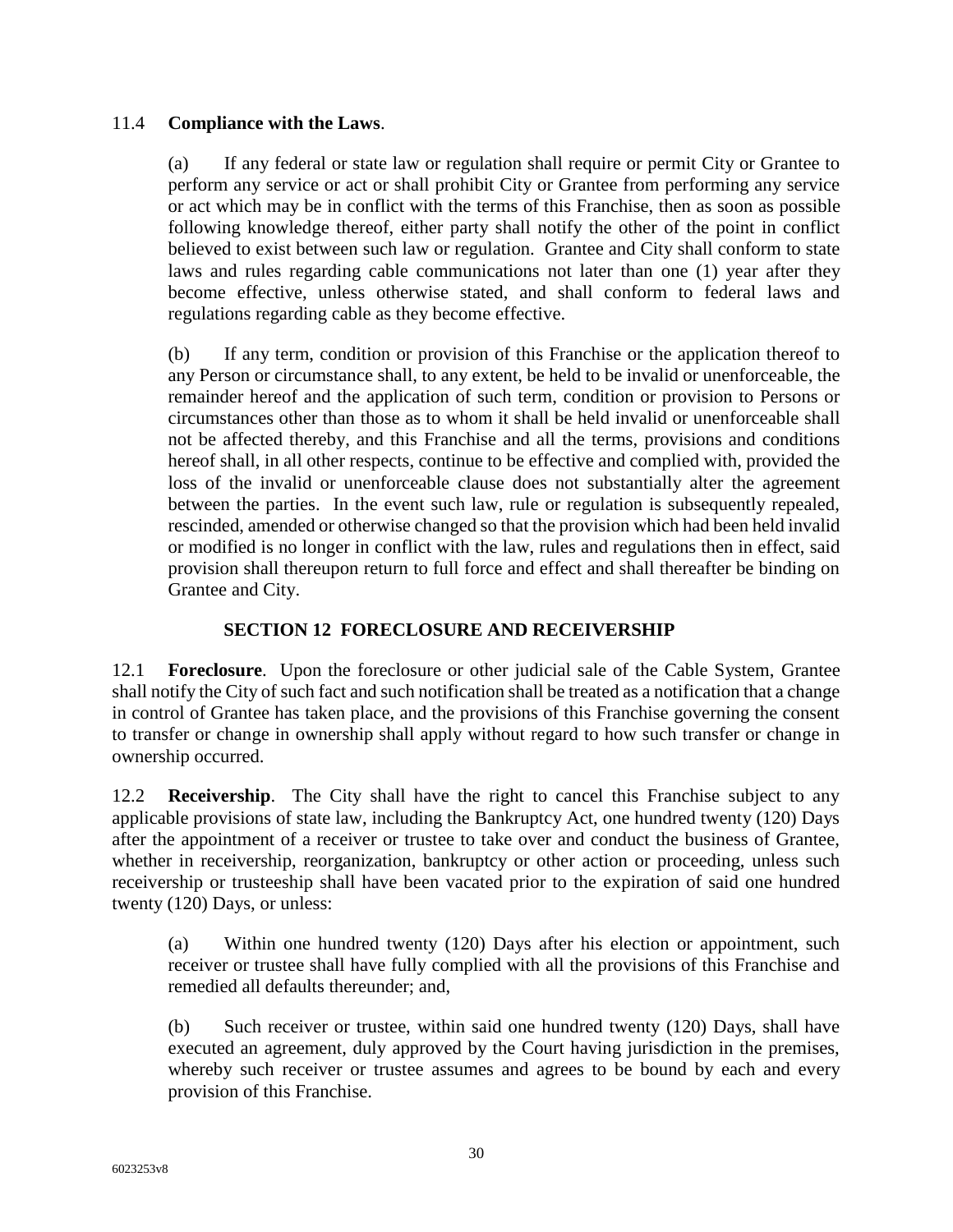11.4 **Compliance with the Laws**.

(a) If any federal or state law or regulation shall require or permit City or Grantee to perform any service or act or shall prohibit City or Grantee from performing any service or act which may be in conflict with the terms of this Franchise, then as soon as possible following knowledge thereof, either party shall notify the other of the point in conflict believed to exist between such law or regulation. Grantee and City shall conform to state laws and rules regarding cable communications not later than one (1) year after they become effective, unless otherwise stated, and shall conform to federal laws and regulations regarding cable as they become effective.

(b) If any term, condition or provision of this Franchise or the application thereof to any Person or circumstance shall, to any extent, be held to be invalid or unenforceable, the remainder hereof and the application of such term, condition or provision to Persons or circumstances other than those as to whom it shall be held invalid or unenforceable shall not be affected thereby, and this Franchise and all the terms, provisions and conditions hereof shall, in all other respects, continue to be effective and complied with, provided the loss of the invalid or unenforceable clause does not substantially alter the agreement between the parties. In the event such law, rule or regulation is subsequently repealed, rescinded, amended or otherwise changed so that the provision which had been held invalid or modified is no longer in conflict with the law, rules and regulations then in effect, said provision shall thereupon return to full force and effect and shall thereafter be binding on Grantee and City.

## SECTION 12 FORECLOSURE AND RECEIVERSHIP

12.1 **Foreclosure**. Upon the foreclosure or other judicial sale of the Cable System, Grantee shall notify the City of such fact and such notification shall be treated as a notification that a change in control of Grantee has taken place, and the provisions of this Franchise governing the consent to transfer or change in ownership shall apply without regard to how such transfer or change in ownership occurred.

12.2 **Receivership**. The City shall have the right to cancel this Franchise subject to any applicable provisions of state law, including the Bankruptcy Act, one hundred twenty (120) Days after the appointment of a receiver or trustee to take over and conduct the business of Grantee, whether in receivership, reorganization, bankruptcy or other action or proceeding, unless such receivership or trusteeship shall have been vacated prior to the expiration of said one hundred twenty (120) Days, or unless:

(a) Within one hundred twenty (120) Days after his election or appointment, such receiver or trustee shall have fully complied with all the provisions of this Franchise and remedied all defaults thereunder; and,

(b) Such receiver or trustee, within said one hundred twenty (120) Days, shall have executed an agreement, duly approved by the Court having jurisdiction in the premises, whereby such receiver or trustee assumes and agrees to be bound by each and every provision of this Franchise.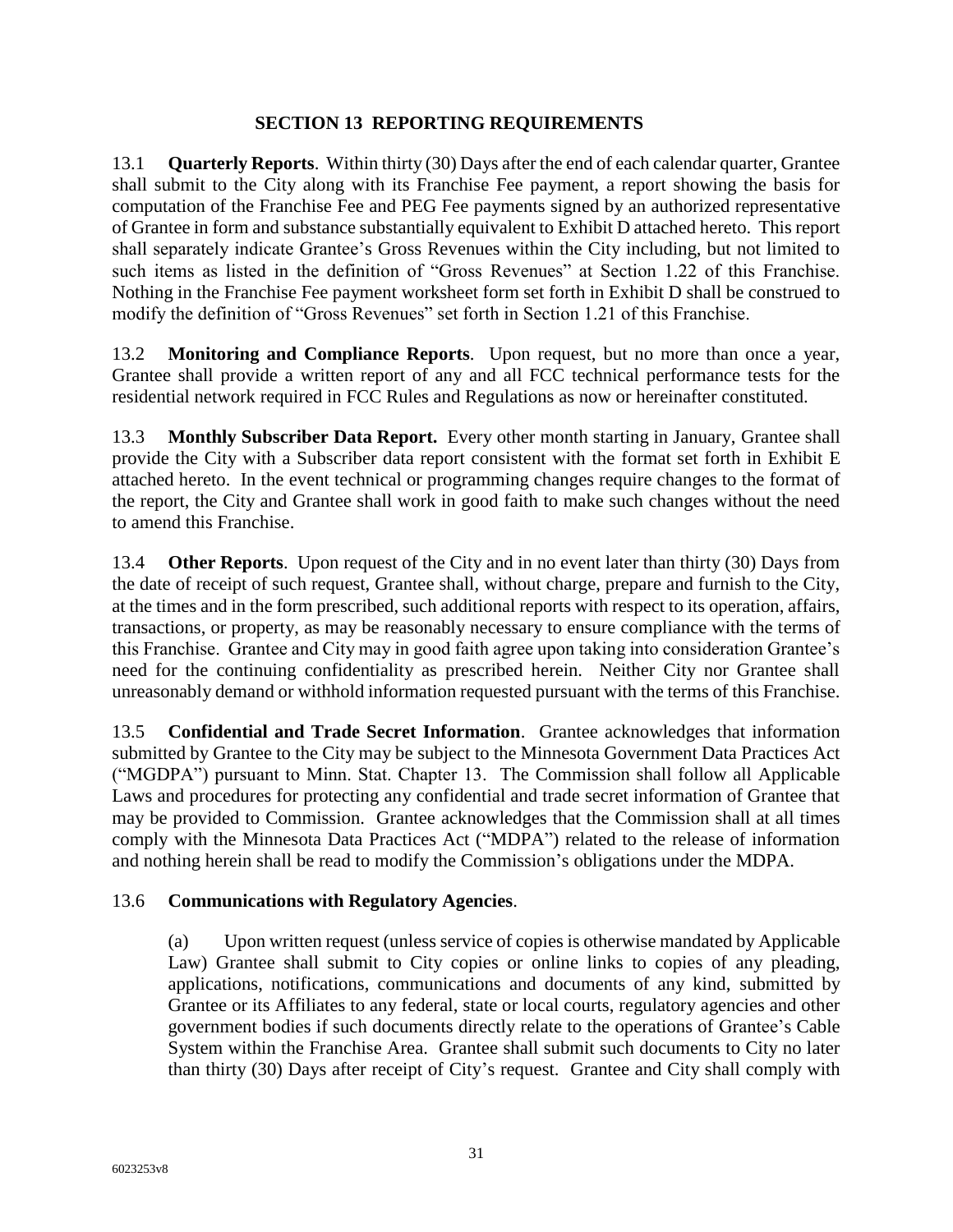## SECTION 13 REPORTING REQUIREMENTS

13.1 **Quarterly Reports**. Within thirty (30) Days after the end of each calendar quarter, Grantee shall submit to the City along with its Franchise Fee payment, a report showing the basis for computation of the Franchise Fee and PEG Fee payments signed by an authorized representative of Grantee in form and substance substantially equivalent to Exhibit D attached hereto. This report shall separately indicate Grantee's Gross Revenues within the City including, but not limited to such items as listed in the definition of "Gross Revenues" at Section 1.22 of this Franchise. Nothing in the Franchise Fee payment worksheet form set forth in Exhibit D shall be construed to modify the definition of "Gross Revenues" set forth in Section 1.21 of this Franchise.

13.2 **Monitoring and Compliance Reports**. Upon request, but no more than once a year, Grantee shall provide a written report of any and all FCC technical performance tests for the residential network required in FCC Rules and Regulations as now or hereinafter constituted.

13.3 **Monthly Subscriber Data Report.** Every other month starting in January, Grantee shall provide the City with a Subscriber data report consistent with the format set forth in Exhibit E attached hereto. In the event technical or programming changes require changes to the format of the report, the City and Grantee shall work in good faith to make such changes without the need to amend this Franchise.

13.4 **Other Reports**. Upon request of the City and in no event later than thirty (30) Days from the date of receipt of such request, Grantee shall, without charge, prepare and furnish to the City, at the times and in the form prescribed, such additional reports with respect to its operation, affairs, transactions, or property, as may be reasonably necessary to ensure compliance with the terms of this Franchise. Grantee and City may in good faith agree upon taking into consideration Grantee's need for the continuing confidentiality as prescribed herein. Neither City nor Grantee shall unreasonably demand or withhold information requested pursuant with the terms of this Franchise.

13.5 **Confidential and Trade Secret Information**. Grantee acknowledges that information submitted by Grantee to the City may be subject to the Minnesota Government Data Practices Act ("MGDPA") pursuant to Minn. Stat. Chapter 13. The Commission shall follow all Applicable Laws and procedures for protecting any confidential and trade secret information of Grantee that may be provided to Commission. Grantee acknowledges that the Commission shall at all times comply with the Minnesota Data Practices Act ("MDPA") related to the release of information and nothing herein shall be read to modify the Commission's obligations under the MDPA.

13.6 **Communications with Regulatory Agencies**.

(a) Upon written request (unless service of copies is otherwise mandated by Applicable Law) Grantee shall submit to City copies or online links to copies of any pleading, applications, notifications, communications and documents of any kind, submitted by Grantee or its Affiliates to any federal, state or local courts, regulatory agencies and other government bodies if such documents directly relate to the operations of Grantee's Cable System within the Franchise Area. Grantee shall submit such documents to City no later than thirty (30) Days after receipt of City's request. Grantee and City shall comply with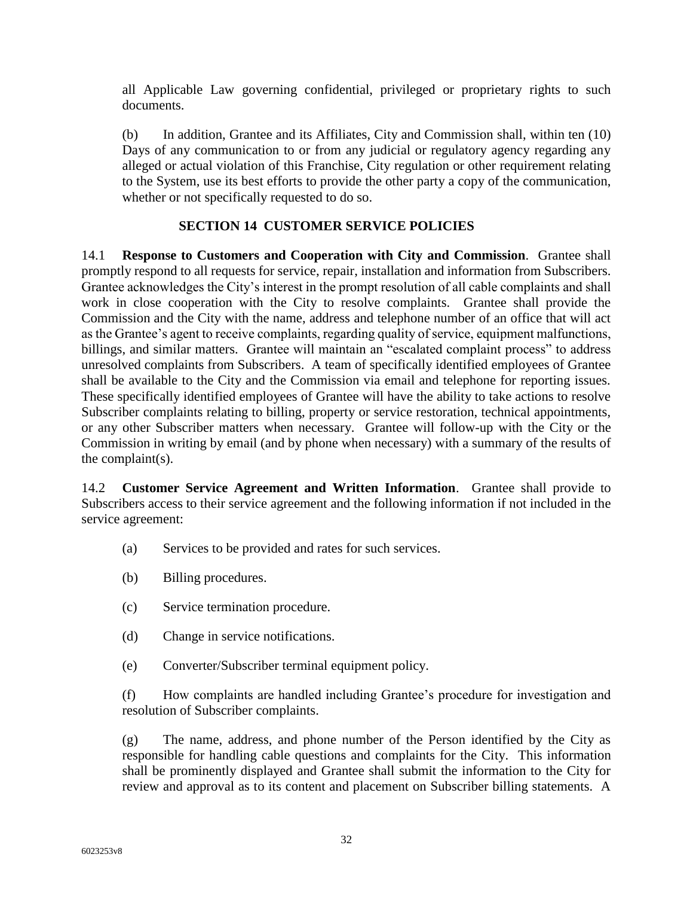all Applicable Law governing confidential, privileged or proprietary rights to such documents.

(b) In addition, Grantee and its Affiliates, City and Commission shall, within ten (10) Days of any communication to or from any judicial or regulatory agency regarding any alleged or actual violation of this Franchise, City regulation or other requirement relating to the System, use its best efforts to provide the other party a copy of the communication, whether or not specifically requested to do so.

## SECTION 14 CUSTOMER SERVICE POLICIES

14.1 **Response to Customers and Cooperation with City and Commission**. Grantee shall promptly respond to all requests for service, repair, installation and information from Subscribers. Grantee acknowledges the City's interest in the prompt resolution of all cable complaints and shall work in close cooperation with the City to resolve complaints. Grantee shall provide the Commission and the City with the name, address and telephone number of an office that will act as the Grantee's agent to receive complaints, regarding quality of service, equipment malfunctions, billings, and similar matters. Grantee will maintain an "escalated complaint process" to address unresolved complaints from Subscribers. A team of specifically identified employees of Grantee shall be available to the City and the Commission via email and telephone for reporting issues. These specifically identified employees of Grantee will have the ability to take actions to resolve Subscriber complaints relating to billing, property or service restoration, technical appointments, or any other Subscriber matters when necessary. Grantee will follow-up with the City or the Commission in writing by email (and by phone when necessary) with a summary of the results of the complaint(s).

14.2 **Customer Service Agreement and Written Information**. Grantee shall provide to Subscribers access to their service agreement and the following information if not included in the service agreement:

(a) Services to be provided and rates for such services.

(b) Billing procedures.

(c) Service termination procedure.

(d) Change in service notifications.

(e) Converter/Subscriber terminal equipment policy.

(f) How complaints are handled including Grantee's procedure for investigation and resolution of Subscriber complaints.

(g) The name, address, and phone number of the Person identified by the City as responsible for handling cable questions and complaints for the City. This information shall be prominently displayed and Grantee shall submit the information to the City for review and approval as to its content and placement on Subscriber billing statements. A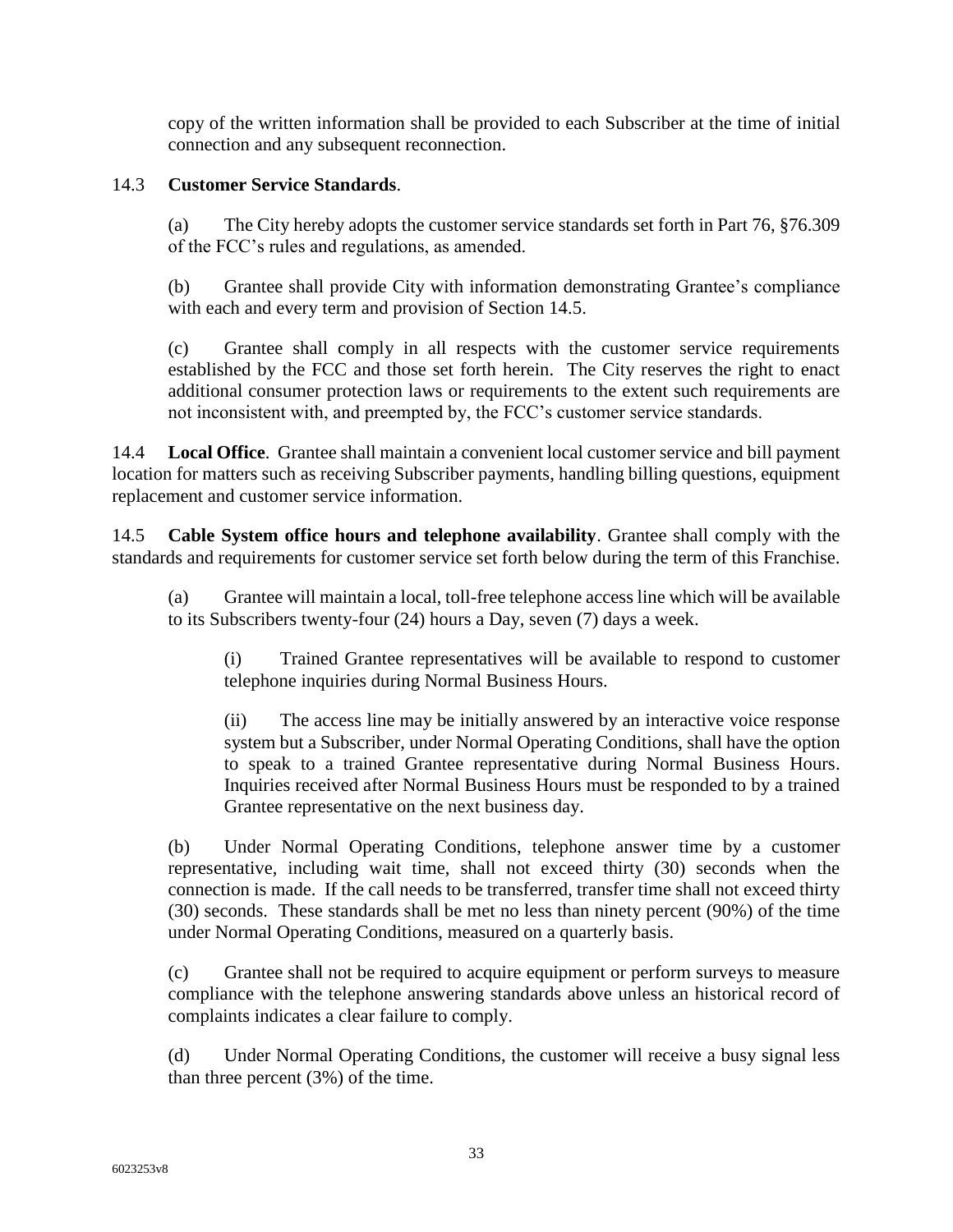copy of the written information shall be provided to each Subscriber at the time of initial connection and any subsequent reconnection.

14.3 **Customer Service Standards**.

(a) The City hereby adopts the customer service standards set forth in Part 76, §76.309 of the FCC's rules and regulations, as amended.

(b) Grantee shall provide City with information demonstrating Grantee's compliance with each and every term and provision of Section 14.5.

(c) Grantee shall comply in all respects with the customer service requirements established by the FCC and those set forth herein. The City reserves the right to enact additional consumer protection laws or requirements to the extent such requirements are not inconsistent with, and preempted by, the FCC's customer service standards.

14.4 **Local Office**. Grantee shall maintain a convenient local customer service and bill payment location for matters such as receiving Subscriber payments, handling billing questions, equipment replacement and customer service information.

14.5 **Cable System office hours and telephone availability**. Grantee shall comply with the standards and requirements for customer service set forth below during the term of this Franchise.

(a) Grantee will maintain a local, toll-free telephone access line which will be available to its Subscribers twenty-four (24) hours a Day, seven (7) days a week.

(i) Trained Grantee representatives will be available to respond to customer telephone inquiries during Normal Business Hours.

(ii) The access line may be initially answered by an interactive voice response system but a Subscriber, under Normal Operating Conditions, shall have the option to speak to a trained Grantee representative during Normal Business Hours. Inquiries received after Normal Business Hours must be responded to by a trained Grantee representative on the next business day.

(b) Under Normal Operating Conditions, telephone answer time by a customer representative, including wait time, shall not exceed thirty (30) seconds when the connection is made. If the call needs to be transferred, transfer time shall not exceed thirty (30) seconds. These standards shall be met no less than ninety percent (90%) of the time under Normal Operating Conditions, measured on a quarterly basis.

(c) Grantee shall not be required to acquire equipment or perform surveys to measure compliance with the telephone answering standards above unless an historical record of complaints indicates a clear failure to comply.

(d) Under Normal Operating Conditions, the customer will receive a busy signal less than three percent (3%) of the time.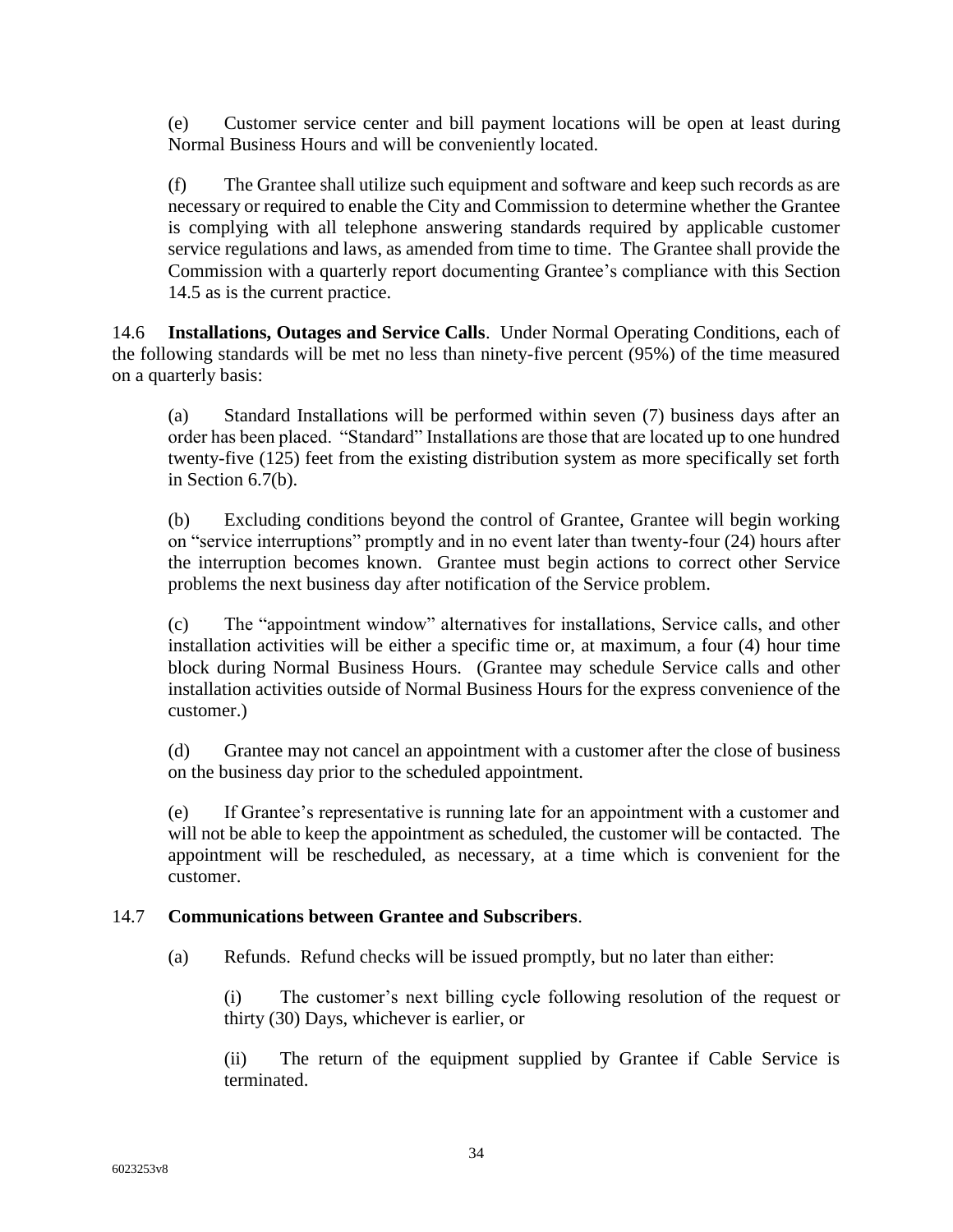(e) Customer service center and bill payment locations will be open at least during Normal Business Hours and will be conveniently located.

(f) The Grantee shall utilize such equipment and software and keep such records as are necessary or required to enable the City and Commission to determine whether the Grantee is complying with all telephone answering standards required by applicable customer service regulations and laws, as amended from time to time. The Grantee shall provide the Commission with a quarterly report documenting Grantee's compliance with this Section 14.5 as is the current practice.

14.6 **Installations, Outages and Service Calls**. Under Normal Operating Conditions, each of the following standards will be met no less than ninety-five percent (95%) of the time measured on a quarterly basis:

(a) Standard Installations will be performed within seven (7) business days after an order has been placed. "Standard" Installations are those that are located up to one hundred twenty-five (125) feet from the existing distribution system as more specifically set forth in Section 6.7(b).

(b) Excluding conditions beyond the control of Grantee, Grantee will begin working on "service interruptions" promptly and in no event later than twenty-four (24) hours after the interruption becomes known. Grantee must begin actions to correct other Service problems the next business day after notification of the Service problem.

(c) The "appointment window" alternatives for installations, Service calls, and other installation activities will be either a specific time or, at maximum, a four (4) hour time block during Normal Business Hours. (Grantee may schedule Service calls and other installation activities outside of Normal Business Hours for the express convenience of the customer.)

(d) Grantee may not cancel an appointment with a customer after the close of business on the business day prior to the scheduled appointment.

(e) If Grantee's representative is running late for an appointment with a customer and will not be able to keep the appointment as scheduled, the customer will be contacted. The appointment will be rescheduled, as necessary, at a time which is convenient for the customer.

14.7 **Communications between Grantee and Subscribers**.

(a) Refunds. Refund checks will be issued promptly, but no later than either:

(i) The customer's next billing cycle following resolution of the request or thirty (30) Days, whichever is earlier, or

(ii) The return of the equipment supplied by Grantee if Cable Service is terminated.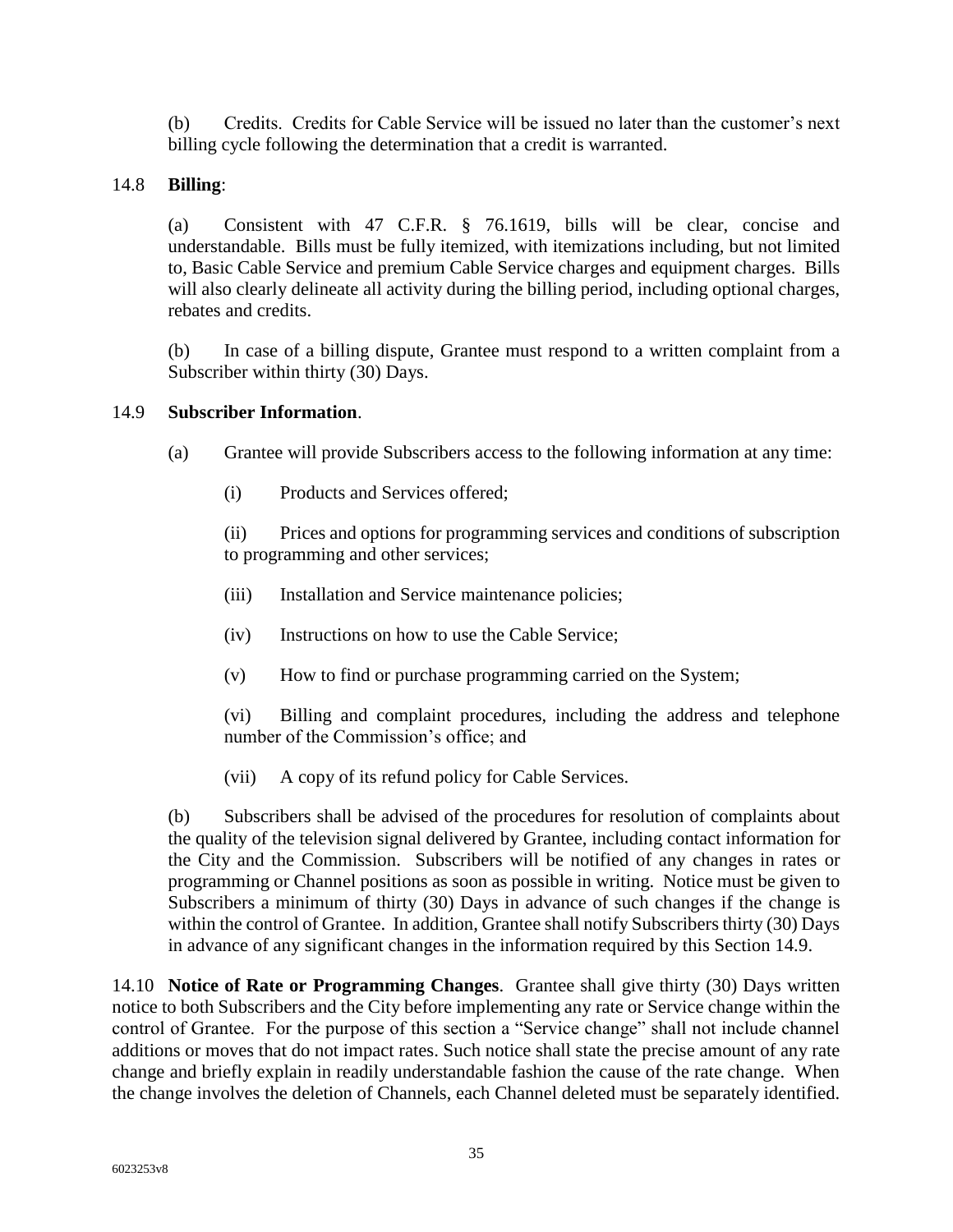(b) Credits. Credits for Cable Service will be issued no later than the customer's next billing cycle following the determination that a credit is warranted.

14.8 **Billing**:

(a) Consistent with 47 C.F.R. § 76.1619, bills will be clear, concise and understandable. Bills must be fully itemized, with itemizations including, but not limited to, Basic Cable Service and premium Cable Service charges and equipment charges. Bills will also clearly delineate all activity during the billing period, including optional charges, rebates and credits.

(b) In case of a billing dispute, Grantee must respond to a written complaint from a Subscriber within thirty (30) Days.

14.9 **Subscriber Information**.

(a) Grantee will provide Subscribers access to the following information at any time:

(i) Products and Services offered;

(ii) Prices and options for programming services and conditions of subscription to programming and other services;

(iii) Installation and Service maintenance policies;

(iv) Instructions on how to use the Cable Service;

(v) How to find or purchase programming carried on the System;

(vi) Billing and complaint procedures, including the address and telephone number of the Commission's office; and

(vii) A copy of its refund policy for Cable Services.

(b) Subscribers shall be advised of the procedures for resolution of complaints about the quality of the television signal delivered by Grantee, including contact information for the City and the Commission. Subscribers will be notified of any changes in rates or programming or Channel positions as soon as possible in writing. Notice must be given to Subscribers a minimum of thirty (30) Days in advance of such changes if the change is within the control of Grantee. In addition, Grantee shall notify Subscribers thirty (30) Days in advance of any significant changes in the information required by this Section 14.9.

14.10 **Notice of Rate or Programming Changes**. Grantee shall give thirty (30) Days written notice to both Subscribers and the City before implementing any rate or Service change within the control of Grantee. For the purpose of this section a "Service change" shall not include channel additions or moves that do not impact rates. Such notice shall state the precise amount of any rate change and briefly explain in readily understandable fashion the cause of the rate change. When the change involves the deletion of Channels, each Channel deleted must be separately identified.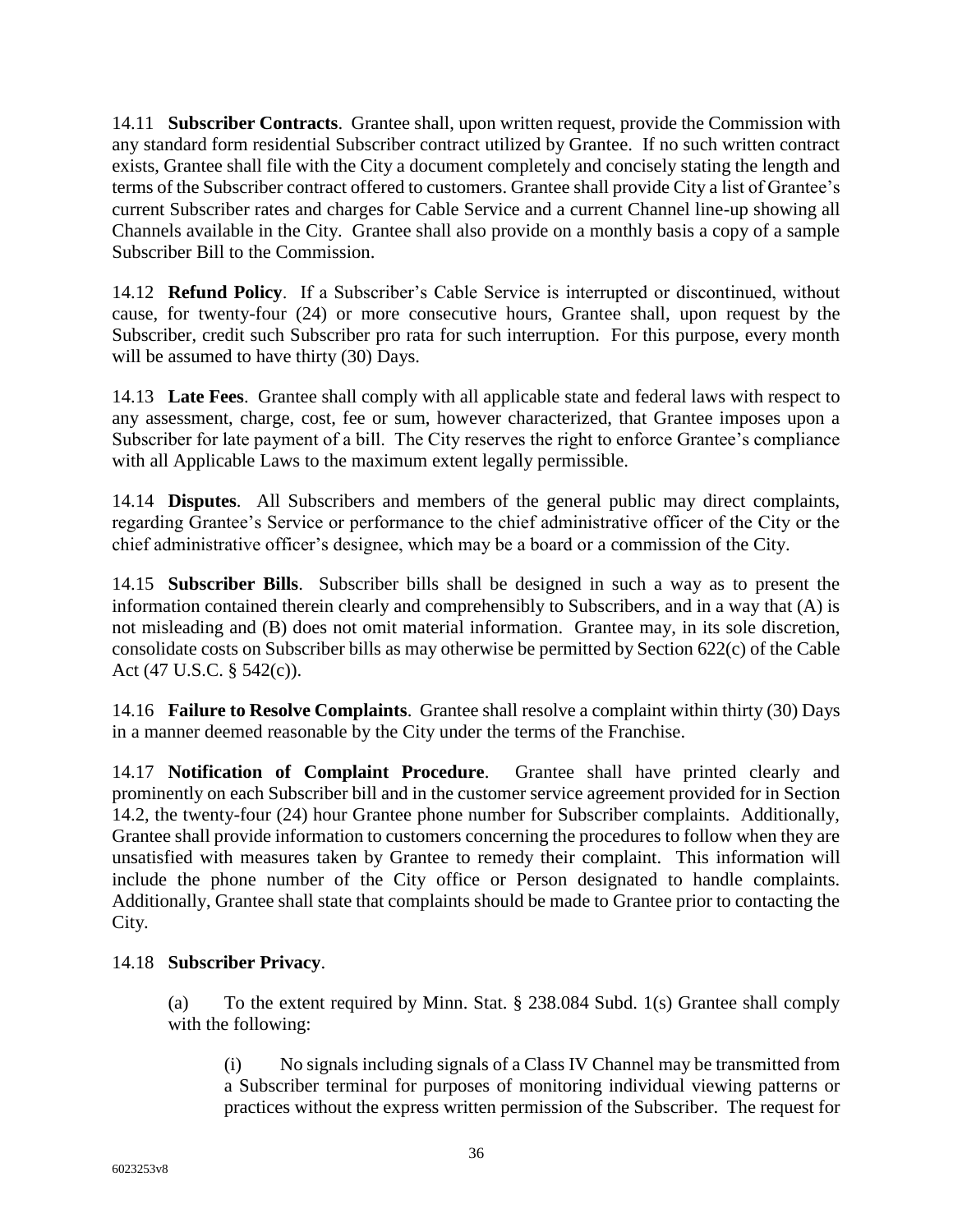14.11 **Subscriber Contracts**. Grantee shall, upon written request, provide the Commission with any standard form residential Subscriber contract utilized by Grantee. If no such written contract exists, Grantee shall file with the City a document completely and concisely stating the length and terms of the Subscriber contract offered to customers. Grantee shall provide City a list of Grantee's current Subscriber rates and charges for Cable Service and a current Channel line-up showing all Channels available in the City. Grantee shall also provide on a monthly basis a copy of a sample Subscriber Bill to the Commission.

14.12 **Refund Policy**. If a Subscriber's Cable Service is interrupted or discontinued, without cause, for twenty-four (24) or more consecutive hours, Grantee shall, upon request by the Subscriber, credit such Subscriber pro rata for such interruption. For this purpose, every month will be assumed to have thirty (30) Days.

14.13 **Late Fees**. Grantee shall comply with all applicable state and federal laws with respect to any assessment, charge, cost, fee or sum, however characterized, that Grantee imposes upon a Subscriber for late payment of a bill. The City reserves the right to enforce Grantee's compliance with all Applicable Laws to the maximum extent legally permissible.

14.14 **Disputes**. All Subscribers and members of the general public may direct complaints, regarding Grantee's Service or performance to the chief administrative officer of the City or the chief administrative officer's designee, which may be a board or a commission of the City.

14.15 **Subscriber Bills**. Subscriber bills shall be designed in such a way as to present the information contained therein clearly and comprehensibly to Subscribers, and in a way that (A) is not misleading and (B) does not omit material information. Grantee may, in its sole discretion, consolidate costs on Subscriber bills as may otherwise be permitted by Section 622(c) of the Cable Act (47 U.S.C. § 542(c)).

14.16 **Failure to Resolve Complaints**. Grantee shall resolve a complaint within thirty (30) Days in a manner deemed reasonable by the City under the terms of the Franchise.

14.17 **Notification of Complaint Procedure**. Grantee shall have printed clearly and prominently on each Subscriber bill and in the customer service agreement provided for in Section 14.2, the twenty-four (24) hour Grantee phone number for Subscriber complaints. Additionally, Grantee shall provide information to customers concerning the procedures to follow when they are unsatisfied with measures taken by Grantee to remedy their complaint. This information will include the phone number of the City office or Person designated to handle complaints. Additionally, Grantee shall state that complaints should be made to Grantee prior to contacting the City.

14.18 **Subscriber Privacy**.

(a) To the extent required by Minn. Stat. § 238.084 Subd. 1(s) Grantee shall comply with the following:

(i) No signals including signals of a Class IV Channel may be transmitted from a Subscriber terminal for purposes of monitoring individual viewing patterns or practices without the express written permission of the Subscriber. The request for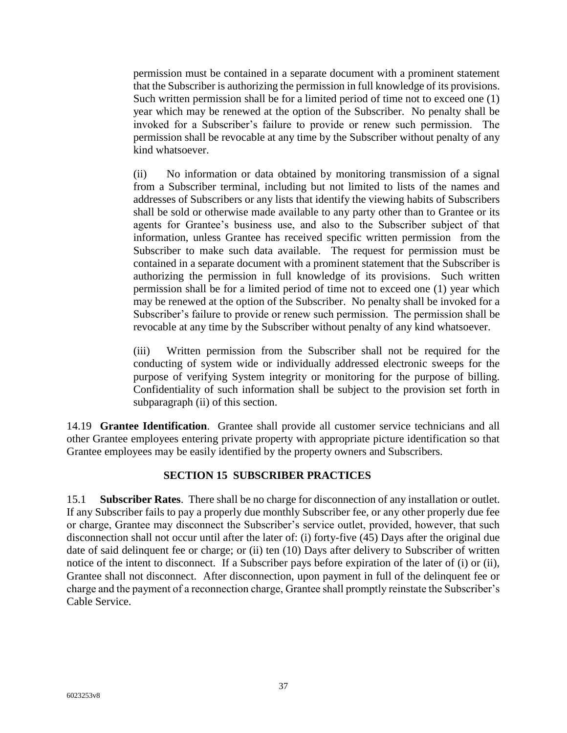permission must be contained in a separate document with a prominent statement that the Subscriber is authorizing the permission in full knowledge of its provisions. Such written permission shall be for a limited period of time not to exceed one (1) year which may be renewed at the option of the Subscriber. No penalty shall be invoked for a Subscriber's failure to provide or renew such permission. The permission shall be revocable at any time by the Subscriber without penalty of any kind whatsoever.

(ii) No information or data obtained by monitoring transmission of a signal from a Subscriber terminal, including but not limited to lists of the names and addresses of Subscribers or any lists that identify the viewing habits of Subscribers shall be sold or otherwise made available to any party other than to Grantee or its agents for Grantee's business use, and also to the Subscriber subject of that information, unless Grantee has received specific written permission from the Subscriber to make such data available. The request for permission must be contained in a separate document with a prominent statement that the Subscriber is authorizing the permission in full knowledge of its provisions. Such written permission shall be for a limited period of time not to exceed one (1) year which may be renewed at the option of the Subscriber. No penalty shall be invoked for a Subscriber's failure to provide or renew such permission. The permission shall be revocable at any time by the Subscriber without penalty of any kind whatsoever.

(iii) Written permission from the Subscriber shall not be required for the conducting of system wide or individually addressed electronic sweeps for the purpose of verifying System integrity or monitoring for the purpose of billing. Confidentiality of such information shall be subject to the provision set forth in subparagraph (ii) of this section.

14.19 **Grantee Identification**. Grantee shall provide all customer service technicians and all other Grantee employees entering private property with appropriate picture identification so that Grantee employees may be easily identified by the property owners and Subscribers.

## SECTION 15 SUBSCRIBER PRACTICES

15.1 **Subscriber Rates**. There shall be no charge for disconnection of any installation or outlet. If any Subscriber fails to pay a properly due monthly Subscriber fee, or any other properly due fee or charge, Grantee may disconnect the Subscriber's service outlet, provided, however, that such disconnection shall not occur until after the later of: (i) forty-five (45) Days after the original due date of said delinquent fee or charge; or (ii) ten (10) Days after delivery to Subscriber of written notice of the intent to disconnect. If a Subscriber pays before expiration of the later of (i) or (ii), Grantee shall not disconnect. After disconnection, upon payment in full of the delinquent fee or charge and the payment of a reconnection charge, Grantee shall promptly reinstate the Subscriber's Cable Service.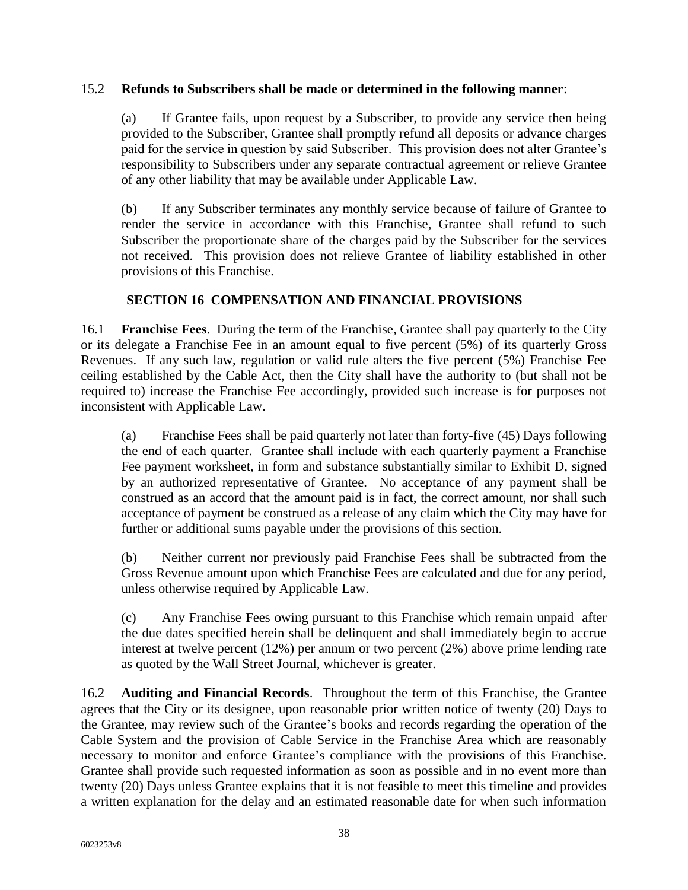15.2 **Refunds to Subscribers shall be made or determined in the following manner**:

(a) If Grantee fails, upon request by a Subscriber, to provide any service then being provided to the Subscriber, Grantee shall promptly refund all deposits or advance charges paid for the service in question by said Subscriber. This provision does not alter Grantee's responsibility to Subscribers under any separate contractual agreement or relieve Grantee of any other liability that may be available under Applicable Law.

(b) If any Subscriber terminates any monthly service because of failure of Grantee to render the service in accordance with this Franchise, Grantee shall refund to such Subscriber the proportionate share of the charges paid by the Subscriber for the services not received. This provision does not relieve Grantee of liability established in other provisions of this Franchise.

## SECTION 16 COMPENSATION AND FINANCIAL PROVISIONS

16.1 **Franchise Fees**. During the term of the Franchise, Grantee shall pay quarterly to the City or its delegate a Franchise Fee in an amount equal to five percent (5%) of its quarterly Gross Revenues. If any such law, regulation or valid rule alters the five percent (5%) Franchise Fee ceiling established by the Cable Act, then the City shall have the authority to (but shall not be required to) increase the Franchise Fee accordingly, provided such increase is for purposes not inconsistent with Applicable Law.

(a) Franchise Fees shall be paid quarterly not later than forty-five (45) Days following the end of each quarter. Grantee shall include with each quarterly payment a Franchise Fee payment worksheet, in form and substance substantially similar to Exhibit D, signed by an authorized representative of Grantee. No acceptance of any payment shall be construed as an accord that the amount paid is in fact, the correct amount, nor shall such acceptance of payment be construed as a release of any claim which the City may have for further or additional sums payable under the provisions of this section.

(b) Neither current nor previously paid Franchise Fees shall be subtracted from the Gross Revenue amount upon which Franchise Fees are calculated and due for any period, unless otherwise required by Applicable Law.

(c) Any Franchise Fees owing pursuant to this Franchise which remain unpaid after the due dates specified herein shall be delinquent and shall immediately begin to accrue interest at twelve percent (12%) per annum or two percent (2%) above prime lending rate as quoted by the Wall Street Journal, whichever is greater.

16.2 **Auditing and Financial Records**. Throughout the term of this Franchise, the Grantee agrees that the City or its designee, upon reasonable prior written notice of twenty (20) Days to the Grantee, may review such of the Grantee's books and records regarding the operation of the Cable System and the provision of Cable Service in the Franchise Area which are reasonably necessary to monitor and enforce Grantee's compliance with the provisions of this Franchise. Grantee shall provide such requested information as soon as possible and in no event more than twenty (20) Days unless Grantee explains that it is not feasible to meet this timeline and provides a written explanation for the delay and an estimated reasonable date for when such information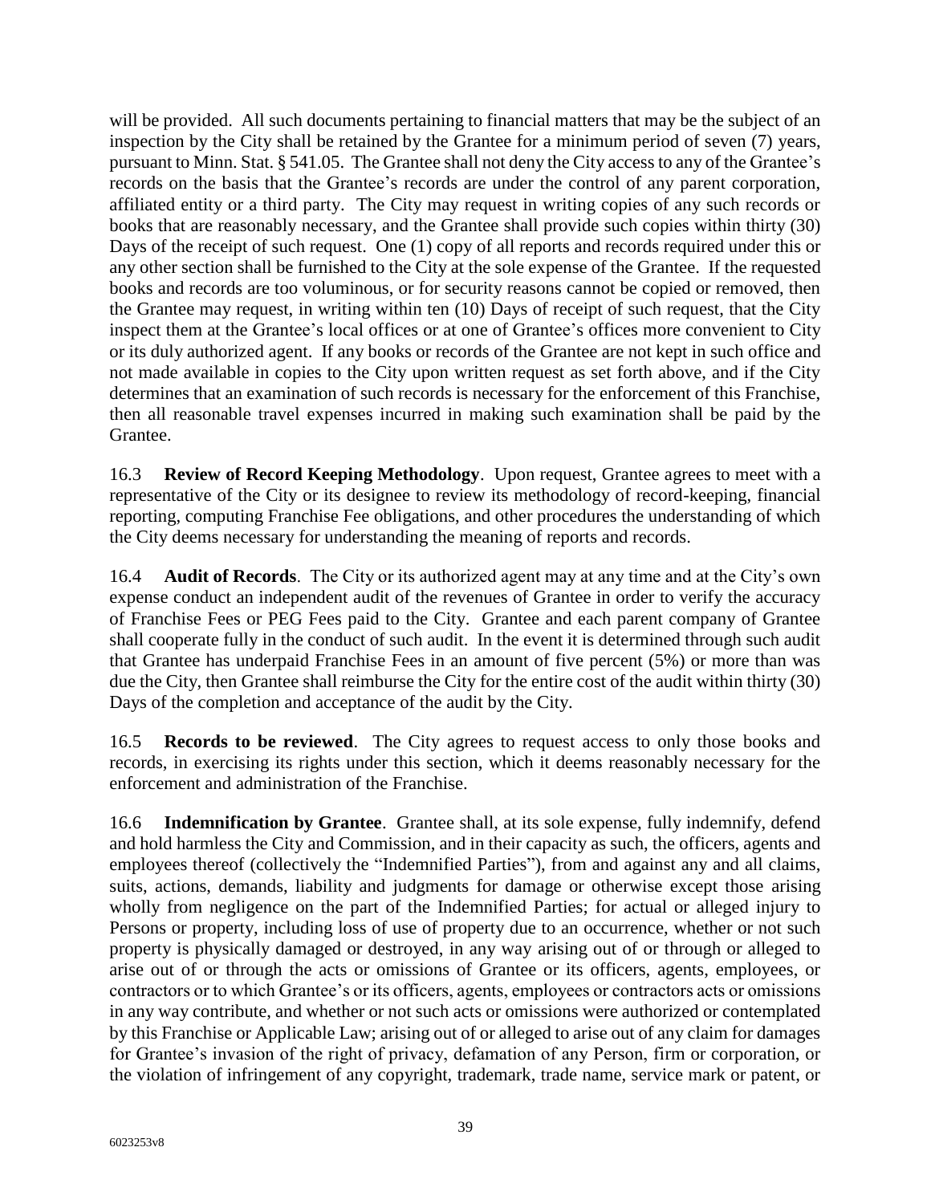will be provided. All such documents pertaining to financial matters that may be the subject of an inspection by the City shall be retained by the Grantee for a minimum period of seven (7) years, pursuant to Minn. Stat. § 541.05. The Grantee shall not deny the City access to any of the Grantee's records on the basis that the Grantee's records are under the control of any parent corporation, affiliated entity or a third party. The City may request in writing copies of any such records or books that are reasonably necessary, and the Grantee shall provide such copies within thirty (30) Days of the receipt of such request. One (1) copy of all reports and records required under this or any other section shall be furnished to the City at the sole expense of the Grantee. If the requested books and records are too voluminous, or for security reasons cannot be copied or removed, then the Grantee may request, in writing within ten (10) Days of receipt of such request, that the City inspect them at the Grantee's local offices or at one of Grantee's offices more convenient to City or its duly authorized agent. If any books or records of the Grantee are not kept in such office and not made available in copies to the City upon written request as set forth above, and if the City determines that an examination of such records is necessary for the enforcement of this Franchise, then all reasonable travel expenses incurred in making such examination shall be paid by the Grantee.

16.3 **Review of Record Keeping Methodology**. Upon request, Grantee agrees to meet with a representative of the City or its designee to review its methodology of record-keeping, financial reporting, computing Franchise Fee obligations, and other procedures the understanding of which the City deems necessary for understanding the meaning of reports and records.

16.4 **Audit of Records**. The City or its authorized agent may at any time and at the City's own expense conduct an independent audit of the revenues of Grantee in order to verify the accuracy of Franchise Fees or PEG Fees paid to the City. Grantee and each parent company of Grantee shall cooperate fully in the conduct of such audit. In the event it is determined through such audit that Grantee has underpaid Franchise Fees in an amount of five percent (5%) or more than was due the City, then Grantee shall reimburse the City for the entire cost of the audit within thirty (30) Days of the completion and acceptance of the audit by the City.

16.5 **Records to be reviewed**. The City agrees to request access to only those books and records, in exercising its rights under this section, which it deems reasonably necessary for the enforcement and administration of the Franchise.

16.6 **Indemnification by Grantee**. Grantee shall, at its sole expense, fully indemnify, defend and hold harmless the City and Commission, and in their capacity as such, the officers, agents and employees thereof (collectively the "Indemnified Parties"), from and against any and all claims, suits, actions, demands, liability and judgments for damage or otherwise except those arising wholly from negligence on the part of the Indemnified Parties; for actual or alleged injury to Persons or property, including loss of use of property due to an occurrence, whether or not such property is physically damaged or destroyed, in any way arising out of or through or alleged to arise out of or through the acts or omissions of Grantee or its officers, agents, employees, or contractors or to which Grantee's or its officers, agents, employees or contractors acts or omissions in any way contribute, and whether or not such acts or omissions were authorized or contemplated by this Franchise or Applicable Law; arising out of or alleged to arise out of any claim for damages for Grantee's invasion of the right of privacy, defamation of any Person, firm or corporation, or the violation of infringement of any copyright, trademark, trade name, service mark or patent, or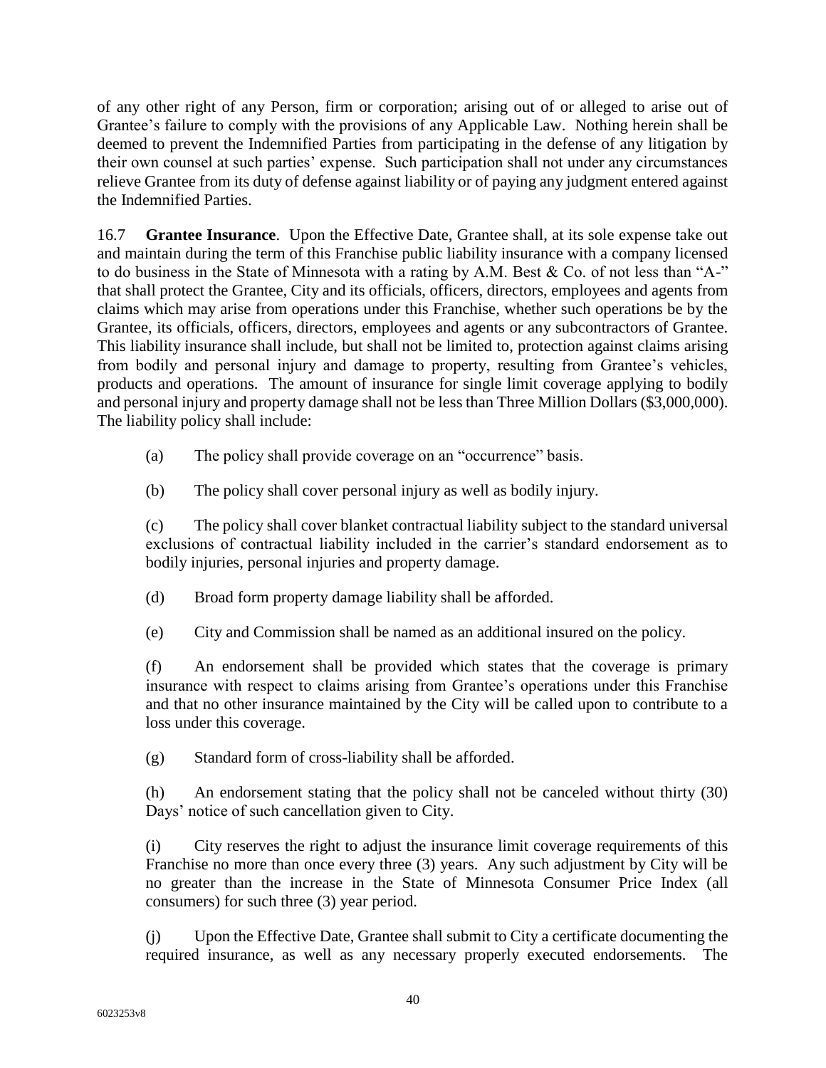of any other right of any Person, firm or corporation; arising out of or alleged to arise out of Grantee's failure to comply with the provisions of any Applicable Law. Nothing herein shall be deemed to prevent the Indemnified Parties from participating in the defense of any litigation by their own counsel at such parties' expense. Such participation shall not under any circumstances relieve Grantee from its duty of defense against liability or of paying any judgment entered against the Indemnified Parties.

16.7 **Grantee Insurance**. Upon the Effective Date, Grantee shall, at its sole expense take out and maintain during the term of this Franchise public liability insurance with a company licensed to do business in the State of Minnesota with a rating by A.M. Best & Co. of not less than "A-" that shall protect the Grantee, City and its officials, officers, directors, employees and agents from claims which may arise from operations under this Franchise, whether such operations be by the Grantee, its officials, officers, directors, employees and agents or any subcontractors of Grantee. This liability insurance shall include, but shall not be limited to, protection against claims arising from bodily and personal injury and damage to property, resulting from Grantee's vehicles, products and operations. The amount of insurance for single limit coverage applying to bodily and personal injury and property damage shall not be less than Three Million Dollars ($3,000,000). The liability policy shall include:

(a) The policy shall provide coverage on an "occurrence" basis.

(b) The policy shall cover personal injury as well as bodily injury.

(c) The policy shall cover blanket contractual liability subject to the standard universal exclusions of contractual liability included in the carrier's standard endorsement as to bodily injuries, personal injuries and property damage.

(d) Broad form property damage liability shall be afforded.

(e) City and Commission shall be named as an additional insured on the policy.

(f) An endorsement shall be provided which states that the coverage is primary insurance with respect to claims arising from Grantee's operations under this Franchise and that no other insurance maintained by the City will be called upon to contribute to a loss under this coverage.

(g) Standard form of cross-liability shall be afforded.

(h) An endorsement stating that the policy shall not be canceled without thirty (30) Days' notice of such cancellation given to City.

(i) City reserves the right to adjust the insurance limit coverage requirements of this Franchise no more than once every three (3) years. Any such adjustment by City will be no greater than the increase in the State of Minnesota Consumer Price Index (all consumers) for such three (3) year period.

(j) Upon the Effective Date, Grantee shall submit to City a certificate documenting the required insurance, as well as any necessary properly executed endorsements. The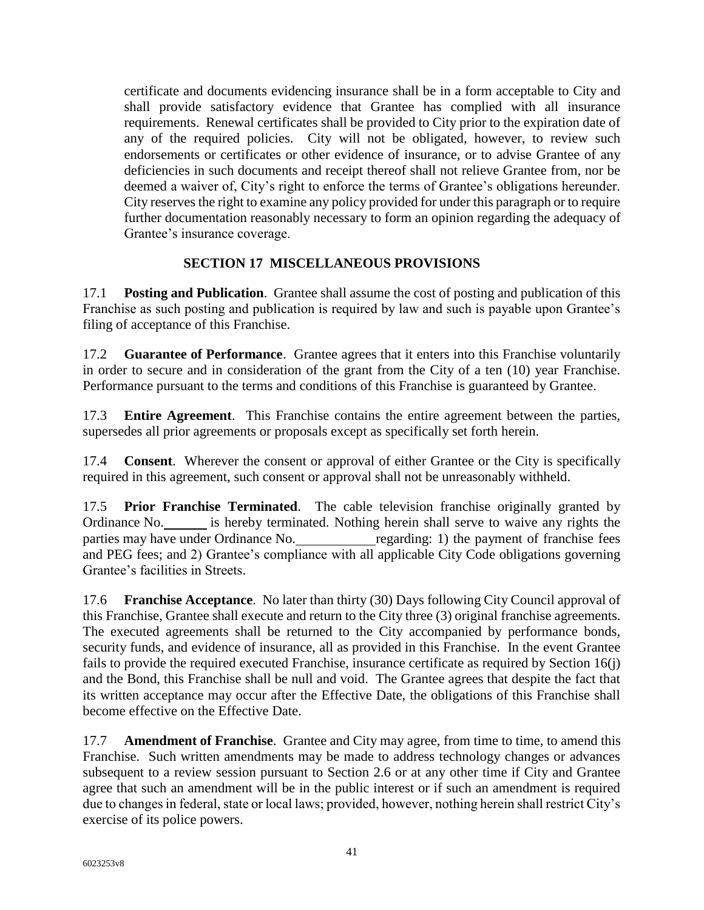certificate and documents evidencing insurance shall be in a form acceptable to City and shall provide satisfactory evidence that Grantee has complied with all insurance requirements. Renewal certificates shall be provided to City prior to the expiration date of any of the required policies. City will not be obligated, however, to review such endorsements or certificates or other evidence of insurance, or to advise Grantee of any deficiencies in such documents and receipt thereof shall not relieve Grantee from, nor be deemed a waiver of, City's right to enforce the terms of Grantee's obligations hereunder. City reserves the right to examine any policy provided for under this paragraph or to require further documentation reasonably necessary to form an opinion regarding the adequacy of Grantee's insurance coverage.

## SECTION 17 MISCELLANEOUS PROVISIONS

17.1 **Posting and Publication**. Grantee shall assume the cost of posting and publication of this Franchise as such posting and publication is required by law and such is payable upon Grantee's filing of acceptance of this Franchise.

17.2 **Guarantee of Performance**. Grantee agrees that it enters into this Franchise voluntarily in order to secure and in consideration of the grant from the City of a ten (10) year Franchise. Performance pursuant to the terms and conditions of this Franchise is guaranteed by Grantee.

17.3 **Entire Agreement**. This Franchise contains the entire agreement between the parties, supersedes all prior agreements or proposals except as specifically set forth herein.

17.4 **Consent**. Wherever the consent or approval of either Grantee or the City is specifically required in this agreement, such consent or approval shall not be unreasonably withheld.

17.5 **Prior Franchise Terminated**. The cable television franchise originally granted by Ordinance No.\_\_\_\_\_\_ is hereby terminated. Nothing herein shall serve to waive any rights the parties may have under Ordinance No.\_\_\_\_\_\_\_\_\_\_\_ regarding: 1) the payment of franchise fees and PEG fees; and 2) Grantee's compliance with all applicable City Code obligations governing Grantee's facilities in Streets.

17.6 **Franchise Acceptance**. No later than thirty (30) Days following City Council approval of this Franchise, Grantee shall execute and return to the City three (3) original franchise agreements. The executed agreements shall be returned to the City accompanied by performance bonds, security funds, and evidence of insurance, all as provided in this Franchise. In the event Grantee fails to provide the required executed Franchise, insurance certificate as required by Section 16(j) and the Bond, this Franchise shall be null and void. The Grantee agrees that despite the fact that its written acceptance may occur after the Effective Date, the obligations of this Franchise shall become effective on the Effective Date.

17.7 **Amendment of Franchise**. Grantee and City may agree, from time to time, to amend this Franchise. Such written amendments may be made to address technology changes or advances subsequent to a review session pursuant to Section 2.6 or at any other time if City and Grantee agree that such an amendment will be in the public interest or if such an amendment is required due to changes in federal, state or local laws; provided, however, nothing herein shall restrict City's exercise of its police powers.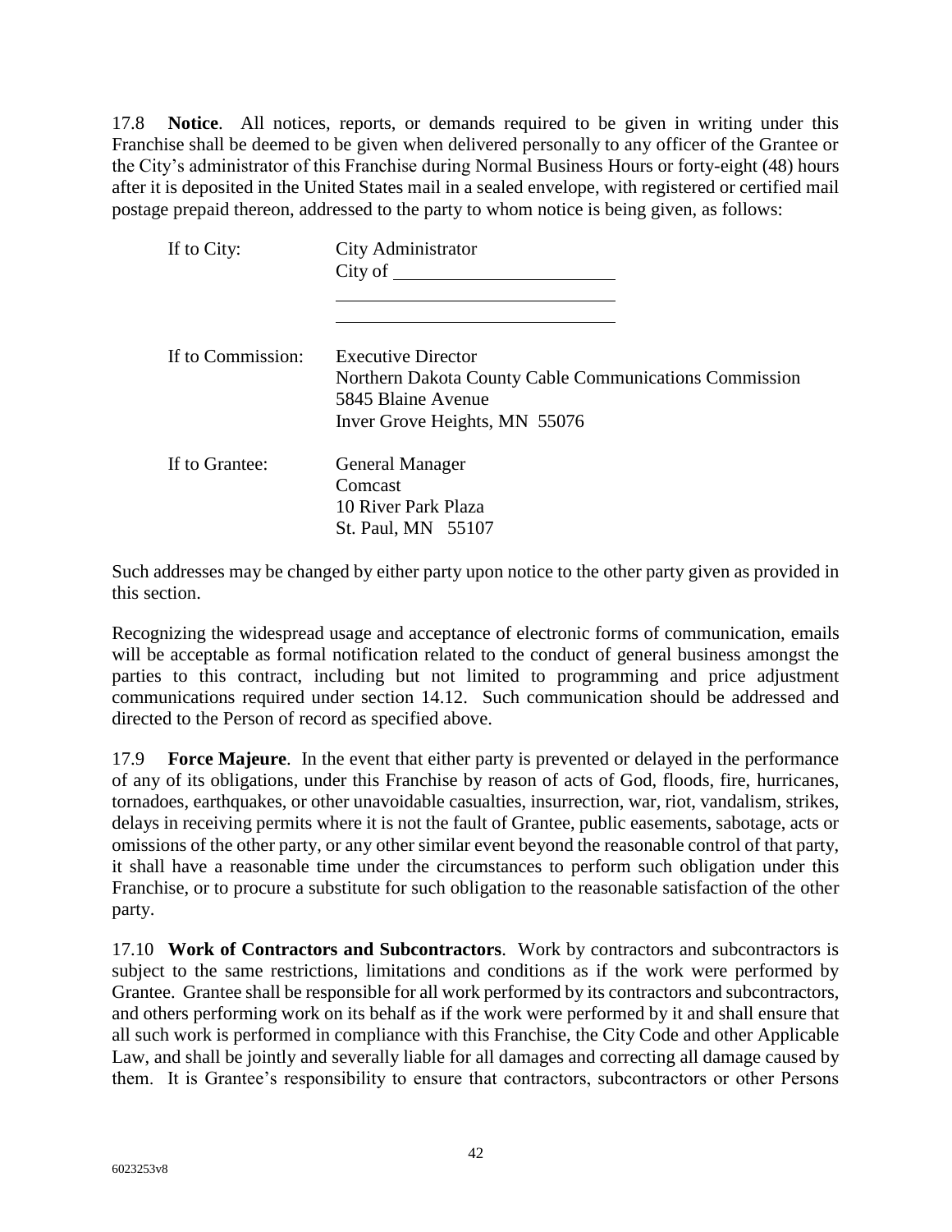17.8 **Notice**. All notices, reports, or demands required to be given in writing under this Franchise shall be deemed to be given when delivered personally to any officer of the Grantee or the City's administrator of this Franchise during Normal Business Hours or forty-eight (48) hours after it is deposited in the United States mail in a sealed envelope, with registered or certified mail postage prepaid thereon, addressed to the party to whom notice is being given, as follows:

| | |
|---|---|
| If to City: | City Administrator<br>City of \_\_\_\_\_\_\_\_\_\_\_\_\_\_\_\_\_\_\_\_\_\_<br>\_\_\_\_\_\_\_\_\_\_\_\_\_\_\_\_\_\_\_\_\_\_\_\_\_\_\_\_<br>\_\_\_\_\_\_\_\_\_\_\_\_\_\_\_\_\_\_\_\_\_\_\_\_\_\_\_\_ |
| If to Commission: | Executive Director<br>Northern Dakota County Cable Communications Commission<br>5845 Blaine Avenue<br>Inver Grove Heights, MN 55076 |
| If to Grantee: | General Manager<br>Comcast<br>10 River Park Plaza<br>St. Paul, MN 55107 |

Such addresses may be changed by either party upon notice to the other party given as provided in this section.

Recognizing the widespread usage and acceptance of electronic forms of communication, emails will be acceptable as formal notification related to the conduct of general business amongst the parties to this contract, including but not limited to programming and price adjustment communications required under section 14.12. Such communication should be addressed and directed to the Person of record as specified above.

17.9 **Force Majeure**. In the event that either party is prevented or delayed in the performance of any of its obligations, under this Franchise by reason of acts of God, floods, fire, hurricanes, tornadoes, earthquakes, or other unavoidable casualties, insurrection, war, riot, vandalism, strikes, delays in receiving permits where it is not the fault of Grantee, public easements, sabotage, acts or omissions of the other party, or any other similar event beyond the reasonable control of that party, it shall have a reasonable time under the circumstances to perform such obligation under this Franchise, or to procure a substitute for such obligation to the reasonable satisfaction of the other party.

17.10 **Work of Contractors and Subcontractors**. Work by contractors and subcontractors is subject to the same restrictions, limitations and conditions as if the work were performed by Grantee. Grantee shall be responsible for all work performed by its contractors and subcontractors, and others performing work on its behalf as if the work were performed by it and shall ensure that all such work is performed in compliance with this Franchise, the City Code and other Applicable Law, and shall be jointly and severally liable for all damages and correcting all damage caused by them. It is Grantee's responsibility to ensure that contractors, subcontractors or other Persons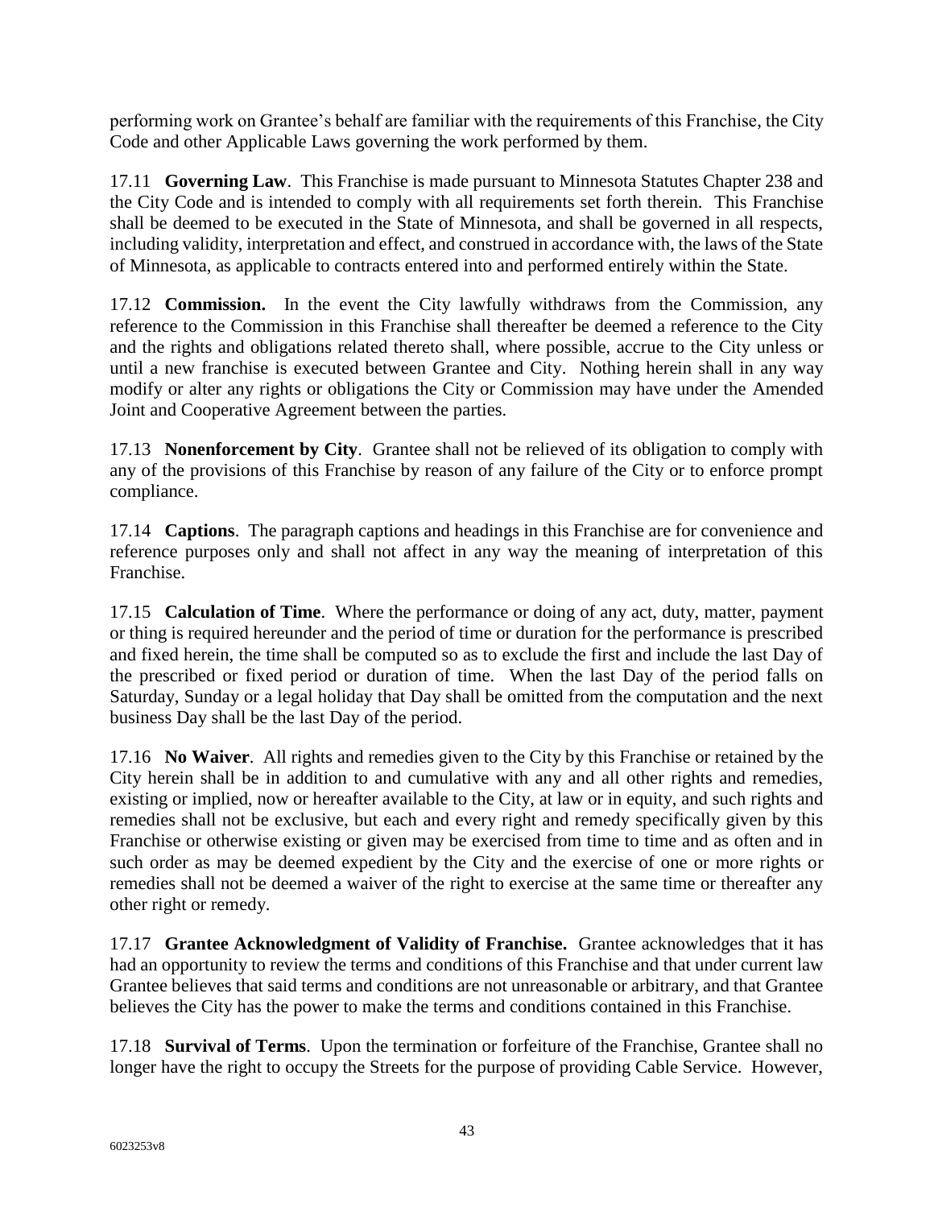performing work on Grantee's behalf are familiar with the requirements of this Franchise, the City Code and other Applicable Laws governing the work performed by them.

17.11 **Governing Law**. This Franchise is made pursuant to Minnesota Statutes Chapter 238 and the City Code and is intended to comply with all requirements set forth therein. This Franchise shall be deemed to be executed in the State of Minnesota, and shall be governed in all respects, including validity, interpretation and effect, and construed in accordance with, the laws of the State of Minnesota, as applicable to contracts entered into and performed entirely within the State.

17.12 **Commission.** In the event the City lawfully withdraws from the Commission, any reference to the Commission in this Franchise shall thereafter be deemed a reference to the City and the rights and obligations related thereto shall, where possible, accrue to the City unless or until a new franchise is executed between Grantee and City. Nothing herein shall in any way modify or alter any rights or obligations the City or Commission may have under the Amended Joint and Cooperative Agreement between the parties.

17.13 **Nonenforcement by City**. Grantee shall not be relieved of its obligation to comply with any of the provisions of this Franchise by reason of any failure of the City or to enforce prompt compliance.

17.14 **Captions**. The paragraph captions and headings in this Franchise are for convenience and reference purposes only and shall not affect in any way the meaning of interpretation of this Franchise.

17.15 **Calculation of Time**. Where the performance or doing of any act, duty, matter, payment or thing is required hereunder and the period of time or duration for the performance is prescribed and fixed herein, the time shall be computed so as to exclude the first and include the last Day of the prescribed or fixed period or duration of time. When the last Day of the period falls on Saturday, Sunday or a legal holiday that Day shall be omitted from the computation and the next business Day shall be the last Day of the period.

17.16 **No Waiver**. All rights and remedies given to the City by this Franchise or retained by the City herein shall be in addition to and cumulative with any and all other rights and remedies, existing or implied, now or hereafter available to the City, at law or in equity, and such rights and remedies shall not be exclusive, but each and every right and remedy specifically given by this Franchise or otherwise existing or given may be exercised from time to time and as often and in such order as may be deemed expedient by the City and the exercise of one or more rights or remedies shall not be deemed a waiver of the right to exercise at the same time or thereafter any other right or remedy.

17.17 **Grantee Acknowledgment of Validity of Franchise.** Grantee acknowledges that it has had an opportunity to review the terms and conditions of this Franchise and that under current law Grantee believes that said terms and conditions are not unreasonable or arbitrary, and that Grantee believes the City has the power to make the terms and conditions contained in this Franchise.

17.18 **Survival of Terms**. Upon the termination or forfeiture of the Franchise, Grantee shall no longer have the right to occupy the Streets for the purpose of providing Cable Service. However,

6023253v8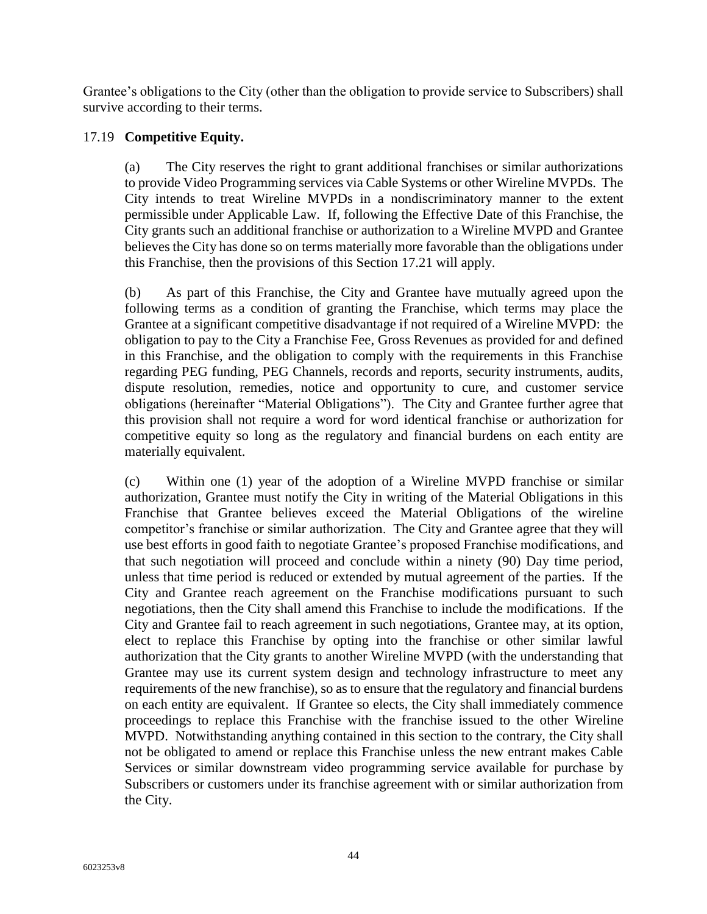Grantee's obligations to the City (other than the obligation to provide service to Subscribers) shall survive according to their terms.

17.19 **Competitive Equity.**

(a) The City reserves the right to grant additional franchises or similar authorizations to provide Video Programming services via Cable Systems or other Wireline MVPDs. The City intends to treat Wireline MVPDs in a nondiscriminatory manner to the extent permissible under Applicable Law. If, following the Effective Date of this Franchise, the City grants such an additional franchise or authorization to a Wireline MVPD and Grantee believes the City has done so on terms materially more favorable than the obligations under this Franchise, then the provisions of this Section 17.21 will apply.

(b) As part of this Franchise, the City and Grantee have mutually agreed upon the following terms as a condition of granting the Franchise, which terms may place the Grantee at a significant competitive disadvantage if not required of a Wireline MVPD: the obligation to pay to the City a Franchise Fee, Gross Revenues as provided for and defined in this Franchise, and the obligation to comply with the requirements in this Franchise regarding PEG funding, PEG Channels, records and reports, security instruments, audits, dispute resolution, remedies, notice and opportunity to cure, and customer service obligations (hereinafter "Material Obligations"). The City and Grantee further agree that this provision shall not require a word for word identical franchise or authorization for competitive equity so long as the regulatory and financial burdens on each entity are materially equivalent.

(c) Within one (1) year of the adoption of a Wireline MVPD franchise or similar authorization, Grantee must notify the City in writing of the Material Obligations in this Franchise that Grantee believes exceed the Material Obligations of the wireline competitor's franchise or similar authorization. The City and Grantee agree that they will use best efforts in good faith to negotiate Grantee's proposed Franchise modifications, and that such negotiation will proceed and conclude within a ninety (90) Day time period, unless that time period is reduced or extended by mutual agreement of the parties. If the City and Grantee reach agreement on the Franchise modifications pursuant to such negotiations, then the City shall amend this Franchise to include the modifications. If the City and Grantee fail to reach agreement in such negotiations, Grantee may, at its option, elect to replace this Franchise by opting into the franchise or other similar lawful authorization that the City grants to another Wireline MVPD (with the understanding that Grantee may use its current system design and technology infrastructure to meet any requirements of the new franchise), so as to ensure that the regulatory and financial burdens on each entity are equivalent. If Grantee so elects, the City shall immediately commence proceedings to replace this Franchise with the franchise issued to the other Wireline MVPD. Notwithstanding anything contained in this section to the contrary, the City shall not be obligated to amend or replace this Franchise unless the new entrant makes Cable Services or similar downstream video programming service available for purchase by Subscribers or customers under its franchise agreement with or similar authorization from the City.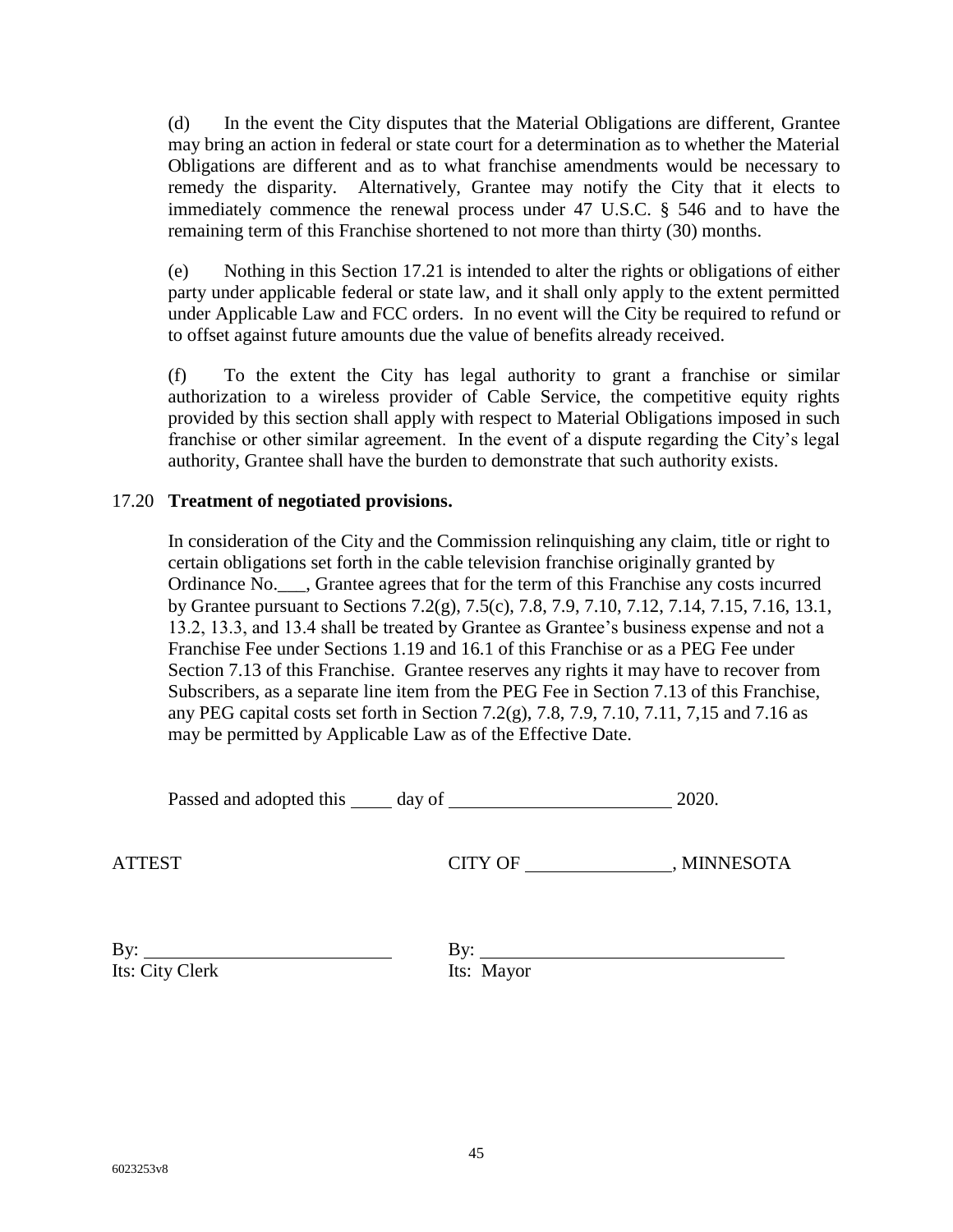(d) In the event the City disputes that the Material Obligations are different, Grantee may bring an action in federal or state court for a determination as to whether the Material Obligations are different and as to what franchise amendments would be necessary to remedy the disparity. Alternatively, Grantee may notify the City that it elects to immediately commence the renewal process under 47 U.S.C. § 546 and to have the remaining term of this Franchise shortened to not more than thirty (30) months.

(e) Nothing in this Section 17.21 is intended to alter the rights or obligations of either party under applicable federal or state law, and it shall only apply to the extent permitted under Applicable Law and FCC orders. In no event will the City be required to refund or to offset against future amounts due the value of benefits already received.

(f) To the extent the City has legal authority to grant a franchise or similar authorization to a wireless provider of Cable Service, the competitive equity rights provided by this section shall apply with respect to Material Obligations imposed in such franchise or other similar agreement. In the event of a dispute regarding the City's legal authority, Grantee shall have the burden to demonstrate that such authority exists.

17.20 **Treatment of negotiated provisions.**

In consideration of the City and the Commission relinquishing any claim, title or right to certain obligations set forth in the cable television franchise originally granted by Ordinance No.___, Grantee agrees that for the term of this Franchise any costs incurred by Grantee pursuant to Sections 7.2(g), 7.5(c), 7.8, 7.9, 7.10, 7.12, 7.14, 7.15, 7.16, 13.1, 13.2, 13.3, and 13.4 shall be treated by Grantee as Grantee's business expense and not a Franchise Fee under Sections 1.19 and 16.1 of this Franchise or as a PEG Fee under Section 7.13 of this Franchise. Grantee reserves any rights it may have to recover from Subscribers, as a separate line item from the PEG Fee in Section 7.13 of this Franchise, any PEG capital costs set forth in Section 7.2(g), 7.8, 7.9, 7.10, 7.11, 7,15 and 7.16 as may be permitted by Applicable Law as of the Effective Date.

Passed and adopted this _____ day of ________________________ 2020.

ATTEST CITY OF ________________, MINNESOTA

By: ___________________________ By: _________________________________

Its: City Clerk Its: Mayor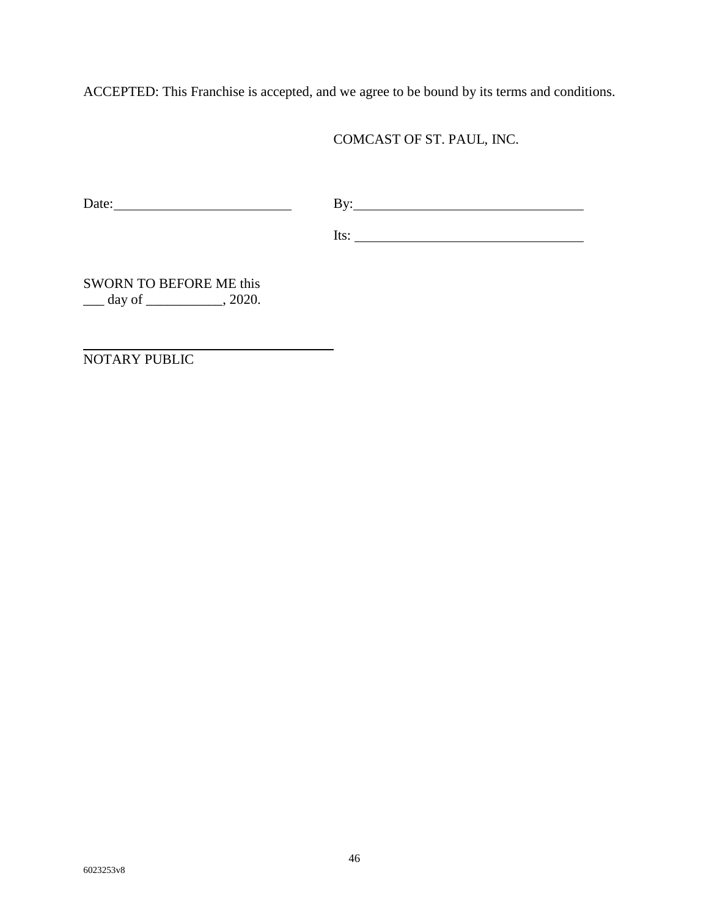ACCEPTED: This Franchise is accepted, and we agree to be bound by its terms and conditions.

COMCAST OF ST. PAUL, INC.

Date:\_\_\_\_\_\_\_\_\_\_\_\_\_\_\_\_\_\_\_\_\_\_\_\_\_\_ By:\_\_\_\_\_\_\_\_\_\_\_\_\_\_\_\_\_\_\_\_\_\_\_\_\_\_\_\_\_\_\_\_\_\_

Its: \_\_\_\_\_\_\_\_\_\_\_\_\_\_\_\_\_\_\_\_\_\_\_\_\_\_\_\_\_\_\_\_\_\_

SWORN TO BEFORE ME this
\_\_\_ day of \_\_\_\_\_\_\_\_\_\_\_, 2020.

\_\_\_\_\_\_\_\_\_\_\_\_\_\_\_\_\_\_\_\_\_\_\_\_\_\_\_\_\_\_\_\_\_\_\_\_\_\_
NOTARY PUBLIC

6023253v8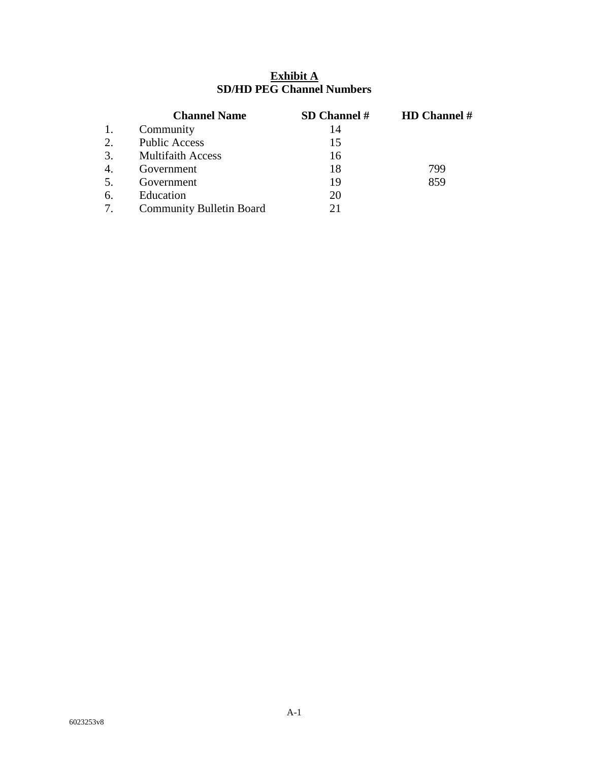**Exhibit A**
**SD/HD PEG Channel Numbers**

| | Channel Name | SD Channel # | HD Channel # |
|---|---|---|---|
| 1. | Community | 14 | |
| 2. | Public Access | 15 | |
| 3. | Multifaith Access | 16 | |
| 4. | Government | 18 | 799 |
| 5. | Government | 19 | 859 |
| 6. | Education | 20 | |
| 7. | Community Bulletin Board | 21 | |

6023253v8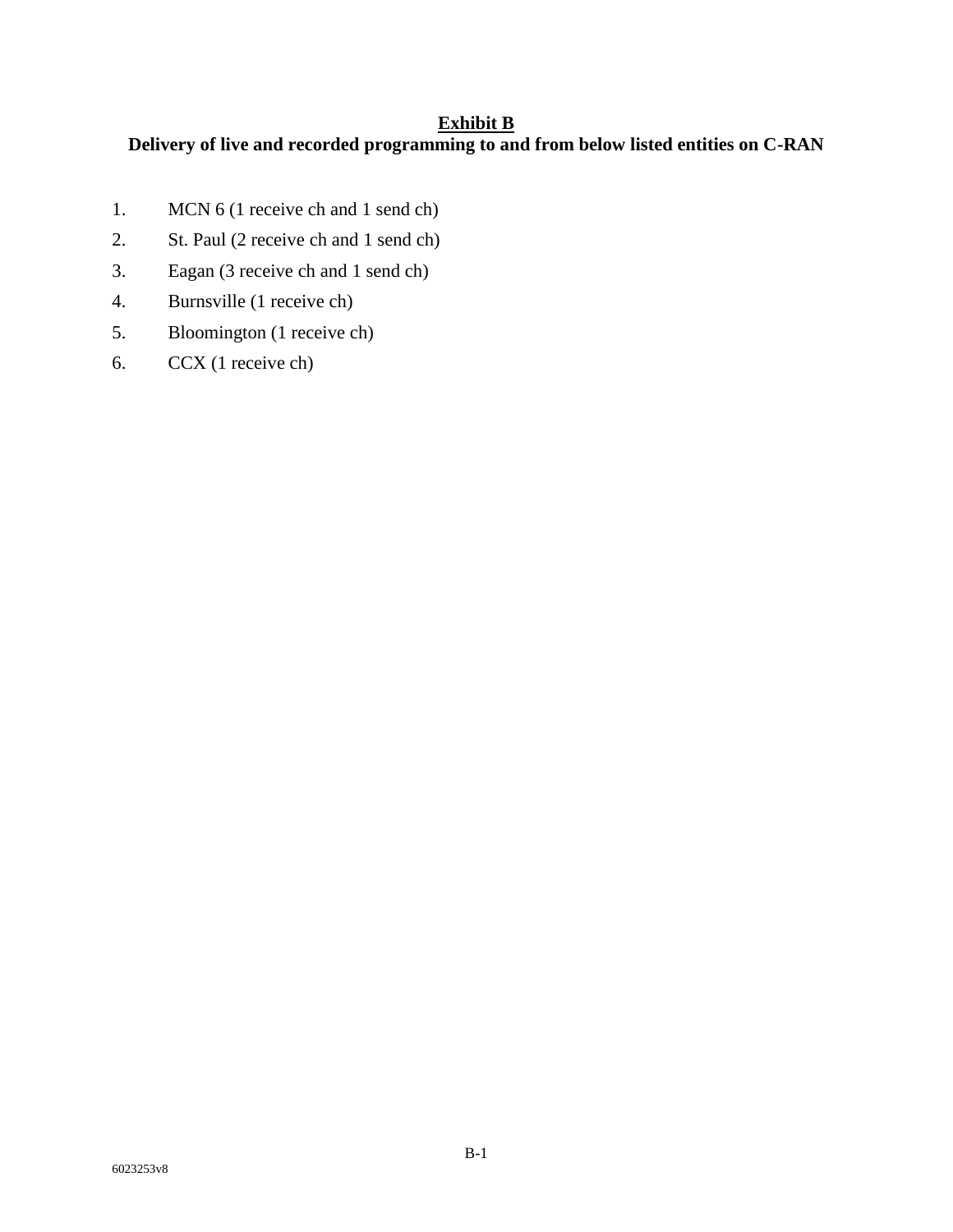**Exhibit B**

**Delivery of live and recorded programming to and from below listed entities on C-RAN**

1. MCN 6 (1 receive ch and 1 send ch)
2. St. Paul (2 receive ch and 1 send ch)
3. Eagan (3 receive ch and 1 send ch)
4. Burnsville (1 receive ch)
5. Bloomington (1 receive ch)
6. CCX (1 receive ch)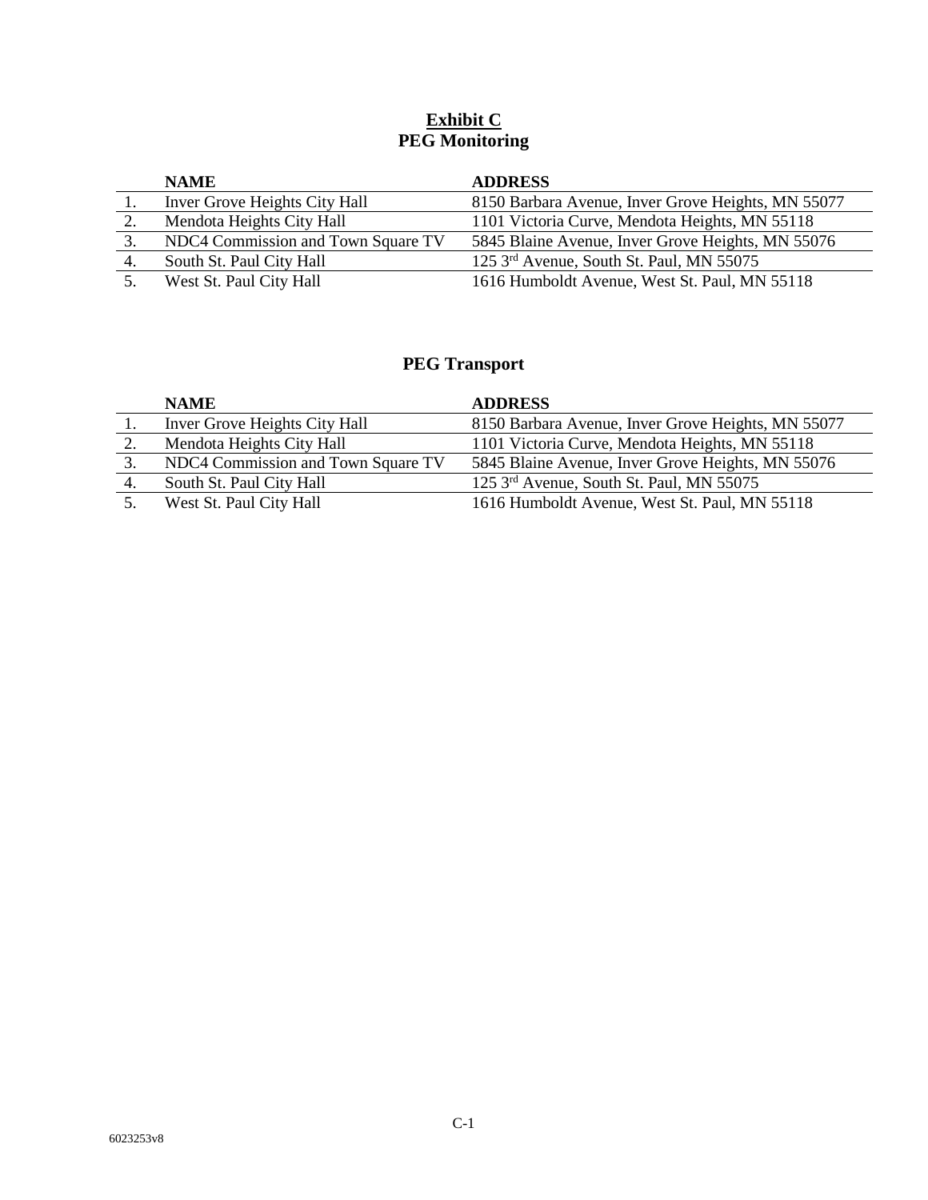# Exhibit C

## PEG Monitoring

| | NAME | ADDRESS |
|---|---|---|
| 1. | Inver Grove Heights City Hall | 8150 Barbara Avenue, Inver Grove Heights, MN 55077 |
| 2. | Mendota Heights City Hall | 1101 Victoria Curve, Mendota Heights, MN 55118 |
| 3. | NDC4 Commission and Town Square TV | 5845 Blaine Avenue, Inver Grove Heights, MN 55076 |
| 4. | South St. Paul City Hall | 125 3rd Avenue, South St. Paul, MN 55075 |
| 5. | West St. Paul City Hall | 1616 Humboldt Avenue, West St. Paul, MN 55118 |

## PEG Transport

| | NAME | ADDRESS |
|---|---|---|
| 1. | Inver Grove Heights City Hall | 8150 Barbara Avenue, Inver Grove Heights, MN 55077 |
| 2. | Mendota Heights City Hall | 1101 Victoria Curve, Mendota Heights, MN 55118 |
| 3. | NDC4 Commission and Town Square TV | 5845 Blaine Avenue, Inver Grove Heights, MN 55076 |
| 4. | South St. Paul City Hall | 125 3rd Avenue, South St. Paul, MN 55075 |
| 5. | West St. Paul City Hall | 1616 Humboldt Avenue, West St. Paul, MN 55118 |

6023253v8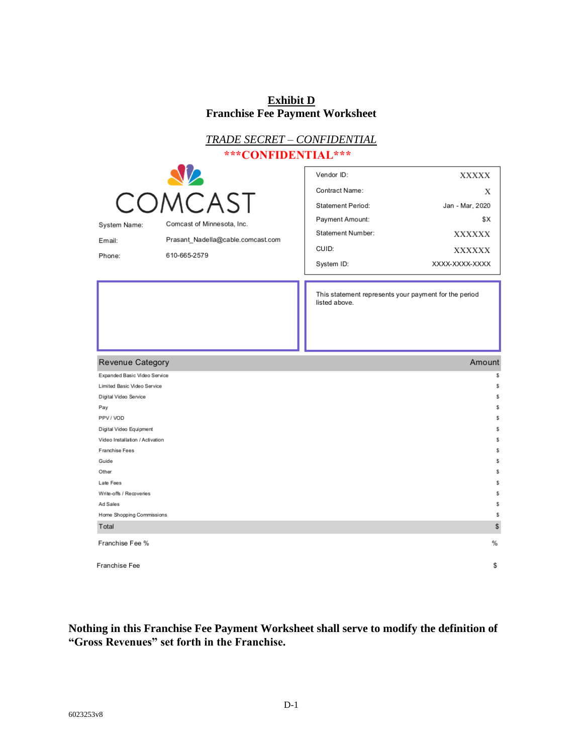# Exhibit D
## Franchise Fee Payment Worksheet

*TRADE SECRET – CONFIDENTIAL*

***CONFIDENTIAL***

COMCAST

| | |
|---|---|
| System Name: | Comcast of Minnesota, Inc. |
| Email: | Prasant_Nadella@cable.comcast.com |
| Phone: | 610-665-2579 |

| | |
|---|---|
| Vendor ID: | XXXXX |
| Contract Name: | X |
| Statement Period: | Jan - Mar, 2020 |
| Payment Amount: | $X |
| Statement Number: | XXXXXX |
| CUID: | XXXXXX |
| System ID: | XXXX-XXXX-XXXX |

This statement represents your payment for the period listed above.

| Revenue Category | Amount |
|---|---|
| Expanded Basic Video Service | $ |
| Limited Basic Video Service | $ |
| Digital Video Service | $ |
| Pay | $ |
| PPV / VOD | $ |
| Digital Video Equipment | $ |
| Video Installation / Activation | $ |
| Franchise Fees | $ |
| Guide | $ |
| Other | $ |
| Late Fees | $ |
| Write-offs / Recoveries | $ |
| Ad Sales | $ |
| Home Shopping Commissions | $ |
| Total | $ |
| Franchise Fee % | % |
| Franchise Fee | $ |

**Nothing in this Franchise Fee Payment Worksheet shall serve to modify the definition of "Gross Revenues" set forth in the Franchise.**

6023253v8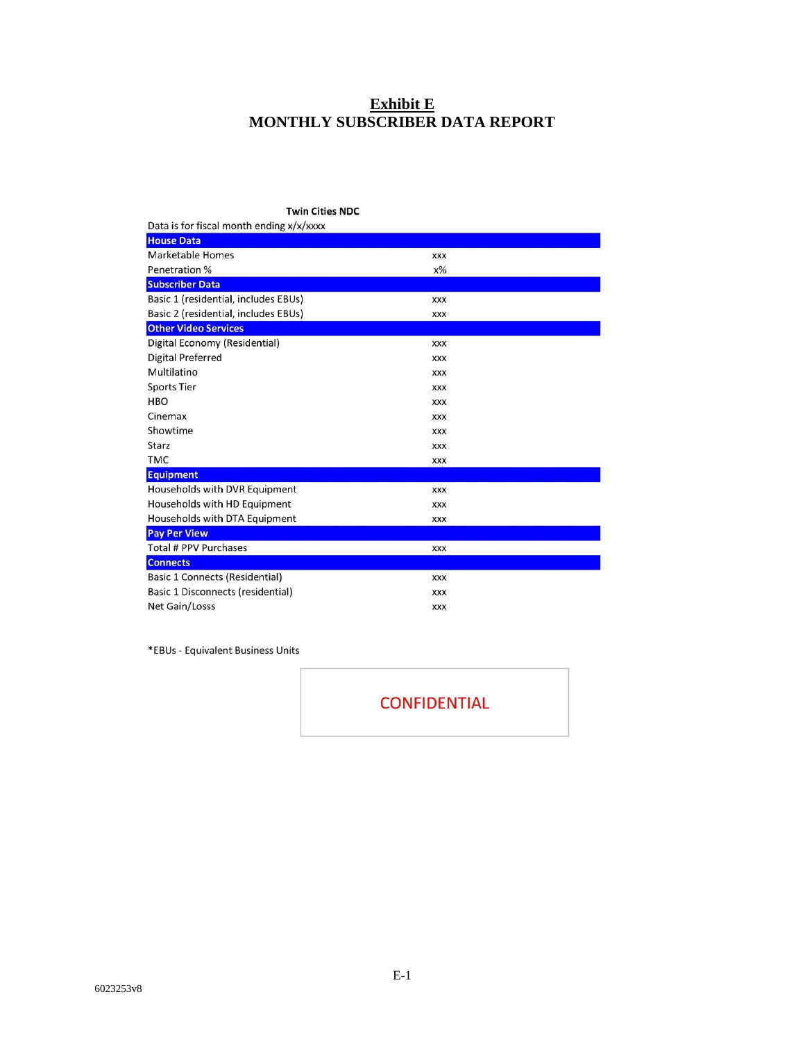# Exhibit E
## MONTHLY SUBSCRIBER DATA REPORT

| Twin Cities NDC | |
|---|---|
| Data is for fiscal month ending x/x/xxxx | |
| **House Data** | |
| Marketable Homes | xxx |
| Penetration % | x% |
| **Subscriber Data** | |
| Basic 1 (residential, includes EBUs) | xxx |
| Basic 2 (residential, includes EBUs) | xxx |
| **Other Video Services** | |
| Digital Economy (Residential) | xxx |
| Digital Preferred | xxx |
| Multilatino | xxx |
| Sports Tier | xxx |
| HBO | xxx |
| Cinemax | xxx |
| Showtime | xxx |
| Starz | xxx |
| TMC | xxx |
| **Equipment** | |
| Households with DVR Equipment | xxx |
| Households with HD Equipment | xxx |
| Households with DTA Equipment | xxx |
| **Pay Per View** | |
| Total # PPV Purchases | xxx |
| **Connects** | |
| Basic 1 Connects (Residential) | xxx |
| Basic 1 Disconnects (residential) | xxx |
| Net Gain/Losss | xxx |

*EBUs - Equivalent Business Units

CONFIDENTIAL

6023253v8